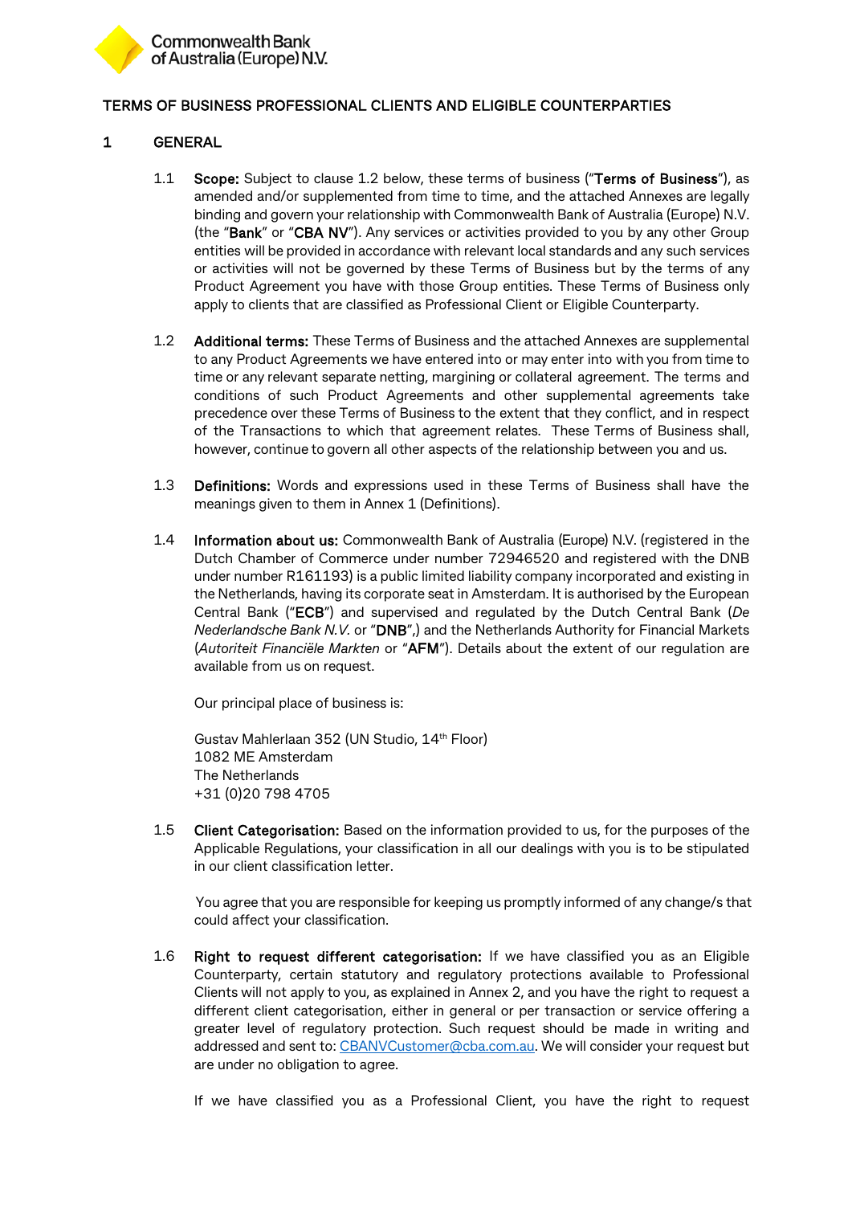TERMS OF BUSINESS PROFESSIONAL CLIENTS AND ELIGIBLE COUNTERPARTIES

## 1 GENERAL

1.1 **Scope:** Subject to clause 1.2 below, these terms of business ("**Terms of Business**"), as amended and/or supplemented from time to time, and the attached Annexes are legally binding and govern your relationship with Commonwealth Bank of Australia (Europe) N.V. (the "**Bank**" or "**CBA NV**"). Any services or activities provided to you by any other Group entities will be provided in accordance with relevant local standards and any such services or activities will not be governed by these Terms of Business but by the terms of any Product Agreement you have with those Group entities. These Terms of Business only apply to clients that are classified as Professional Client or Eligible Counterparty.

1.2 **Additional terms:** These Terms of Business and the attached Annexes are supplemental to any Product Agreements we have entered into or may enter into with you from time to time or any relevant separate netting, margining or collateral agreement. The terms and conditions of such Product Agreements and other supplemental agreements take precedence over these Terms of Business to the extent that they conflict, and in respect of the Transactions to which that agreement relates. These Terms of Business shall, however, continue to govern all other aspects of the relationship between you and us.

1.3 **Definitions:** Words and expressions used in these Terms of Business shall have the meanings given to them in Annex 1 (Definitions).

1.4 **Information about us:** Commonwealth Bank of Australia (Europe) N.V. (registered in the Dutch Chamber of Commerce under number 72946520 and registered with the DNB under number R161193) is a public limited liability company incorporated and existing in the Netherlands, having its corporate seat in Amsterdam. It is authorised by the European Central Bank ("**ECB**") and supervised and regulated by the Dutch Central Bank (*De Nederlandsche Bank N.V.* or "**DNB**",) and the Netherlands Authority for Financial Markets (*Autoriteit Financiële Markten* or "**AFM**"). Details about the extent of our regulation are available from us on request.

Our principal place of business is:

Gustav Mahlerlaan 352 (UN Studio, 14th Floor)
1082 ME Amsterdam
The Netherlands
+31 (0)20 798 4705

1.5 **Client Categorisation:** Based on the information provided to us, for the purposes of the Applicable Regulations, your classification in all our dealings with you is to be stipulated in our client classification letter.

You agree that you are responsible for keeping us promptly informed of any change/s that could affect your classification.

1.6 **Right to request different categorisation:** If we have classified you as an Eligible Counterparty, certain statutory and regulatory protections available to Professional Clients will not apply to you, as explained in Annex 2, and you have the right to request a different client categorisation, either in general or per transaction or service offering a greater level of regulatory protection. Such request should be made in writing and addressed and sent to: CBANVCustomer@cba.com.au. We will consider your request but are under no obligation to agree.

If we have classified you as a Professional Client, you have the right to request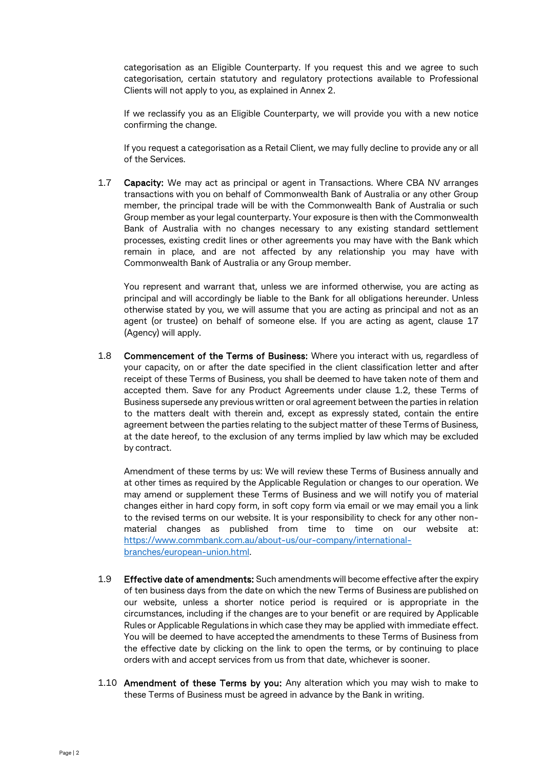categorisation as an Eligible Counterparty. If you request this and we agree to such categorisation, certain statutory and regulatory protections available to Professional Clients will not apply to you, as explained in Annex 2.

If we reclassify you as an Eligible Counterparty, we will provide you with a new notice confirming the change.

If you request a categorisation as a Retail Client, we may fully decline to provide any or all of the Services.

1.7 **Capacity:** We may act as principal or agent in Transactions. Where CBA NV arranges transactions with you on behalf of Commonwealth Bank of Australia or any other Group member, the principal trade will be with the Commonwealth Bank of Australia or such Group member as your legal counterparty. Your exposure is then with the Commonwealth Bank of Australia with no changes necessary to any existing standard settlement processes, existing credit lines or other agreements you may have with the Bank which remain in place, and are not affected by any relationship you may have with Commonwealth Bank of Australia or any Group member.

You represent and warrant that, unless we are informed otherwise, you are acting as principal and will accordingly be liable to the Bank for all obligations hereunder. Unless otherwise stated by you, we will assume that you are acting as principal and not as an agent (or trustee) on behalf of someone else. If you are acting as agent, clause 17 (Agency) will apply.

1.8 **Commencement of the Terms of Business:** Where you interact with us, regardless of your capacity, on or after the date specified in the client classification letter and after receipt of these Terms of Business, you shall be deemed to have taken note of them and accepted them. Save for any Product Agreements under clause 1.2, these Terms of Business supersede any previous written or oral agreement between the parties in relation to the matters dealt with therein and, except as expressly stated, contain the entire agreement between the parties relating to the subject matter of these Terms of Business, at the date hereof, to the exclusion of any terms implied by law which may be excluded by contract.

Amendment of these terms by us: We will review these Terms of Business annually and at other times as required by the Applicable Regulation or changes to our operation. We may amend or supplement these Terms of Business and we will notify you of material changes either in hard copy form, in soft copy form via email or we may email you a link to the revised terms on our website. It is your responsibility to check for any other non-material changes as published from time to time on our website at: [https://www.commbank.com.au/about-us/our-company/international-branches/european-union.html](https://www.commbank.com.au/about-us/our-company/international-branches/european-union.html).

1.9 **Effective date of amendments:** Such amendments will become effective after the expiry of ten business days from the date on which the new Terms of Business are published on our website, unless a shorter notice period is required or is appropriate in the circumstances, including if the changes are to your benefit or are required by Applicable Rules or Applicable Regulations in which case they may be applied with immediate effect. You will be deemed to have accepted the amendments to these Terms of Business from the effective date by clicking on the link to open the terms, or by continuing to place orders with and accept services from us from that date, whichever is sooner.

1.10 **Amendment of these Terms by you:** Any alteration which you may wish to make to these Terms of Business must be agreed in advance by the Bank in writing.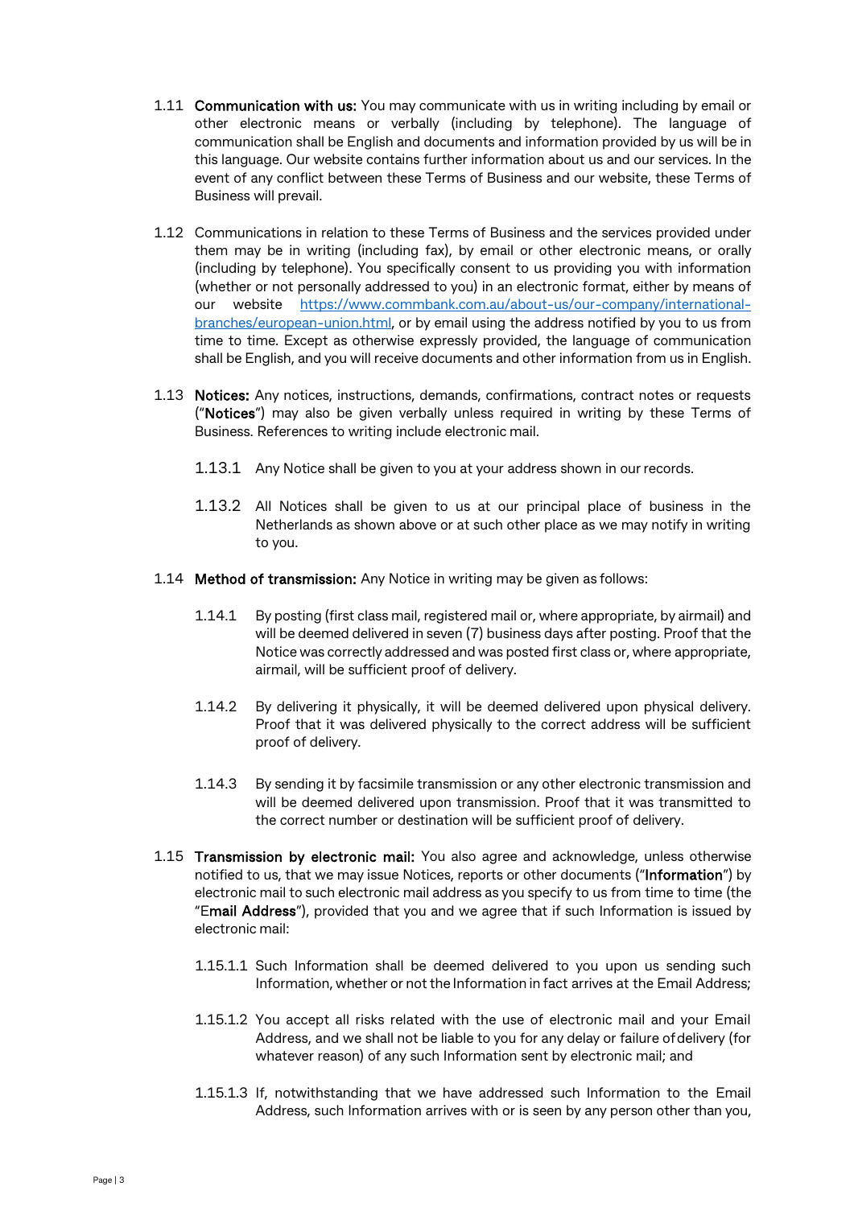1.11 **Communication with us:** You may communicate with us in writing including by email or other electronic means or verbally (including by telephone). The language of communication shall be English and documents and information provided by us will be in this language. Our website contains further information about us and our services. In the event of any conflict between these Terms of Business and our website, these Terms of Business will prevail.

1.12 Communications in relation to these Terms of Business and the services provided under them may be in writing (including fax), by email or other electronic means, or orally (including by telephone). You specifically consent to us providing you with information (whether or not personally addressed to you) in an electronic format, either by means of our website [https://www.commbank.com.au/about-us/our-company/international-branches/european-union.html](https://www.commbank.com.au/about-us/our-company/international-branches/european-union.html), or by email using the address notified by you to us from time to time. Except as otherwise expressly provided, the language of communication shall be English, and you will receive documents and other information from us in English.

1.13 **Notices:** Any notices, instructions, demands, confirmations, contract notes or requests ("**Notices**") may also be given verbally unless required in writing by these Terms of Business. References to writing include electronic mail.

1.13.1 Any Notice shall be given to you at your address shown in our records.

1.13.2 All Notices shall be given to us at our principal place of business in the Netherlands as shown above or at such other place as we may notify in writing to you.

1.14 **Method of transmission:** Any Notice in writing may be given as follows:

1.14.1 By posting (first class mail, registered mail or, where appropriate, by airmail) and will be deemed delivered in seven (7) business days after posting. Proof that the Notice was correctly addressed and was posted first class or, where appropriate, airmail, will be sufficient proof of delivery.

1.14.2 By delivering it physically, it will be deemed delivered upon physical delivery. Proof that it was delivered physically to the correct address will be sufficient proof of delivery.

1.14.3 By sending it by facsimile transmission or any other electronic transmission and will be deemed delivered upon transmission. Proof that it was transmitted to the correct number or destination will be sufficient proof of delivery.

1.15 **Transmission by electronic mail:** You also agree and acknowledge, unless otherwise notified to us, that we may issue Notices, reports or other documents ("**Information**") by electronic mail to such electronic mail address as you specify to us from time to time (the "**Email Address**"), provided that you and we agree that if such Information is issued by electronic mail:

1.15.1.1 Such Information shall be deemed delivered to you upon us sending such Information, whether or not the Information in fact arrives at the Email Address;

1.15.1.2 You accept all risks related with the use of electronic mail and your Email Address, and we shall not be liable to you for any delay or failure of delivery (for whatever reason) of any such Information sent by electronic mail; and

1.15.1.3 If, notwithstanding that we have addressed such Information to the Email Address, such Information arrives with or is seen by any person other than you,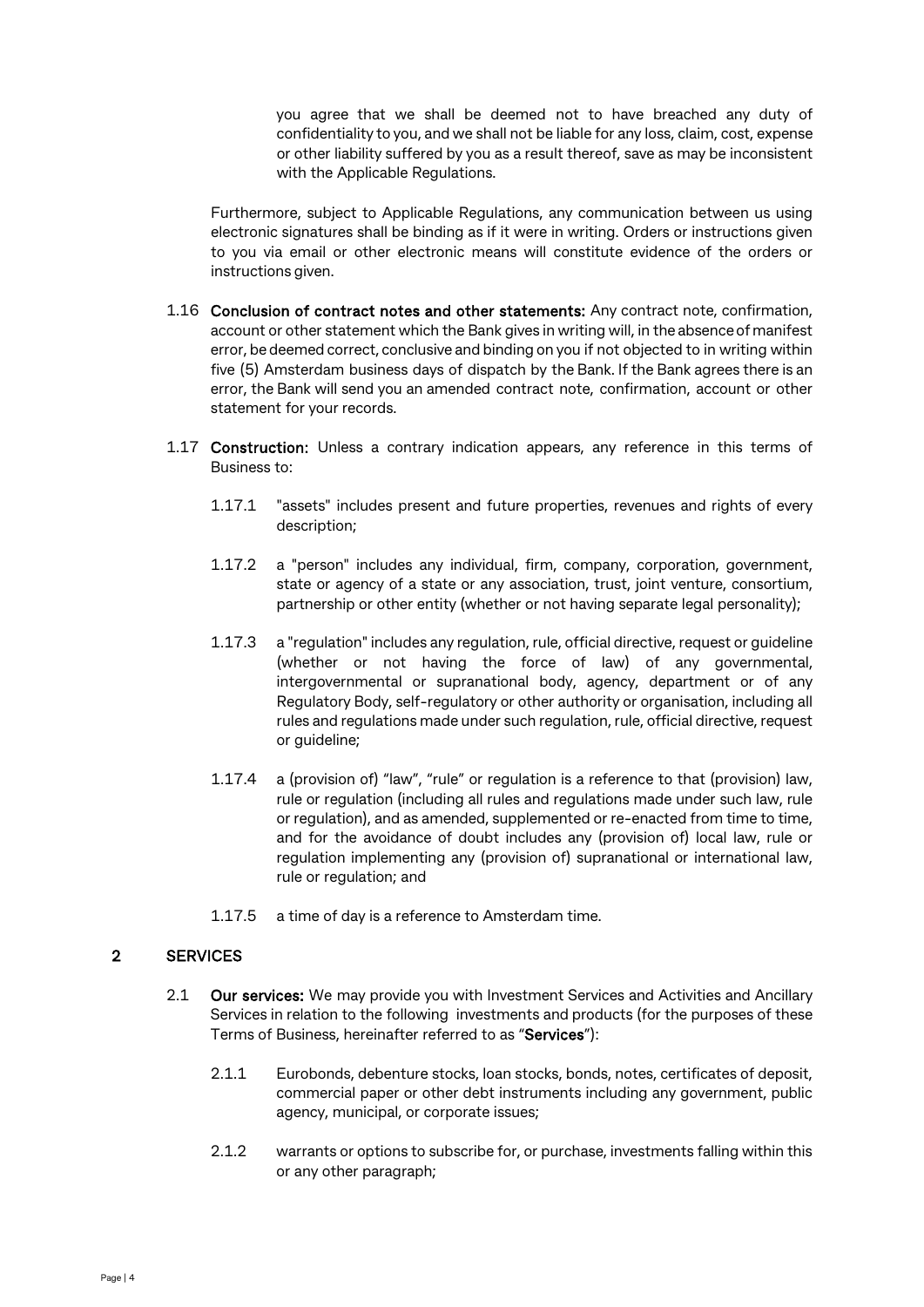you agree that we shall be deemed not to have breached any duty of confidentiality to you, and we shall not be liable for any loss, claim, cost, expense or other liability suffered by you as a result thereof, save as may be inconsistent with the Applicable Regulations.

Furthermore, subject to Applicable Regulations, any communication between us using electronic signatures shall be binding as if it were in writing. Orders or instructions given to you via email or other electronic means will constitute evidence of the orders or instructions given.

1.16 **Conclusion of contract notes and other statements:** Any contract note, confirmation, account or other statement which the Bank gives in writing will, in the absence of manifest error, be deemed correct, conclusive and binding on you if not objected to in writing within five (5) Amsterdam business days of dispatch by the Bank. If the Bank agrees there is an error, the Bank will send you an amended contract note, confirmation, account or other statement for your records.

1.17 **Construction:** Unless a contrary indication appears, any reference in this terms of Business to:

1.17.1 "assets" includes present and future properties, revenues and rights of every description;

1.17.2 a "person" includes any individual, firm, company, corporation, government, state or agency of a state or any association, trust, joint venture, consortium, partnership or other entity (whether or not having separate legal personality);

1.17.3 a "regulation" includes any regulation, rule, official directive, request or guideline (whether or not having the force of law) of any governmental, intergovernmental or supranational body, agency, department or of any Regulatory Body, self-regulatory or other authority or organisation, including all rules and regulations made under such regulation, rule, official directive, request or guideline;

1.17.4 a (provision of) "law", "rule" or regulation is a reference to that (provision) law, rule or regulation (including all rules and regulations made under such law, rule or regulation), and as amended, supplemented or re-enacted from time to time, and for the avoidance of doubt includes any (provision of) local law, rule or regulation implementing any (provision of) supranational or international law, rule or regulation; and

1.17.5 a time of day is a reference to Amsterdam time.

## 2 SERVICES

2.1 **Our services:** We may provide you with Investment Services and Activities and Ancillary Services in relation to the following investments and products (for the purposes of these Terms of Business, hereinafter referred to as "**Services**"):

2.1.1 Eurobonds, debenture stocks, loan stocks, bonds, notes, certificates of deposit, commercial paper or other debt instruments including any government, public agency, municipal, or corporate issues;

2.1.2 warrants or options to subscribe for, or purchase, investments falling within this or any other paragraph;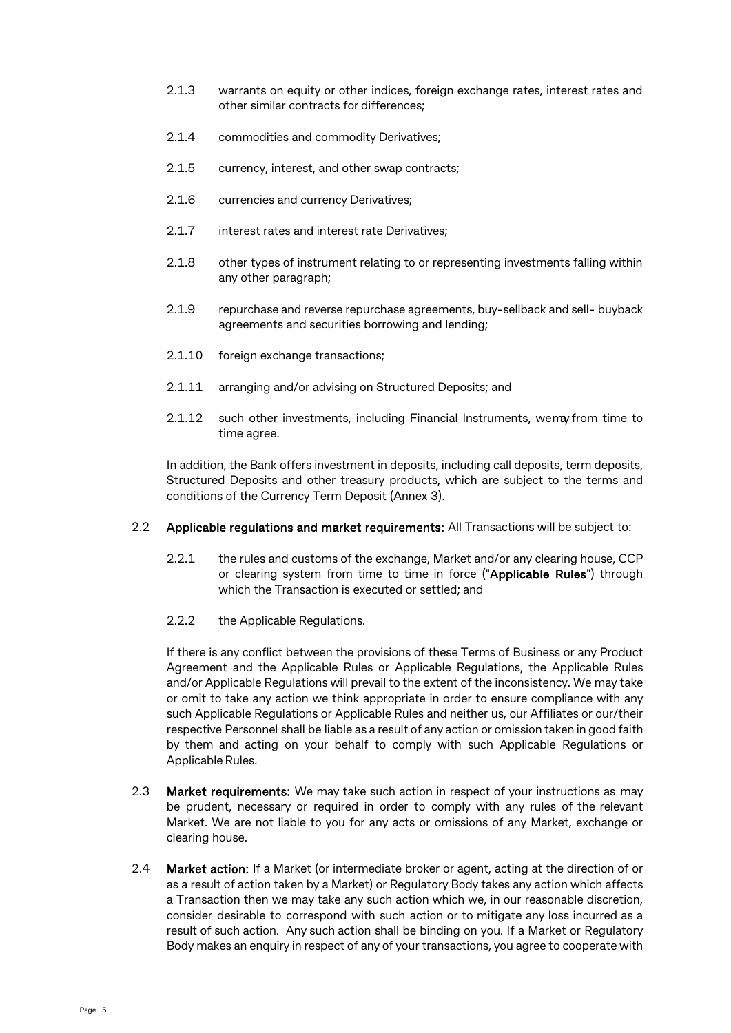2.1.3 warrants on equity or other indices, foreign exchange rates, interest rates and other similar contracts for differences;

2.1.4 commodities and commodity Derivatives;

2.1.5 currency, interest, and other swap contracts;

2.1.6 currencies and currency Derivatives;

2.1.7 interest rates and interest rate Derivatives;

2.1.8 other types of instrument relating to or representing investments falling within any other paragraph;

2.1.9 repurchase and reverse repurchase agreements, buy-sellback and sell- buyback agreements and securities borrowing and lending;

2.1.10 foreign exchange transactions;

2.1.11 arranging and/or advising on Structured Deposits; and

2.1.12 such other investments, including Financial Instruments, we may from time to time agree.

In addition, the Bank offers investment in deposits, including call deposits, term deposits, Structured Deposits and other treasury products, which are subject to the terms and conditions of the Currency Term Deposit (Annex 3).

2.2 **Applicable regulations and market requirements:** All Transactions will be subject to:

2.2.1 the rules and customs of the exchange, Market and/or any clearing house, CCP or clearing system from time to time in force ("**Applicable Rules**") through which the Transaction is executed or settled; and

2.2.2 the Applicable Regulations.

If there is any conflict between the provisions of these Terms of Business or any Product Agreement and the Applicable Rules or Applicable Regulations, the Applicable Rules and/or Applicable Regulations will prevail to the extent of the inconsistency. We may take or omit to take any action we think appropriate in order to ensure compliance with any such Applicable Regulations or Applicable Rules and neither us, our Affiliates or our/their respective Personnel shall be liable as a result of any action or omission taken in good faith by them and acting on your behalf to comply with such Applicable Regulations or Applicable Rules.

2.3 **Market requirements:** We may take such action in respect of your instructions as may be prudent, necessary or required in order to comply with any rules of the relevant Market. We are not liable to you for any acts or omissions of any Market, exchange or clearing house.

2.4 **Market action:** If a Market (or intermediate broker or agent, acting at the direction of or as a result of action taken by a Market) or Regulatory Body takes any action which affects a Transaction then we may take any such action which we, in our reasonable discretion, consider desirable to correspond with such action or to mitigate any loss incurred as a result of such action. Any such action shall be binding on you. If a Market or Regulatory Body makes an enquiry in respect of any of your transactions, you agree to cooperate with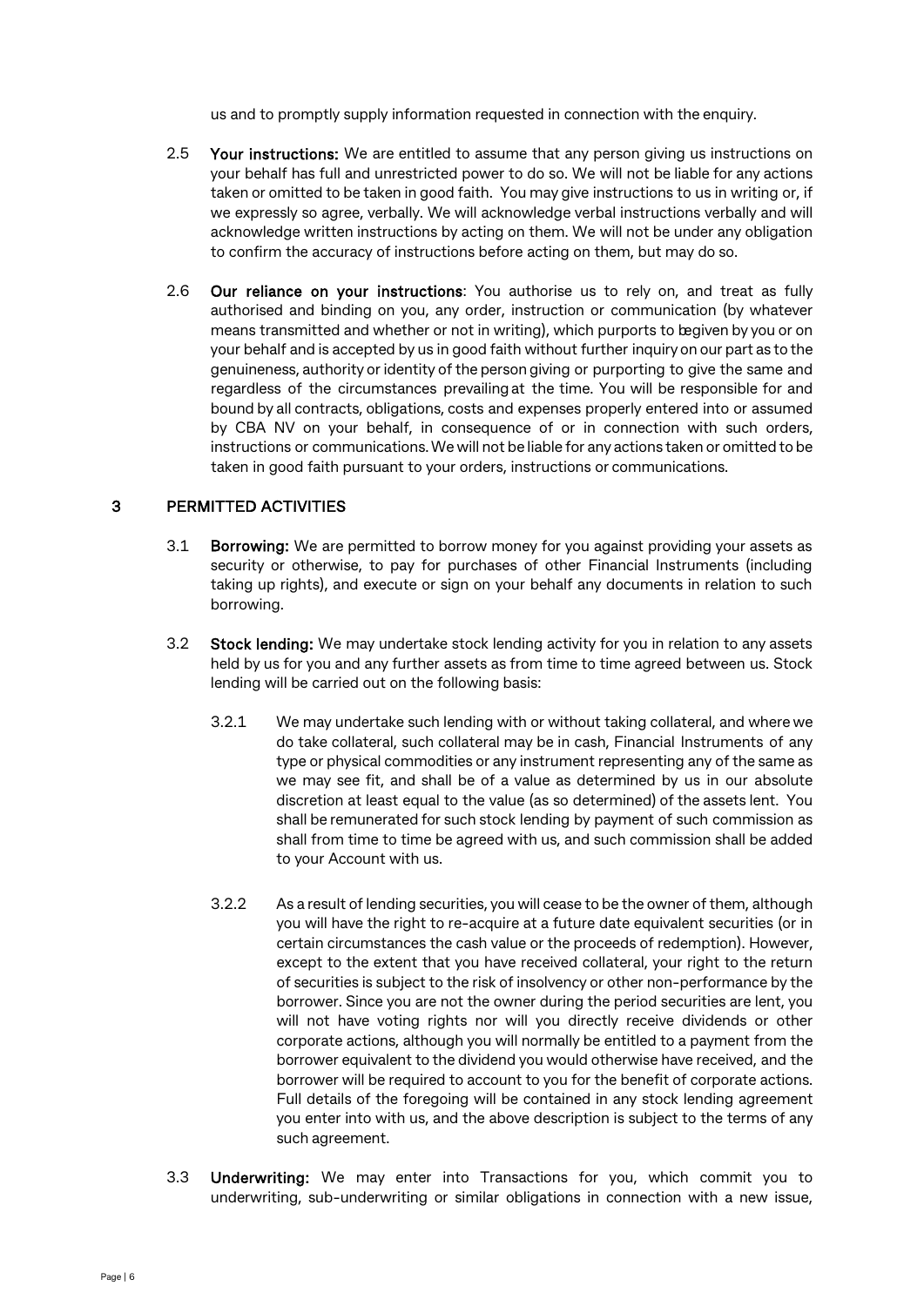us and to promptly supply information requested in connection with the enquiry.

2.5 **Your instructions:** We are entitled to assume that any person giving us instructions on your behalf has full and unrestricted power to do so. We will not be liable for any actions taken or omitted to be taken in good faith. You may give instructions to us in writing or, if we expressly so agree, verbally. We will acknowledge verbal instructions verbally and will acknowledge written instructions by acting on them. We will not be under any obligation to confirm the accuracy of instructions before acting on them, but may do so.

2.6 **Our reliance on your instructions**: You authorise us to rely on, and treat as fully authorised and binding on you, any order, instruction or communication (by whatever means transmitted and whether or not in writing), which purports to be given by you or on your behalf and is accepted by us in good faith without further inquiry on our part as to the genuineness, authority or identity of the person giving or purporting to give the same and regardless of the circumstances prevailing at the time. You will be responsible for and bound by all contracts, obligations, costs and expenses properly entered into or assumed by CBA NV on your behalf, in consequence of or in connection with such orders, instructions or communications. We will not be liable for any actions taken or omitted to be taken in good faith pursuant to your orders, instructions or communications.

## 3 PERMITTED ACTIVITIES

3.1 **Borrowing:** We are permitted to borrow money for you against providing your assets as security or otherwise, to pay for purchases of other Financial Instruments (including taking up rights), and execute or sign on your behalf any documents in relation to such borrowing.

3.2 **Stock lending:** We may undertake stock lending activity for you in relation to any assets held by us for you and any further assets as from time to time agreed between us. Stock lending will be carried out on the following basis:

3.2.1 We may undertake such lending with or without taking collateral, and where we do take collateral, such collateral may be in cash, Financial Instruments of any type or physical commodities or any instrument representing any of the same as we may see fit, and shall be of a value as determined by us in our absolute discretion at least equal to the value (as so determined) of the assets lent. You shall be remunerated for such stock lending by payment of such commission as shall from time to time be agreed with us, and such commission shall be added to your Account with us.

3.2.2 As a result of lending securities, you will cease to be the owner of them, although you will have the right to re-acquire at a future date equivalent securities (or in certain circumstances the cash value or the proceeds of redemption). However, except to the extent that you have received collateral, your right to the return of securities is subject to the risk of insolvency or other non-performance by the borrower. Since you are not the owner during the period securities are lent, you will not have voting rights nor will you directly receive dividends or other corporate actions, although you will normally be entitled to a payment from the borrower equivalent to the dividend you would otherwise have received, and the borrower will be required to account to you for the benefit of corporate actions. Full details of the foregoing will be contained in any stock lending agreement you enter into with us, and the above description is subject to the terms of any such agreement.

3.3 **Underwriting:** We may enter into Transactions for you, which commit you to underwriting, sub-underwriting or similar obligations in connection with a new issue,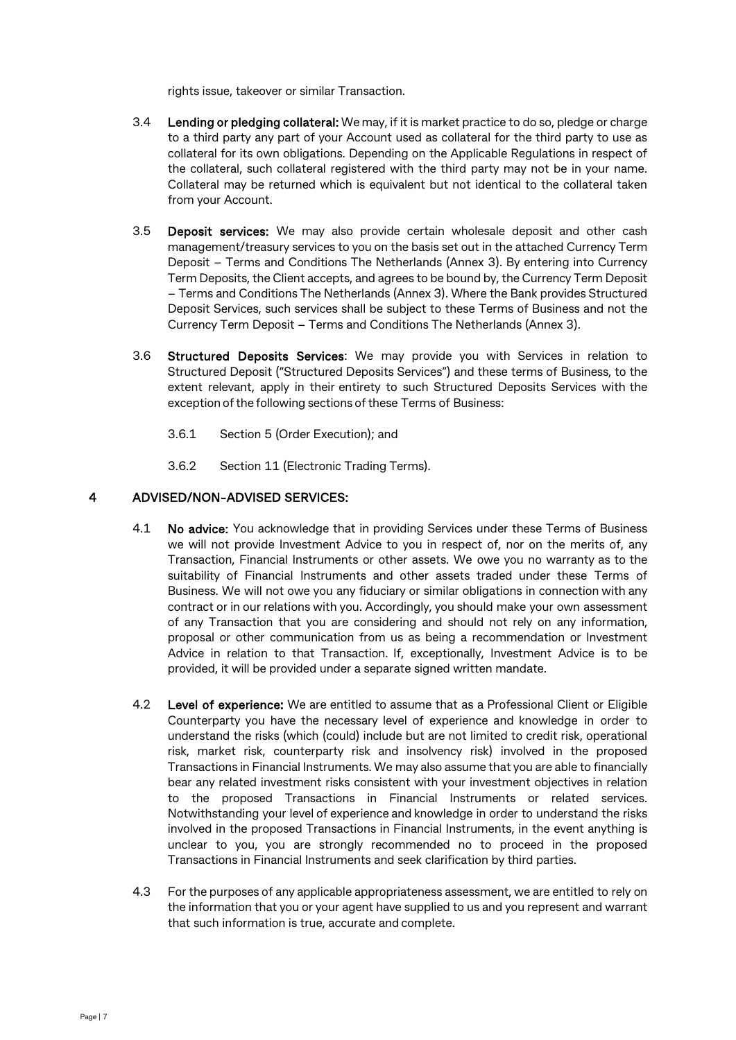rights issue, takeover or similar Transaction.

3.4 **Lending or pledging collateral:** We may, if it is market practice to do so, pledge or charge to a third party any part of your Account used as collateral for the third party to use as collateral for its own obligations. Depending on the Applicable Regulations in respect of the collateral, such collateral registered with the third party may not be in your name. Collateral may be returned which is equivalent but not identical to the collateral taken from your Account.

3.5 **Deposit services:** We may also provide certain wholesale deposit and other cash management/treasury services to you on the basis set out in the attached Currency Term Deposit – Terms and Conditions The Netherlands (Annex 3). By entering into Currency Term Deposits, the Client accepts, and agrees to be bound by, the Currency Term Deposit – Terms and Conditions The Netherlands (Annex 3). Where the Bank provides Structured Deposit Services, such services shall be subject to these Terms of Business and not the Currency Term Deposit – Terms and Conditions The Netherlands (Annex 3).

3.6 **Structured Deposits Services**: We may provide you with Services in relation to Structured Deposit ("Structured Deposits Services") and these terms of Business, to the extent relevant, apply in their entirety to such Structured Deposits Services with the exception of the following sections of these Terms of Business:

3.6.1 Section 5 (Order Execution); and

3.6.2 Section 11 (Electronic Trading Terms).

## 4 ADVISED/NON-ADVISED SERVICES:

4.1 **No advice:** You acknowledge that in providing Services under these Terms of Business we will not provide Investment Advice to you in respect of, nor on the merits of, any Transaction, Financial Instruments or other assets. We owe you no warranty as to the suitability of Financial Instruments and other assets traded under these Terms of Business. We will not owe you any fiduciary or similar obligations in connection with any contract or in our relations with you. Accordingly, you should make your own assessment of any Transaction that you are considering and should not rely on any information, proposal or other communication from us as being a recommendation or Investment Advice in relation to that Transaction. If, exceptionally, Investment Advice is to be provided, it will be provided under a separate signed written mandate.

4.2 **Level of experience:** We are entitled to assume that as a Professional Client or Eligible Counterparty you have the necessary level of experience and knowledge in order to understand the risks (which (could) include but are not limited to credit risk, operational risk, market risk, counterparty risk and insolvency risk) involved in the proposed Transactions in Financial Instruments. We may also assume that you are able to financially bear any related investment risks consistent with your investment objectives in relation to the proposed Transactions in Financial Instruments or related services. Notwithstanding your level of experience and knowledge in order to understand the risks involved in the proposed Transactions in Financial Instruments, in the event anything is unclear to you, you are strongly recommended no to proceed in the proposed Transactions in Financial Instruments and seek clarification by third parties.

4.3 For the purposes of any applicable appropriateness assessment, we are entitled to rely on the information that you or your agent have supplied to us and you represent and warrant that such information is true, accurate and complete.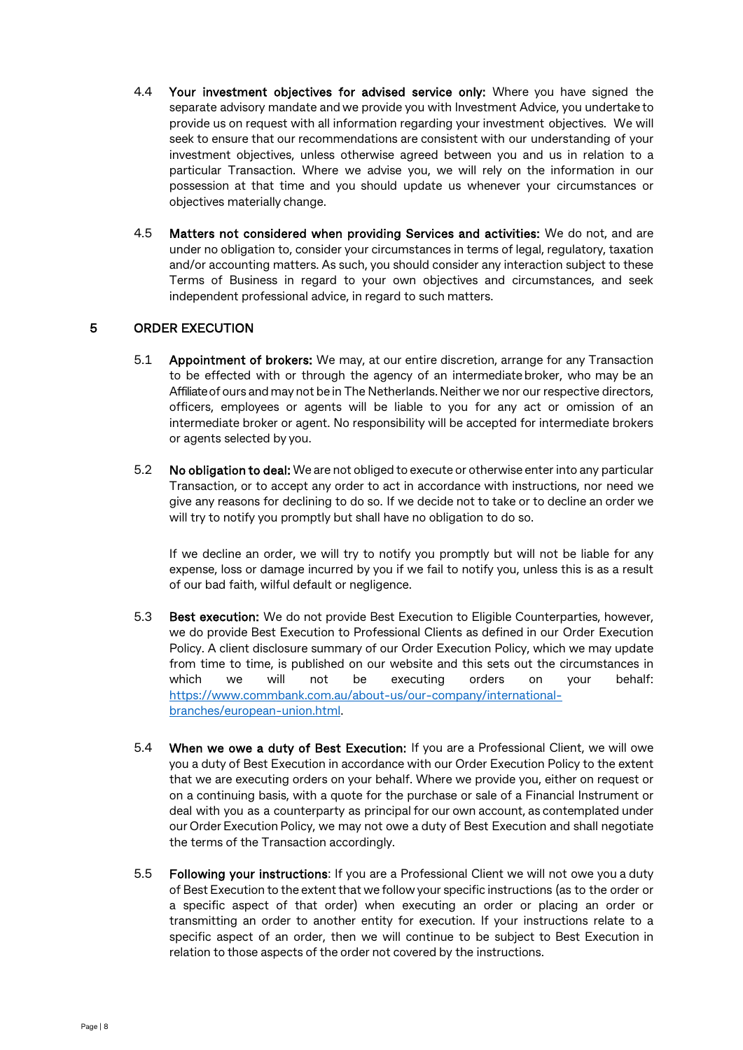4.4 **Your investment objectives for advised service only:** Where you have signed the separate advisory mandate and we provide you with Investment Advice, you undertake to provide us on request with all information regarding your investment objectives. We will seek to ensure that our recommendations are consistent with our understanding of your investment objectives, unless otherwise agreed between you and us in relation to a particular Transaction. Where we advise you, we will rely on the information in our possession at that time and you should update us whenever your circumstances or objectives materially change.

4.5 **Matters not considered when providing Services and activities:** We do not, and are under no obligation to, consider your circumstances in terms of legal, regulatory, taxation and/or accounting matters. As such, you should consider any interaction subject to these Terms of Business in regard to your own objectives and circumstances, and seek independent professional advice, in regard to such matters.

## 5 ORDER EXECUTION

5.1 **Appointment of brokers:** We may, at our entire discretion, arrange for any Transaction to be effected with or through the agency of an intermediate broker, who may be an Affiliate of ours and may not be in The Netherlands. Neither we nor our respective directors, officers, employees or agents will be liable to you for any act or omission of an intermediate broker or agent. No responsibility will be accepted for intermediate brokers or agents selected by you.

5.2 **No obligation to deal:** We are not obliged to execute or otherwise enter into any particular Transaction, or to accept any order to act in accordance with instructions, nor need we give any reasons for declining to do so. If we decide not to take or to decline an order we will try to notify you promptly but shall have no obligation to do so.

If we decline an order, we will try to notify you promptly but will not be liable for any expense, loss or damage incurred by you if we fail to notify you, unless this is as a result of our bad faith, wilful default or negligence.

5.3 **Best execution:** We do not provide Best Execution to Eligible Counterparties, however, we do provide Best Execution to Professional Clients as defined in our Order Execution Policy. A client disclosure summary of our Order Execution Policy, which we may update from time to time, is published on our website and this sets out the circumstances in which we will not be executing orders on your behalf: [https://www.commbank.com.au/about-us/our-company/international-branches/european-union.html](https://www.commbank.com.au/about-us/our-company/international-branches/european-union.html).

5.4 **When we owe a duty of Best Execution:** If you are a Professional Client, we will owe you a duty of Best Execution in accordance with our Order Execution Policy to the extent that we are executing orders on your behalf. Where we provide you, either on request or on a continuing basis, with a quote for the purchase or sale of a Financial Instrument or deal with you as a counterparty as principal for our own account, as contemplated under our Order Execution Policy, we may not owe a duty of Best Execution and shall negotiate the terms of the Transaction accordingly.

5.5 **Following your instructions**: If you are a Professional Client we will not owe you a duty of Best Execution to the extent that we follow your specific instructions (as to the order or a specific aspect of that order) when executing an order or placing an order or transmitting an order to another entity for execution. If your instructions relate to a specific aspect of an order, then we will continue to be subject to Best Execution in relation to those aspects of the order not covered by the instructions.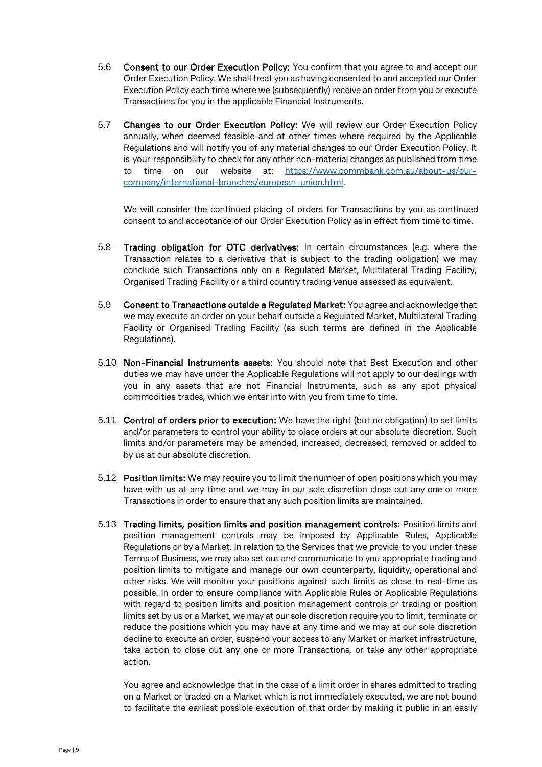5.6 **Consent to our Order Execution Policy:** You confirm that you agree to and accept our Order Execution Policy. We shall treat you as having consented to and accepted our Order Execution Policy each time where we (subsequently) receive an order from you or execute Transactions for you in the applicable Financial Instruments.

5.7 **Changes to our Order Execution Policy:** We will review our Order Execution Policy annually, when deemed feasible and at other times where required by the Applicable Regulations and will notify you of any material changes to our Order Execution Policy. It is your responsibility to check for any other non-material changes as published from time to time on our website at: https://www.commbank.com.au/about-us/our-company/international-branches/european-union.html.

We will consider the continued placing of orders for Transactions by you as continued consent to and acceptance of our Order Execution Policy as in effect from time to time.

5.8 **Trading obligation for OTC derivatives:** In certain circumstances (e.g. where the Transaction relates to a derivative that is subject to the trading obligation) we may conclude such Transactions only on a Regulated Market, Multilateral Trading Facility, Organised Trading Facility or a third country trading venue assessed as equivalent.

5.9 **Consent to Transactions outside a Regulated Market:** You agree and acknowledge that we may execute an order on your behalf outside a Regulated Market, Multilateral Trading Facility or Organised Trading Facility (as such terms are defined in the Applicable Regulations).

5.10 **Non-Financial Instruments assets:** You should note that Best Execution and other duties we may have under the Applicable Regulations will not apply to our dealings with you in any assets that are not Financial Instruments, such as any spot physical commodities trades, which we enter into with you from time to time.

5.11 **Control of orders prior to execution:** We have the right (but no obligation) to set limits and/or parameters to control your ability to place orders at our absolute discretion. Such limits and/or parameters may be amended, increased, decreased, removed or added to by us at our absolute discretion.

5.12 **Position limits:** We may require you to limit the number of open positions which you may have with us at any time and we may in our sole discretion close out any one or more Transactions in order to ensure that any such position limits are maintained.

5.13 **Trading limits, position limits and position management controls**: Position limits and position management controls may be imposed by Applicable Rules, Applicable Regulations or by a Market. In relation to the Services that we provide to you under these Terms of Business, we may also set out and communicate to you appropriate trading and position limits to mitigate and manage our own counterparty, liquidity, operational and other risks. We will monitor your positions against such limits as close to real-time as possible. In order to ensure compliance with Applicable Rules or Applicable Regulations with regard to position limits and position management controls or trading or position limits set by us or a Market, we may at our sole discretion require you to limit, terminate or reduce the positions which you may have at any time and we may at our sole discretion decline to execute an order, suspend your access to any Market or market infrastructure, take action to close out any one or more Transactions, or take any other appropriate action.

You agree and acknowledge that in the case of a limit order in shares admitted to trading on a Market or traded on a Market which is not immediately executed, we are not bound to facilitate the earliest possible execution of that order by making it public in an easily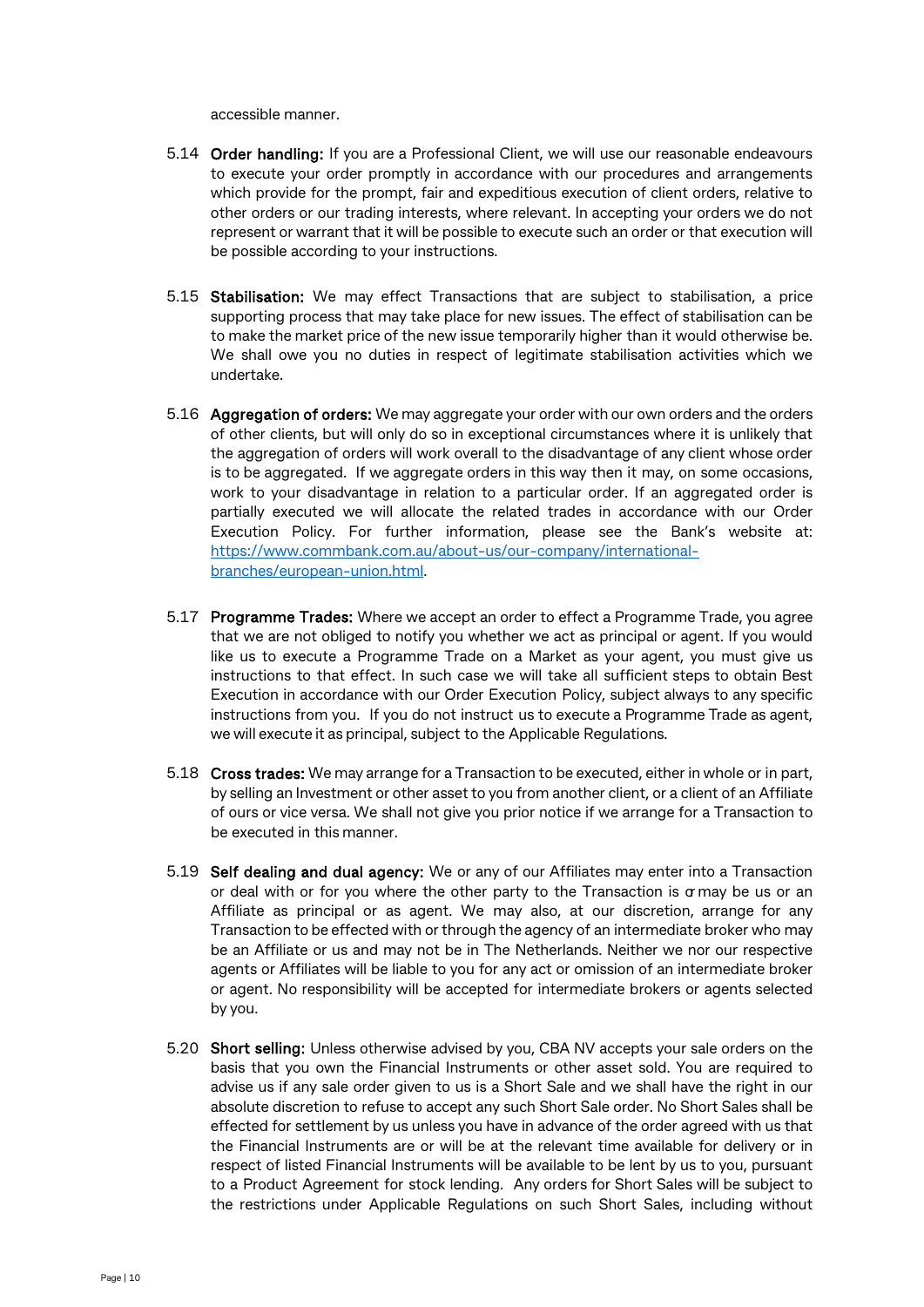accessible manner.

5.14 **Order handling:** If you are a Professional Client, we will use our reasonable endeavours to execute your order promptly in accordance with our procedures and arrangements which provide for the prompt, fair and expeditious execution of client orders, relative to other orders or our trading interests, where relevant. In accepting your orders we do not represent or warrant that it will be possible to execute such an order or that execution will be possible according to your instructions.

5.15 **Stabilisation:** We may effect Transactions that are subject to stabilisation, a price supporting process that may take place for new issues. The effect of stabilisation can be to make the market price of the new issue temporarily higher than it would otherwise be. We shall owe you no duties in respect of legitimate stabilisation activities which we undertake.

5.16 **Aggregation of orders:** We may aggregate your order with our own orders and the orders of other clients, but will only do so in exceptional circumstances where it is unlikely that the aggregation of orders will work overall to the disadvantage of any client whose order is to be aggregated. If we aggregate orders in this way then it may, on some occasions, work to your disadvantage in relation to a particular order. If an aggregated order is partially executed we will allocate the related trades in accordance with our Order Execution Policy. For further information, please see the Bank's website at: [https://www.commbank.com.au/about-us/our-company/international-branches/european-union.html](https://www.commbank.com.au/about-us/our-company/international-branches/european-union.html).

5.17 **Programme Trades:** Where we accept an order to effect a Programme Trade, you agree that we are not obliged to notify you whether we act as principal or agent. If you would like us to execute a Programme Trade on a Market as your agent, you must give us instructions to that effect. In such case we will take all sufficient steps to obtain Best Execution in accordance with our Order Execution Policy, subject always to any specific instructions from you. If you do not instruct us to execute a Programme Trade as agent, we will execute it as principal, subject to the Applicable Regulations.

5.18 **Cross trades:** We may arrange for a Transaction to be executed, either in whole or in part, by selling an Investment or other asset to you from another client, or a client of an Affiliate of ours or vice versa. We shall not give you prior notice if we arrange for a Transaction to be executed in this manner.

5.19 **Self dealing and dual agency:** We or any of our Affiliates may enter into a Transaction or deal with or for you where the other party to the Transaction is or may be us or an Affiliate as principal or as agent. We may also, at our discretion, arrange for any Transaction to be effected with or through the agency of an intermediate broker who may be an Affiliate or us and may not be in The Netherlands. Neither we nor our respective agents or Affiliates will be liable to you for any act or omission of an intermediate broker or agent. No responsibility will be accepted for intermediate brokers or agents selected by you.

5.20 **Short selling:** Unless otherwise advised by you, CBA NV accepts your sale orders on the basis that you own the Financial Instruments or other asset sold. You are required to advise us if any sale order given to us is a Short Sale and we shall have the right in our absolute discretion to refuse to accept any such Short Sale order. No Short Sales shall be effected for settlement by us unless you have in advance of the order agreed with us that the Financial Instruments are or will be at the relevant time available for delivery or in respect of listed Financial Instruments will be available to be lent by us to you, pursuant to a Product Agreement for stock lending. Any orders for Short Sales will be subject to the restrictions under Applicable Regulations on such Short Sales, including without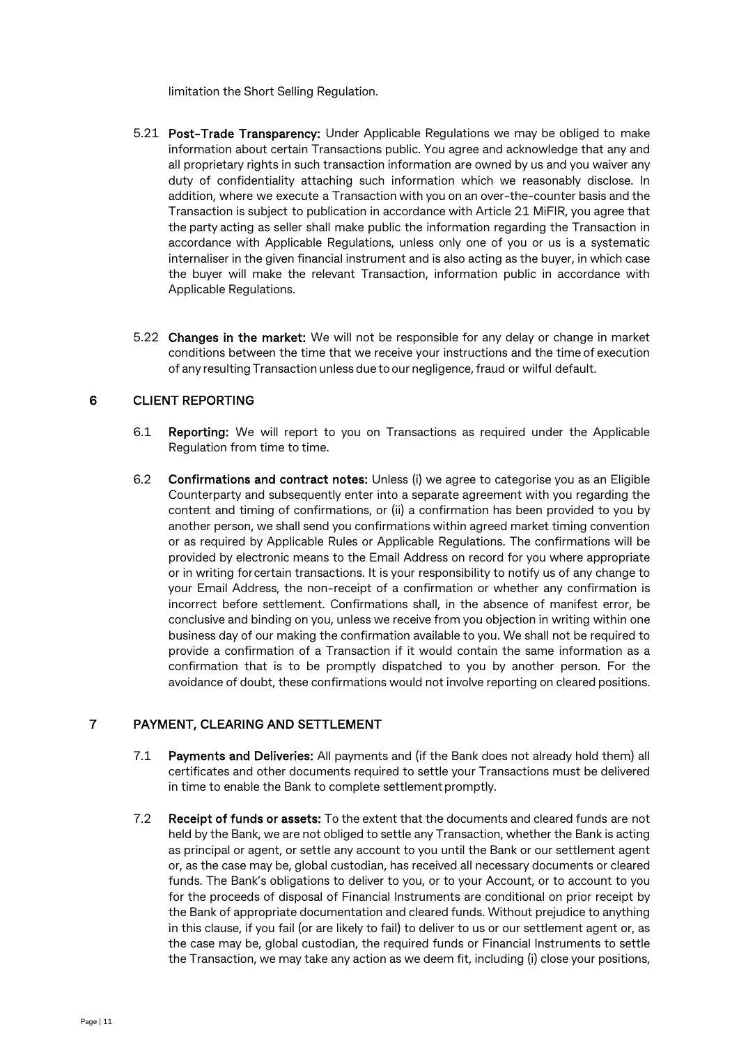limitation the Short Selling Regulation.

5.21 **Post-Trade Transparency:** Under Applicable Regulations we may be obliged to make information about certain Transactions public. You agree and acknowledge that any and all proprietary rights in such transaction information are owned by us and you waiver any duty of confidentiality attaching such information which we reasonably disclose. In addition, where we execute a Transaction with you on an over-the-counter basis and the Transaction is subject to publication in accordance with Article 21 MiFIR, you agree that the party acting as seller shall make public the information regarding the Transaction in accordance with Applicable Regulations, unless only one of you or us is a systematic internaliser in the given financial instrument and is also acting as the buyer, in which case the buyer will make the relevant Transaction, information public in accordance with Applicable Regulations.

5.22 **Changes in the market:** We will not be responsible for any delay or change in market conditions between the time that we receive your instructions and the time of execution of any resulting Transaction unless due to our negligence, fraud or wilful default.

## 6 CLIENT REPORTING

6.1 **Reporting:** We will report to you on Transactions as required under the Applicable Regulation from time to time.

6.2 **Confirmations and contract notes:** Unless (i) we agree to categorise you as an Eligible Counterparty and subsequently enter into a separate agreement with you regarding the content and timing of confirmations, or (ii) a confirmation has been provided to you by another person, we shall send you confirmations within agreed market timing convention or as required by Applicable Rules or Applicable Regulations. The confirmations will be provided by electronic means to the Email Address on record for you where appropriate or in writing forcertain transactions. It is your responsibility to notify us of any change to your Email Address, the non-receipt of a confirmation or whether any confirmation is incorrect before settlement. Confirmations shall, in the absence of manifest error, be conclusive and binding on you, unless we receive from you objection in writing within one business day of our making the confirmation available to you. We shall not be required to provide a confirmation of a Transaction if it would contain the same information as a confirmation that is to be promptly dispatched to you by another person. For the avoidance of doubt, these confirmations would not involve reporting on cleared positions.

## 7 PAYMENT, CLEARING AND SETTLEMENT

7.1 **Payments and Deliveries:** All payments and (if the Bank does not already hold them) all certificates and other documents required to settle your Transactions must be delivered in time to enable the Bank to complete settlement promptly.

7.2 **Receipt of funds or assets:** To the extent that the documents and cleared funds are not held by the Bank, we are not obliged to settle any Transaction, whether the Bank is acting as principal or agent, or settle any account to you until the Bank or our settlement agent or, as the case may be, global custodian, has received all necessary documents or cleared funds. The Bank's obligations to deliver to you, or to your Account, or to account to you for the proceeds of disposal of Financial Instruments are conditional on prior receipt by the Bank of appropriate documentation and cleared funds. Without prejudice to anything in this clause, if you fail (or are likely to fail) to deliver to us or our settlement agent or, as the case may be, global custodian, the required funds or Financial Instruments to settle the Transaction, we may take any action as we deem fit, including (i) close your positions,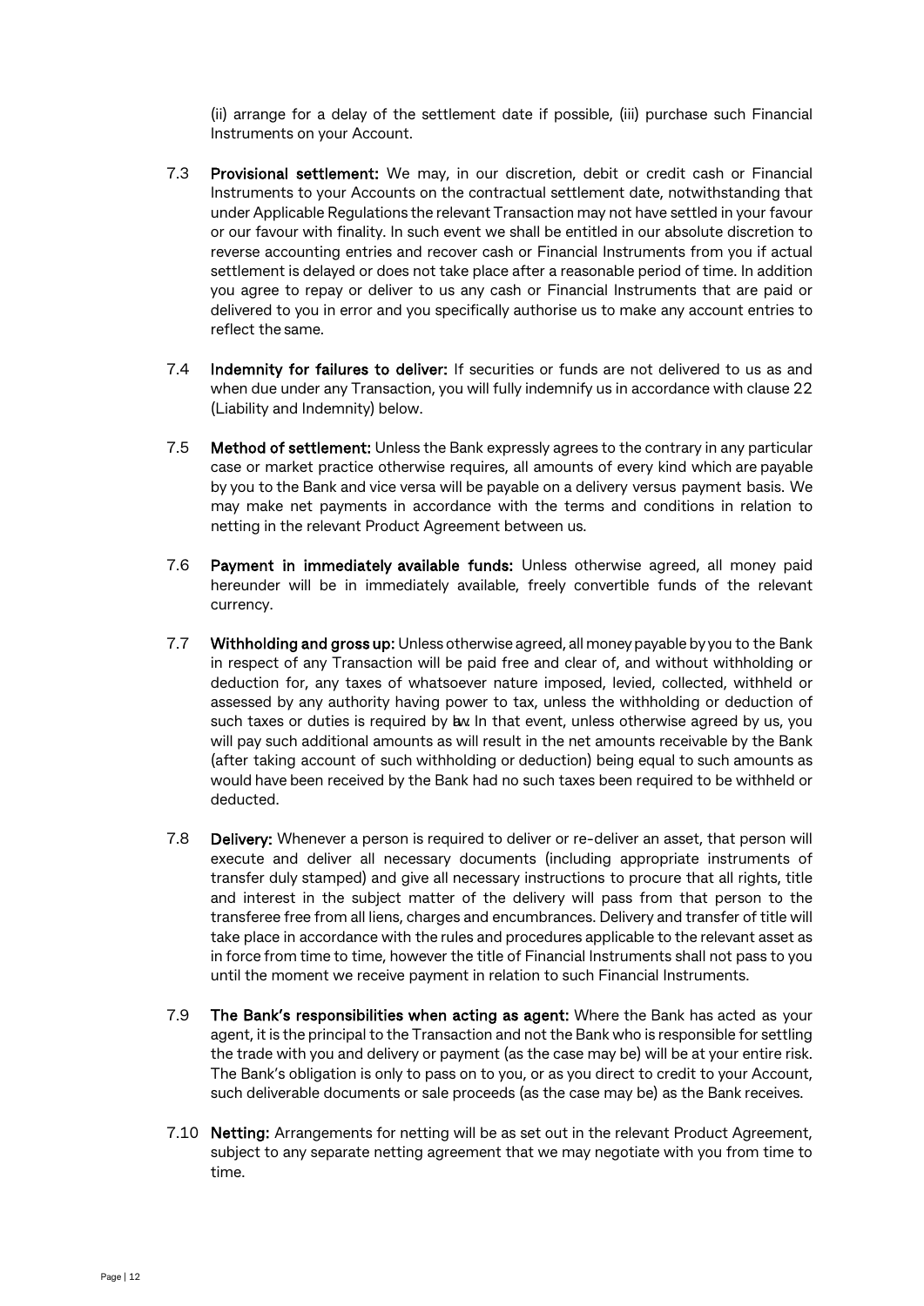(ii) arrange for a delay of the settlement date if possible, (iii) purchase such Financial Instruments on your Account.

7.3 **Provisional settlement:** We may, in our discretion, debit or credit cash or Financial Instruments to your Accounts on the contractual settlement date, notwithstanding that under Applicable Regulations the relevant Transaction may not have settled in your favour or our favour with finality. In such event we shall be entitled in our absolute discretion to reverse accounting entries and recover cash or Financial Instruments from you if actual settlement is delayed or does not take place after a reasonable period of time. In addition you agree to repay or deliver to us any cash or Financial Instruments that are paid or delivered to you in error and you specifically authorise us to make any account entries to reflect the same.

7.4 **Indemnity for failures to deliver:** If securities or funds are not delivered to us as and when due under any Transaction, you will fully indemnify us in accordance with clause 22 (Liability and Indemnity) below.

7.5 **Method of settlement:** Unless the Bank expressly agrees to the contrary in any particular case or market practice otherwise requires, all amounts of every kind which are payable by you to the Bank and vice versa will be payable on a delivery versus payment basis. We may make net payments in accordance with the terms and conditions in relation to netting in the relevant Product Agreement between us.

7.6 **Payment in immediately available funds:** Unless otherwise agreed, all money paid hereunder will be in immediately available, freely convertible funds of the relevant currency.

7.7 **Withholding and gross up:** Unless otherwise agreed, all money payable by you to the Bank in respect of any Transaction will be paid free and clear of, and without withholding or deduction for, any taxes of whatsoever nature imposed, levied, collected, withheld or assessed by any authority having power to tax, unless the withholding or deduction of such taxes or duties is required by law. In that event, unless otherwise agreed by us, you will pay such additional amounts as will result in the net amounts receivable by the Bank (after taking account of such withholding or deduction) being equal to such amounts as would have been received by the Bank had no such taxes been required to be withheld or deducted.

7.8 **Delivery:** Whenever a person is required to deliver or re-deliver an asset, that person will execute and deliver all necessary documents (including appropriate instruments of transfer duly stamped) and give all necessary instructions to procure that all rights, title and interest in the subject matter of the delivery will pass from that person to the transferee free from all liens, charges and encumbrances. Delivery and transfer of title will take place in accordance with the rules and procedures applicable to the relevant asset as in force from time to time, however the title of Financial Instruments shall not pass to you until the moment we receive payment in relation to such Financial Instruments.

7.9 **The Bank's responsibilities when acting as agent:** Where the Bank has acted as your agent, it is the principal to the Transaction and not the Bank who is responsible for settling the trade with you and delivery or payment (as the case may be) will be at your entire risk. The Bank's obligation is only to pass on to you, or as you direct to credit to your Account, such deliverable documents or sale proceeds (as the case may be) as the Bank receives.

7.10 **Netting:** Arrangements for netting will be as set out in the relevant Product Agreement, subject to any separate netting agreement that we may negotiate with you from time to time.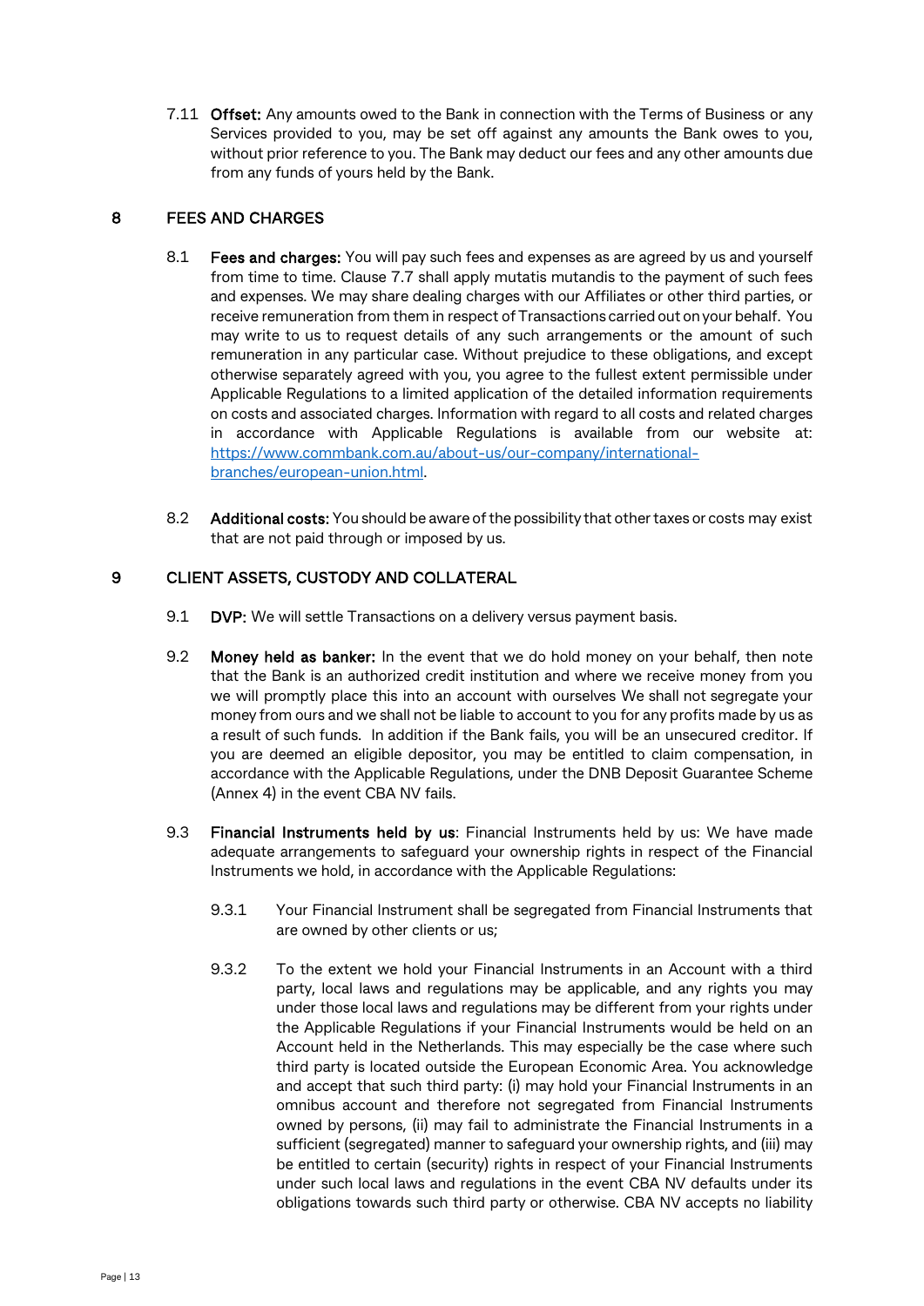7.11 **Offset:** Any amounts owed to the Bank in connection with the Terms of Business or any Services provided to you, may be set off against any amounts the Bank owes to you, without prior reference to you. The Bank may deduct our fees and any other amounts due from any funds of yours held by the Bank.

## 8 FEES AND CHARGES

8.1 **Fees and charges:** You will pay such fees and expenses as are agreed by us and yourself from time to time. Clause 7.7 shall apply mutatis mutandis to the payment of such fees and expenses. We may share dealing charges with our Affiliates or other third parties, or receive remuneration from them in respect of Transactions carried out on your behalf. You may write to us to request details of any such arrangements or the amount of such remuneration in any particular case. Without prejudice to these obligations, and except otherwise separately agreed with you, you agree to the fullest extent permissible under Applicable Regulations to a limited application of the detailed information requirements on costs and associated charges. Information with regard to all costs and related charges in accordance with Applicable Regulations is available from our website at: [https://www.commbank.com.au/about-us/our-company/international-branches/european-union.html](https://www.commbank.com.au/about-us/our-company/international-branches/european-union.html).

8.2 **Additional costs:** You should be aware of the possibility that other taxes or costs may exist that are not paid through or imposed by us.

## 9 CLIENT ASSETS, CUSTODY AND COLLATERAL

9.1 **DVP:** We will settle Transactions on a delivery versus payment basis.

9.2 **Money held as banker:** In the event that we do hold money on your behalf, then note that the Bank is an authorized credit institution and where we receive money from you we will promptly place this into an account with ourselves We shall not segregate your money from ours and we shall not be liable to account to you for any profits made by us as a result of such funds. In addition if the Bank fails, you will be an unsecured creditor. If you are deemed an eligible depositor, you may be entitled to claim compensation, in accordance with the Applicable Regulations, under the DNB Deposit Guarantee Scheme (Annex 4) in the event CBA NV fails.

9.3 **Financial Instruments held by us**: Financial Instruments held by us: We have made adequate arrangements to safeguard your ownership rights in respect of the Financial Instruments we hold, in accordance with the Applicable Regulations:

9.3.1 Your Financial Instrument shall be segregated from Financial Instruments that are owned by other clients or us;

9.3.2 To the extent we hold your Financial Instruments in an Account with a third party, local laws and regulations may be applicable, and any rights you may under those local laws and regulations may be different from your rights under the Applicable Regulations if your Financial Instruments would be held on an Account held in the Netherlands. This may especially be the case where such third party is located outside the European Economic Area. You acknowledge and accept that such third party: (i) may hold your Financial Instruments in an omnibus account and therefore not segregated from Financial Instruments owned by persons, (ii) may fail to administrate the Financial Instruments in a sufficient (segregated) manner to safeguard your ownership rights, and (iii) may be entitled to certain (security) rights in respect of your Financial Instruments under such local laws and regulations in the event CBA NV defaults under its obligations towards such third party or otherwise. CBA NV accepts no liability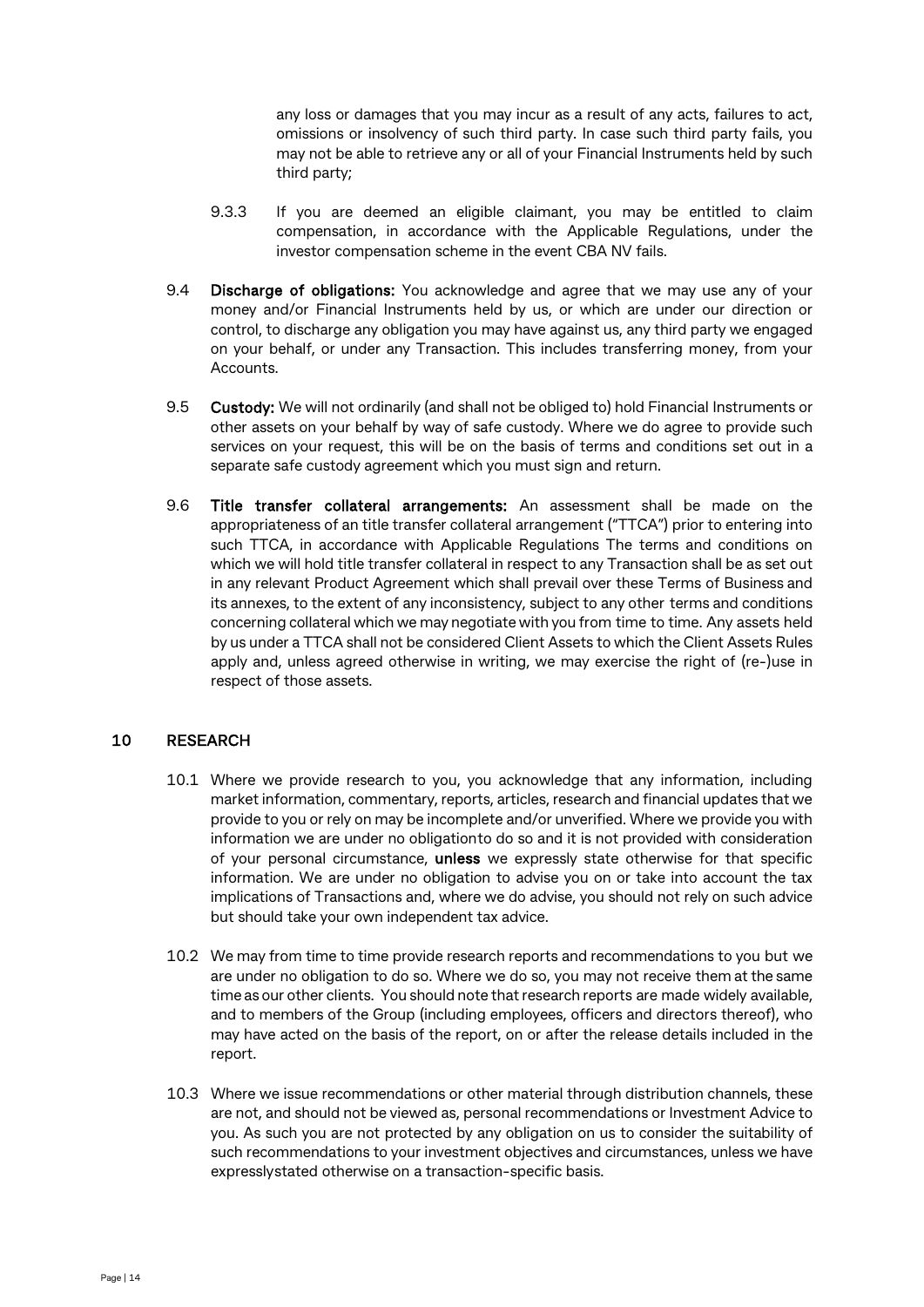any loss or damages that you may incur as a result of any acts, failures to act, omissions or insolvency of such third party. In case such third party fails, you may not be able to retrieve any or all of your Financial Instruments held by such third party;

9.3.3 If you are deemed an eligible claimant, you may be entitled to claim compensation, in accordance with the Applicable Regulations, under the investor compensation scheme in the event CBA NV fails.

9.4 **Discharge of obligations:** You acknowledge and agree that we may use any of your money and/or Financial Instruments held by us, or which are under our direction or control, to discharge any obligation you may have against us, any third party we engaged on your behalf, or under any Transaction. This includes transferring money, from your Accounts.

9.5 **Custody:** We will not ordinarily (and shall not be obliged to) hold Financial Instruments or other assets on your behalf by way of safe custody. Where we do agree to provide such services on your request, this will be on the basis of terms and conditions set out in a separate safe custody agreement which you must sign and return.

9.6 **Title transfer collateral arrangements:** An assessment shall be made on the appropriateness of an title transfer collateral arrangement ("TTCA") prior to entering into such TTCA, in accordance with Applicable Regulations The terms and conditions on which we will hold title transfer collateral in respect to any Transaction shall be as set out in any relevant Product Agreement which shall prevail over these Terms of Business and its annexes, to the extent of any inconsistency, subject to any other terms and conditions concerning collateral which we may negotiate with you from time to time. Any assets held by us under a TTCA shall not be considered Client Assets to which the Client Assets Rules apply and, unless agreed otherwise in writing, we may exercise the right of (re-)use in respect of those assets.

## 10 RESEARCH

10.1 Where we provide research to you, you acknowledge that any information, including market information, commentary, reports, articles, research and financial updates that we provide to you or rely on may be incomplete and/or unverified. Where we provide you with information we are under no obligationto do so and it is not provided with consideration of your personal circumstance, **unless** we expressly state otherwise for that specific information. We are under no obligation to advise you on or take into account the tax implications of Transactions and, where we do advise, you should not rely on such advice but should take your own independent tax advice.

10.2 We may from time to time provide research reports and recommendations to you but we are under no obligation to do so. Where we do so, you may not receive them at the same time as our other clients. You should note that research reports are made widely available, and to members of the Group (including employees, officers and directors thereof), who may have acted on the basis of the report, on or after the release details included in the report.

10.3 Where we issue recommendations or other material through distribution channels, these are not, and should not be viewed as, personal recommendations or Investment Advice to you. As such you are not protected by any obligation on us to consider the suitability of such recommendations to your investment objectives and circumstances, unless we have expresslystated otherwise on a transaction-specific basis.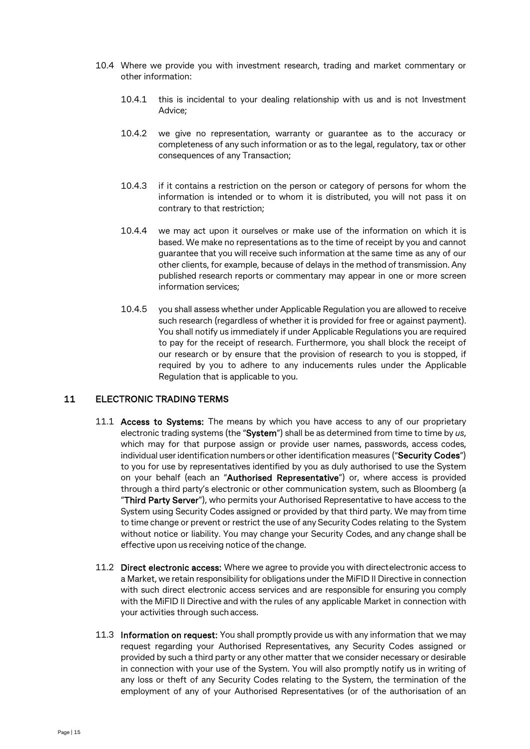10.4 Where we provide you with investment research, trading and market commentary or other information:

10.4.1 this is incidental to your dealing relationship with us and is not Investment Advice;

10.4.2 we give no representation, warranty or guarantee as to the accuracy or completeness of any such information or as to the legal, regulatory, tax or other consequences of any Transaction;

10.4.3 if it contains a restriction on the person or category of persons for whom the information is intended or to whom it is distributed, you will not pass it on contrary to that restriction;

10.4.4 we may act upon it ourselves or make use of the information on which it is based. We make no representations as to the time of receipt by you and cannot guarantee that you will receive such information at the same time as any of our other clients, for example, because of delays in the method of transmission. Any published research reports or commentary may appear in one or more screen information services;

10.4.5 you shall assess whether under Applicable Regulation you are allowed to receive such research (regardless of whether it is provided for free or against payment). You shall notify us immediately if under Applicable Regulations you are required to pay for the receipt of research. Furthermore, you shall block the receipt of our research or by ensure that the provision of research to you is stopped, if required by you to adhere to any inducements rules under the Applicable Regulation that is applicable to you.

## 11 ELECTRONIC TRADING TERMS

11.1 **Access to Systems:** The means by which you have access to any of our proprietary electronic trading systems (the "**System**") shall be as determined from time to time by *us*, which may for that purpose assign or provide user names, passwords, access codes, individual user identification numbers or other identification measures ("**Security Codes**") to you for use by representatives identified by you as duly authorised to use the System on your behalf (each an "**Authorised Representative**") or, where access is provided through a third party's electronic or other communication system, such as Bloomberg (a "**Third Party Server**"), who permits your Authorised Representative to have access to the System using Security Codes assigned or provided by that third party. We may from time to time change or prevent or restrict the use of any Security Codes relating to the System without notice or liability. You may change your Security Codes, and any change shall be effective upon us receiving notice of the change.

11.2 **Direct electronic access:** Where we agree to provide you with direct electronic access to a Market, we retain responsibility for obligations under the MiFID II Directive in connection with such direct electronic access services and are responsible for ensuring you comply with the MiFID II Directive and with the rules of any applicable Market in connection with your activities through such access.

11.3 **Information on request:** You shall promptly provide us with any information that we may request regarding your Authorised Representatives, any Security Codes assigned or provided by such a third party or any other matter that we consider necessary or desirable in connection with your use of the System. You will also promptly notify us in writing of any loss or theft of any Security Codes relating to the System, the termination of the employment of any of your Authorised Representatives (or of the authorisation of an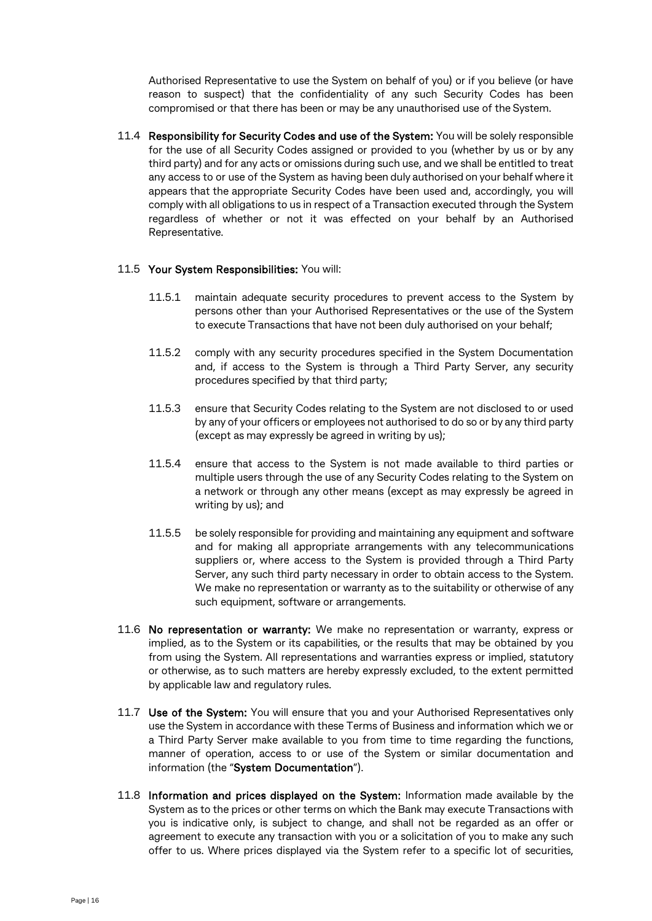Authorised Representative to use the System on behalf of you) or if you believe (or have reason to suspect) that the confidentiality of any such Security Codes has been compromised or that there has been or may be any unauthorised use of the System.

11.4 **Responsibility for Security Codes and use of the System:** You will be solely responsible for the use of all Security Codes assigned or provided to you (whether by us or by any third party) and for any acts or omissions during such use, and we shall be entitled to treat any access to or use of the System as having been duly authorised on your behalf where it appears that the appropriate Security Codes have been used and, accordingly, you will comply with all obligations to us in respect of a Transaction executed through the System regardless of whether or not it was effected on your behalf by an Authorised Representative.

11.5 **Your System Responsibilities:** You will:

11.5.1 maintain adequate security procedures to prevent access to the System by persons other than your Authorised Representatives or the use of the System to execute Transactions that have not been duly authorised on your behalf;

11.5.2 comply with any security procedures specified in the System Documentation and, if access to the System is through a Third Party Server, any security procedures specified by that third party;

11.5.3 ensure that Security Codes relating to the System are not disclosed to or used by any of your officers or employees not authorised to do so or by any third party (except as may expressly be agreed in writing by us);

11.5.4 ensure that access to the System is not made available to third parties or multiple users through the use of any Security Codes relating to the System on a network or through any other means (except as may expressly be agreed in writing by us); and

11.5.5 be solely responsible for providing and maintaining any equipment and software and for making all appropriate arrangements with any telecommunications suppliers or, where access to the System is provided through a Third Party Server, any such third party necessary in order to obtain access to the System. We make no representation or warranty as to the suitability or otherwise of any such equipment, software or arrangements.

11.6 **No representation or warranty:** We make no representation or warranty, express or implied, as to the System or its capabilities, or the results that may be obtained by you from using the System. All representations and warranties express or implied, statutory or otherwise, as to such matters are hereby expressly excluded, to the extent permitted by applicable law and regulatory rules.

11.7 **Use of the System:** You will ensure that you and your Authorised Representatives only use the System in accordance with these Terms of Business and information which we or a Third Party Server make available to you from time to time regarding the functions, manner of operation, access to or use of the System or similar documentation and information (the "**System Documentation**").

11.8 **Information and prices displayed on the System:** Information made available by the System as to the prices or other terms on which the Bank may execute Transactions with you is indicative only, is subject to change, and shall not be regarded as an offer or agreement to execute any transaction with you or a solicitation of you to make any such offer to us. Where prices displayed via the System refer to a specific lot of securities,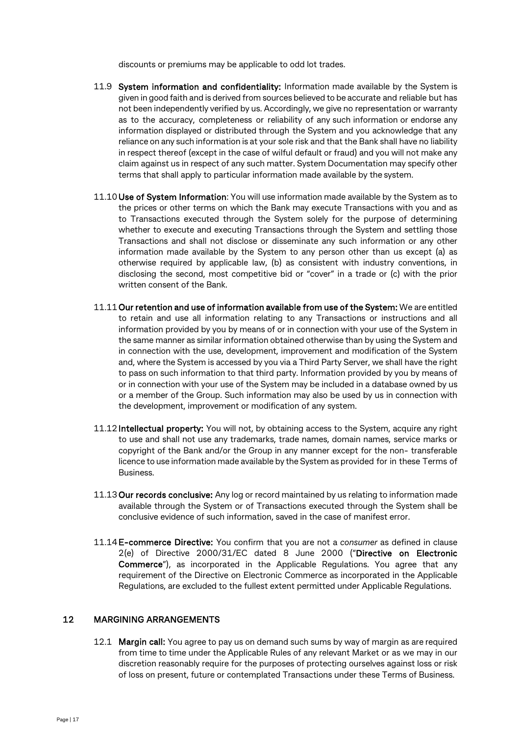discounts or premiums may be applicable to odd lot trades.

11.9 **System information and confidentiality:** Information made available by the System is given in good faith and is derived from sources believed to be accurate and reliable but has not been independently verified by us. Accordingly, we give no representation or warranty as to the accuracy, completeness or reliability of any such information or endorse any information displayed or distributed through the System and you acknowledge that any reliance on any such information is at your sole risk and that the Bank shall have no liability in respect thereof (except in the case of wilful default or fraud) and you will not make any claim against us in respect of any such matter. System Documentation may specify other terms that shall apply to particular information made available by the system.

11.10 **Use of System Information**: You will use information made available by the System as to the prices or other terms on which the Bank may execute Transactions with you and as to Transactions executed through the System solely for the purpose of determining whether to execute and executing Transactions through the System and settling those Transactions and shall not disclose or disseminate any such information or any other information made available by the System to any person other than us except (a) as otherwise required by applicable law, (b) as consistent with industry conventions, in disclosing the second, most competitive bid or "cover" in a trade or (c) with the prior written consent of the Bank.

11.11 **Our retention and use of information available from use of the System:** We are entitled to retain and use all information relating to any Transactions or instructions and all information provided by you by means of or in connection with your use of the System in the same manner as similar information obtained otherwise than by using the System and in connection with the use, development, improvement and modification of the System and, where the System is accessed by you via a Third Party Server, we shall have the right to pass on such information to that third party. Information provided by you by means of or in connection with your use of the System may be included in a database owned by us or a member of the Group. Such information may also be used by us in connection with the development, improvement or modification of any system.

11.12 **Intellectual property:** You will not, by obtaining access to the System, acquire any right to use and shall not use any trademarks, trade names, domain names, service marks or copyright of the Bank and/or the Group in any manner except for the non- transferable licence to use information made available by the System as provided for in these Terms of Business.

11.13 **Our records conclusive:** Any log or record maintained by us relating to information made available through the System or of Transactions executed through the System shall be conclusive evidence of such information, saved in the case of manifest error.

11.14 **E-commerce Directive:** You confirm that you are not a *consumer* as defined in clause 2(e) of Directive 2000/31/EC dated 8 June 2000 ("**Directive on Electronic Commerce**"), as incorporated in the Applicable Regulations. You agree that any requirement of the Directive on Electronic Commerce as incorporated in the Applicable Regulations, are excluded to the fullest extent permitted under Applicable Regulations.

## 12 MARGINING ARRANGEMENTS

12.1 **Margin call:** You agree to pay us on demand such sums by way of margin as are required from time to time under the Applicable Rules of any relevant Market or as we may in our discretion reasonably require for the purposes of protecting ourselves against loss or risk of loss on present, future or contemplated Transactions under these Terms of Business.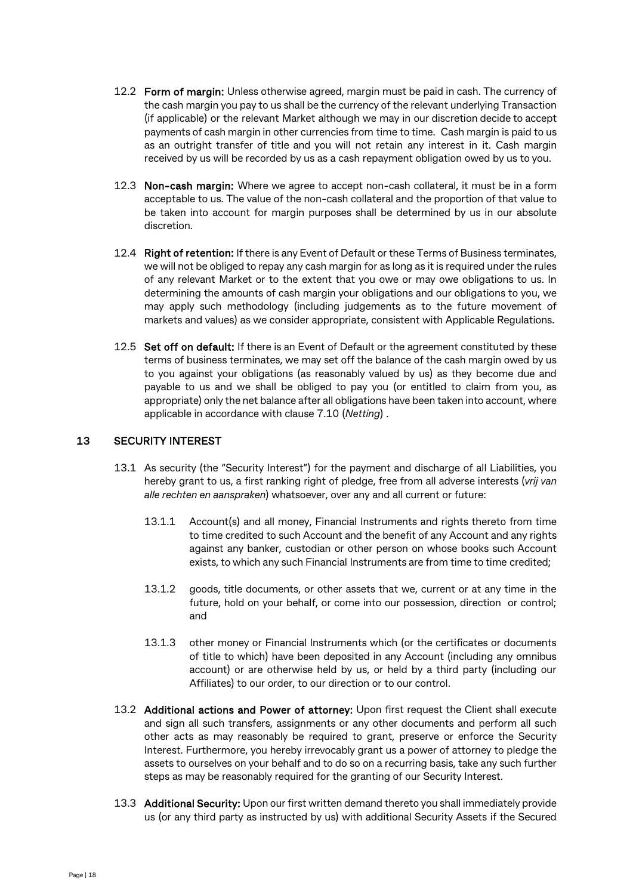12.2 **Form of margin:** Unless otherwise agreed, margin must be paid in cash. The currency of the cash margin you pay to us shall be the currency of the relevant underlying Transaction (if applicable) or the relevant Market although we may in our discretion decide to accept payments of cash margin in other currencies from time to time. Cash margin is paid to us as an outright transfer of title and you will not retain any interest in it. Cash margin received by us will be recorded by us as a cash repayment obligation owed by us to you.

12.3 **Non-cash margin:** Where we agree to accept non-cash collateral, it must be in a form acceptable to us. The value of the non-cash collateral and the proportion of that value to be taken into account for margin purposes shall be determined by us in our absolute discretion.

12.4 **Right of retention:** If there is any Event of Default or these Terms of Business terminates, we will not be obliged to repay any cash margin for as long as it is required under the rules of any relevant Market or to the extent that you owe or may owe obligations to us. In determining the amounts of cash margin your obligations and our obligations to you, we may apply such methodology (including judgements as to the future movement of markets and values) as we consider appropriate, consistent with Applicable Regulations.

12.5 **Set off on default:** If there is an Event of Default or the agreement constituted by these terms of business terminates, we may set off the balance of the cash margin owed by us to you against your obligations (as reasonably valued by us) as they become due and payable to us and we shall be obliged to pay you (or entitled to claim from you, as appropriate) only the net balance after all obligations have been taken into account, where applicable in accordance with clause 7.10 (*Netting*) .

## 13 SECURITY INTEREST

13.1 As security (the "Security Interest") for the payment and discharge of all Liabilities, you hereby grant to us, a first ranking right of pledge, free from all adverse interests (*vrij van alle rechten en aanspraken*) whatsoever, over any and all current or future:

13.1.1 Account(s) and all money, Financial Instruments and rights thereto from time to time credited to such Account and the benefit of any Account and any rights against any banker, custodian or other person on whose books such Account exists, to which any such Financial Instruments are from time to time credited;

13.1.2 goods, title documents, or other assets that we, current or at any time in the future, hold on your behalf, or come into our possession, direction or control; and

13.1.3 other money or Financial Instruments which (or the certificates or documents of title to which) have been deposited in any Account (including any omnibus account) or are otherwise held by us, or held by a third party (including our Affiliates) to our order, to our direction or to our control.

13.2 **Additional actions and Power of attorney:** Upon first request the Client shall execute and sign all such transfers, assignments or any other documents and perform all such other acts as may reasonably be required to grant, preserve or enforce the Security Interest. Furthermore, you hereby irrevocably grant us a power of attorney to pledge the assets to ourselves on your behalf and to do so on a recurring basis, take any such further steps as may be reasonably required for the granting of our Security Interest.

13.3 **Additional Security:** Upon our first written demand thereto you shall immediately provide us (or any third party as instructed by us) with additional Security Assets if the Secured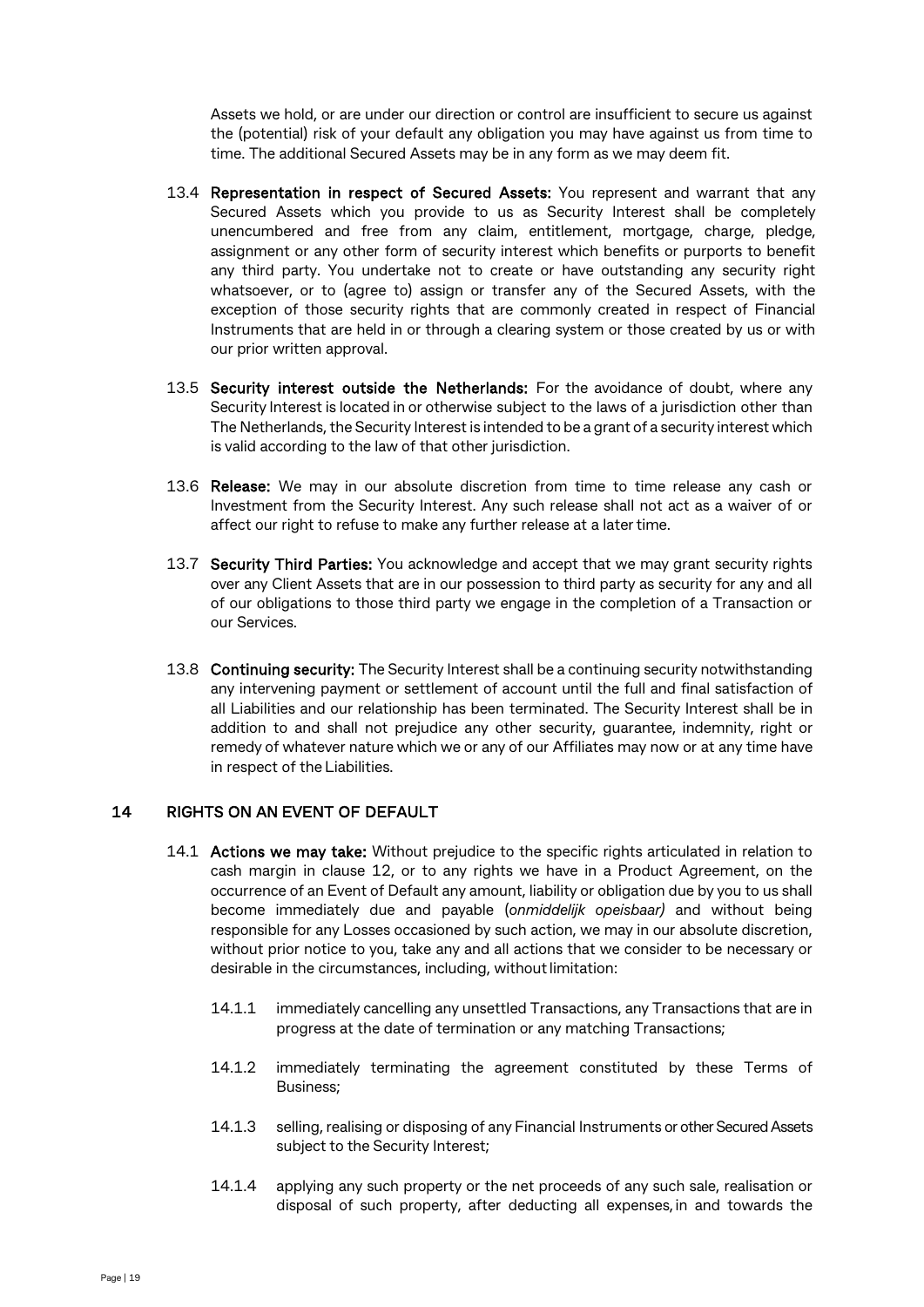Assets we hold, or are under our direction or control are insufficient to secure us against the (potential) risk of your default any obligation you may have against us from time to time. The additional Secured Assets may be in any form as we may deem fit.

13.4 **Representation in respect of Secured Assets:** You represent and warrant that any Secured Assets which you provide to us as Security Interest shall be completely unencumbered and free from any claim, entitlement, mortgage, charge, pledge, assignment or any other form of security interest which benefits or purports to benefit any third party. You undertake not to create or have outstanding any security right whatsoever, or to (agree to) assign or transfer any of the Secured Assets, with the exception of those security rights that are commonly created in respect of Financial Instruments that are held in or through a clearing system or those created by us or with our prior written approval.

13.5 **Security interest outside the Netherlands:** For the avoidance of doubt, where any Security Interest is located in or otherwise subject to the laws of a jurisdiction other than The Netherlands, the Security Interest is intended to be a grant of a security interest which is valid according to the law of that other jurisdiction.

13.6 **Release:** We may in our absolute discretion from time to time release any cash or Investment from the Security Interest. Any such release shall not act as a waiver of or affect our right to refuse to make any further release at a later time.

13.7 **Security Third Parties:** You acknowledge and accept that we may grant security rights over any Client Assets that are in our possession to third party as security for any and all of our obligations to those third party we engage in the completion of a Transaction or our Services.

13.8 **Continuing security:** The Security Interest shall be a continuing security notwithstanding any intervening payment or settlement of account until the full and final satisfaction of all Liabilities and our relationship has been terminated. The Security Interest shall be in addition to and shall not prejudice any other security, guarantee, indemnity, right or remedy of whatever nature which we or any of our Affiliates may now or at any time have in respect of the Liabilities.

## 14 RIGHTS ON AN EVENT OF DEFAULT

14.1 **Actions we may take:** Without prejudice to the specific rights articulated in relation to cash margin in clause 12, or to any rights we have in a Product Agreement, on the occurrence of an Event of Default any amount, liability or obligation due by you to us shall become immediately due and payable (*onmiddelijk opeisbaar)* and without being responsible for any Losses occasioned by such action, we may in our absolute discretion, without prior notice to you, take any and all actions that we consider to be necessary or desirable in the circumstances, including, without limitation:

14.1.1 immediately cancelling any unsettled Transactions, any Transactions that are in progress at the date of termination or any matching Transactions;

14.1.2 immediately terminating the agreement constituted by these Terms of Business;

14.1.3 selling, realising or disposing of any Financial Instruments or other Secured Assets subject to the Security Interest;

14.1.4 applying any such property or the net proceeds of any such sale, realisation or disposal of such property, after deducting all expenses, in and towards the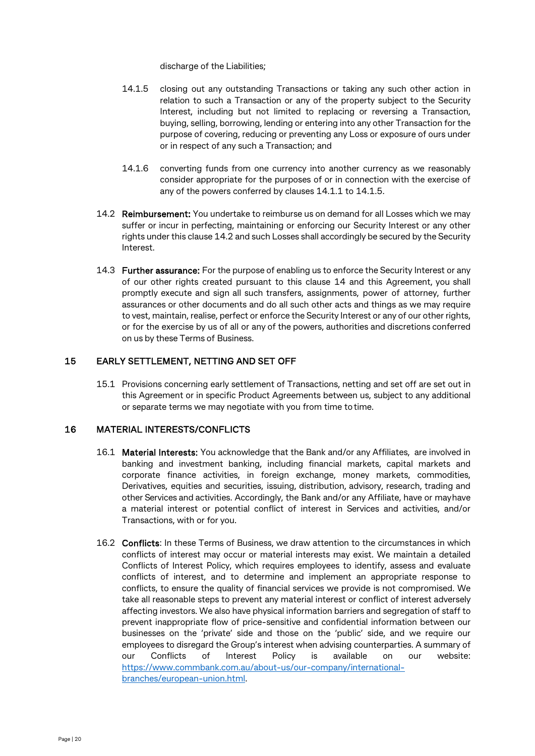discharge of the Liabilities;

14.1.5 closing out any outstanding Transactions or taking any such other action in relation to such a Transaction or any of the property subject to the Security Interest, including but not limited to replacing or reversing a Transaction, buying, selling, borrowing, lending or entering into any other Transaction for the purpose of covering, reducing or preventing any Loss or exposure of ours under or in respect of any such a Transaction; and

14.1.6 converting funds from one currency into another currency as we reasonably consider appropriate for the purposes of or in connection with the exercise of any of the powers conferred by clauses 14.1.1 to 14.1.5.

14.2 **Reimbursement:** You undertake to reimburse us on demand for all Losses which we may suffer or incur in perfecting, maintaining or enforcing our Security Interest or any other rights under this clause 14.2 and such Losses shall accordingly be secured by the Security Interest.

14.3 **Further assurance:** For the purpose of enabling us to enforce the Security Interest or any of our other rights created pursuant to this clause 14 and this Agreement, you shall promptly execute and sign all such transfers, assignments, power of attorney, further assurances or other documents and do all such other acts and things as we may require to vest, maintain, realise, perfect or enforce the Security Interest or any of our other rights, or for the exercise by us of all or any of the powers, authorities and discretions conferred on us by these Terms of Business.

## 15 EARLY SETTLEMENT, NETTING AND SET OFF

15.1 Provisions concerning early settlement of Transactions, netting and set off are set out in this Agreement or in specific Product Agreements between us, subject to any additional or separate terms we may negotiate with you from time to time.

## 16 MATERIAL INTERESTS/CONFLICTS

16.1 **Material Interests:** You acknowledge that the Bank and/or any Affiliates, are involved in banking and investment banking, including financial markets, capital markets and corporate finance activities, in foreign exchange, money markets, commodities, Derivatives, equities and securities, issuing, distribution, advisory, research, trading and other Services and activities. Accordingly, the Bank and/or any Affiliate, have or may have a material interest or potential conflict of interest in Services and activities, and/or Transactions, with or for you.

16.2 **Conflicts**: In these Terms of Business, we draw attention to the circumstances in which conflicts of interest may occur or material interests may exist. We maintain a detailed Conflicts of Interest Policy, which requires employees to identify, assess and evaluate conflicts of interest, and to determine and implement an appropriate response to conflicts, to ensure the quality of financial services we provide is not compromised. We take all reasonable steps to prevent any material interest or conflict of interest adversely affecting investors. We also have physical information barriers and segregation of staff to prevent inappropriate flow of price-sensitive and confidential information between our businesses on the 'private' side and those on the 'public' side, and we require our employees to disregard the Group's interest when advising counterparties. A summary of our Conflicts of Interest Policy is available on our website: https://www.commbank.com.au/about-us/our-company/international-branches/european-union.html.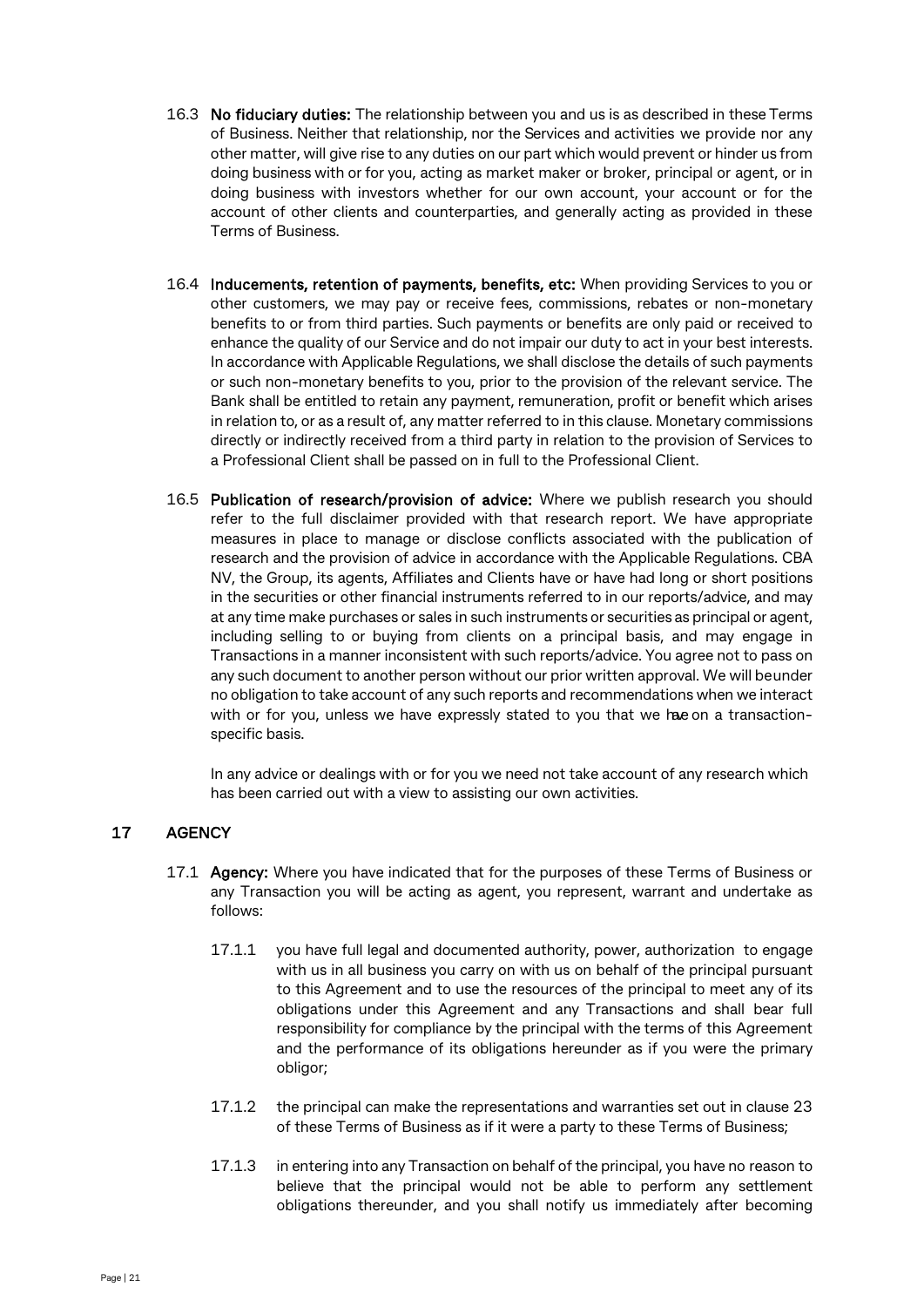16.3 **No fiduciary duties:** The relationship between you and us is as described in these Terms of Business. Neither that relationship, nor the Services and activities we provide nor any other matter, will give rise to any duties on our part which would prevent or hinder us from doing business with or for you, acting as market maker or broker, principal or agent, or in doing business with investors whether for our own account, your account or for the account of other clients and counterparties, and generally acting as provided in these Terms of Business.

16.4 **Inducements, retention of payments, benefits, etc:** When providing Services to you or other customers, we may pay or receive fees, commissions, rebates or non-monetary benefits to or from third parties. Such payments or benefits are only paid or received to enhance the quality of our Service and do not impair our duty to act in your best interests. In accordance with Applicable Regulations, we shall disclose the details of such payments or such non-monetary benefits to you, prior to the provision of the relevant service. The Bank shall be entitled to retain any payment, remuneration, profit or benefit which arises in relation to, or as a result of, any matter referred to in this clause. Monetary commissions directly or indirectly received from a third party in relation to the provision of Services to a Professional Client shall be passed on in full to the Professional Client.

16.5 **Publication of research/provision of advice:** Where we publish research you should refer to the full disclaimer provided with that research report. We have appropriate measures in place to manage or disclose conflicts associated with the publication of research and the provision of advice in accordance with the Applicable Regulations. CBA NV, the Group, its agents, Affiliates and Clients have or have had long or short positions in the securities or other financial instruments referred to in our reports/advice, and may at any time make purchases or sales in such instruments or securities as principal or agent, including selling to or buying from clients on a principal basis, and may engage in Transactions in a manner inconsistent with such reports/advice. You agree not to pass on any such document to another person without our prior written approval. We will beunder no obligation to take account of any such reports and recommendations when we interact with or for you, unless we have expressly stated to you that we have on a transaction-specific basis.

In any advice or dealings with or for you we need not take account of any research which has been carried out with a view to assisting our own activities.

## 17 AGENCY

17.1 **Agency:** Where you have indicated that for the purposes of these Terms of Business or any Transaction you will be acting as agent, you represent, warrant and undertake as follows:

17.1.1 you have full legal and documented authority, power, authorization to engage with us in all business you carry on with us on behalf of the principal pursuant to this Agreement and to use the resources of the principal to meet any of its obligations under this Agreement and any Transactions and shall bear full responsibility for compliance by the principal with the terms of this Agreement and the performance of its obligations hereunder as if you were the primary obligor;

17.1.2 the principal can make the representations and warranties set out in clause 23 of these Terms of Business as if it were a party to these Terms of Business;

17.1.3 in entering into any Transaction on behalf of the principal, you have no reason to believe that the principal would not be able to perform any settlement obligations thereunder, and you shall notify us immediately after becoming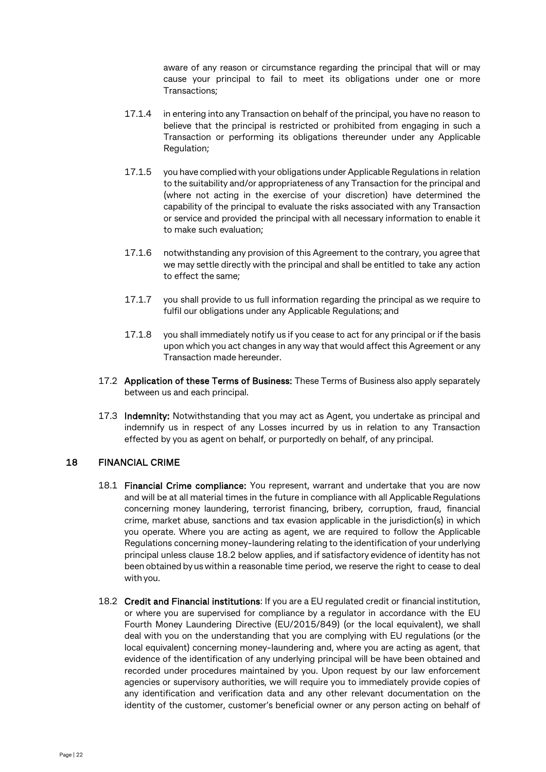aware of any reason or circumstance regarding the principal that will or may cause your principal to fail to meet its obligations under one or more Transactions;

17.1.4 in entering into any Transaction on behalf of the principal, you have no reason to believe that the principal is restricted or prohibited from engaging in such a Transaction or performing its obligations thereunder under any Applicable Regulation;

17.1.5 you have complied with your obligations under Applicable Regulations in relation to the suitability and/or appropriateness of any Transaction for the principal and (where not acting in the exercise of your discretion) have determined the capability of the principal to evaluate the risks associated with any Transaction or service and provided the principal with all necessary information to enable it to make such evaluation;

17.1.6 notwithstanding any provision of this Agreement to the contrary, you agree that we may settle directly with the principal and shall be entitled to take any action to effect the same;

17.1.7 you shall provide to us full information regarding the principal as we require to fulfil our obligations under any Applicable Regulations; and

17.1.8 you shall immediately notify us if you cease to act for any principal or if the basis upon which you act changes in any way that would affect this Agreement or any Transaction made hereunder.

17.2 **Application of these Terms of Business:** These Terms of Business also apply separately between us and each principal.

17.3 **Indemnity:** Notwithstanding that you may act as Agent, you undertake as principal and indemnify us in respect of any Losses incurred by us in relation to any Transaction effected by you as agent on behalf, or purportedly on behalf, of any principal.

## 18 FINANCIAL CRIME

18.1 **Financial Crime compliance:** You represent, warrant and undertake that you are now and will be at all material times in the future in compliance with all Applicable Regulations concerning money laundering, terrorist financing, bribery, corruption, fraud, financial crime, market abuse, sanctions and tax evasion applicable in the jurisdiction(s) in which you operate. Where you are acting as agent, we are required to follow the Applicable Regulations concerning money-laundering relating to the identification of your underlying principal unless clause 18.2 below applies, and if satisfactory evidence of identity has not been obtained by us within a reasonable time period, we reserve the right to cease to deal with you.

18.2 **Credit and Financial institutions**: If you are a EU regulated credit or financial institution, or where you are supervised for compliance by a regulator in accordance with the EU Fourth Money Laundering Directive (EU/2015/849) (or the local equivalent), we shall deal with you on the understanding that you are complying with EU regulations (or the local equivalent) concerning money-laundering and, where you are acting as agent, that evidence of the identification of any underlying principal will be have been obtained and recorded under procedures maintained by you. Upon request by our law enforcement agencies or supervisory authorities, we will require you to immediately provide copies of any identification and verification data and any other relevant documentation on the identity of the customer, customer's beneficial owner or any person acting on behalf of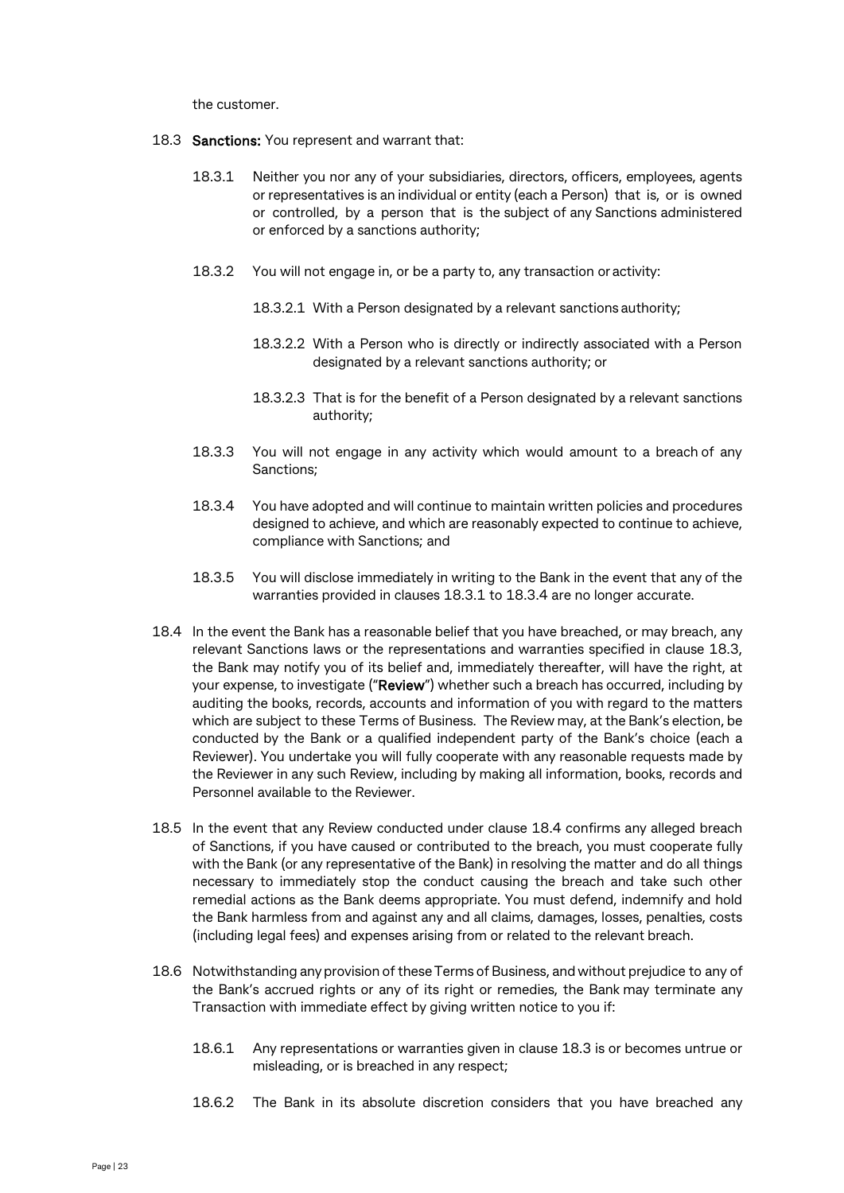the customer.

18.3 **Sanctions:** You represent and warrant that:

18.3.1 Neither you nor any of your subsidiaries, directors, officers, employees, agents or representatives is an individual or entity (each a Person) that is, or is owned or controlled, by a person that is the subject of any Sanctions administered or enforced by a sanctions authority;

18.3.2 You will not engage in, or be a party to, any transaction or activity:

18.3.2.1 With a Person designated by a relevant sanctions authority;

18.3.2.2 With a Person who is directly or indirectly associated with a Person designated by a relevant sanctions authority; or

18.3.2.3 That is for the benefit of a Person designated by a relevant sanctions authority;

18.3.3 You will not engage in any activity which would amount to a breach of any Sanctions;

18.3.4 You have adopted and will continue to maintain written policies and procedures designed to achieve, and which are reasonably expected to continue to achieve, compliance with Sanctions; and

18.3.5 You will disclose immediately in writing to the Bank in the event that any of the warranties provided in clauses 18.3.1 to 18.3.4 are no longer accurate.

18.4 In the event the Bank has a reasonable belief that you have breached, or may breach, any relevant Sanctions laws or the representations and warranties specified in clause 18.3, the Bank may notify you of its belief and, immediately thereafter, will have the right, at your expense, to investigate ("**Review**") whether such a breach has occurred, including by auditing the books, records, accounts and information of you with regard to the matters which are subject to these Terms of Business. The Review may, at the Bank's election, be conducted by the Bank or a qualified independent party of the Bank's choice (each a Reviewer). You undertake you will fully cooperate with any reasonable requests made by the Reviewer in any such Review, including by making all information, books, records and Personnel available to the Reviewer.

18.5 In the event that any Review conducted under clause 18.4 confirms any alleged breach of Sanctions, if you have caused or contributed to the breach, you must cooperate fully with the Bank (or any representative of the Bank) in resolving the matter and do all things necessary to immediately stop the conduct causing the breach and take such other remedial actions as the Bank deems appropriate. You must defend, indemnify and hold the Bank harmless from and against any and all claims, damages, losses, penalties, costs (including legal fees) and expenses arising from or related to the relevant breach.

18.6 Notwithstanding any provision of these Terms of Business, and without prejudice to any of the Bank's accrued rights or any of its right or remedies, the Bank may terminate any Transaction with immediate effect by giving written notice to you if:

18.6.1 Any representations or warranties given in clause 18.3 is or becomes untrue or misleading, or is breached in any respect;

18.6.2 The Bank in its absolute discretion considers that you have breached any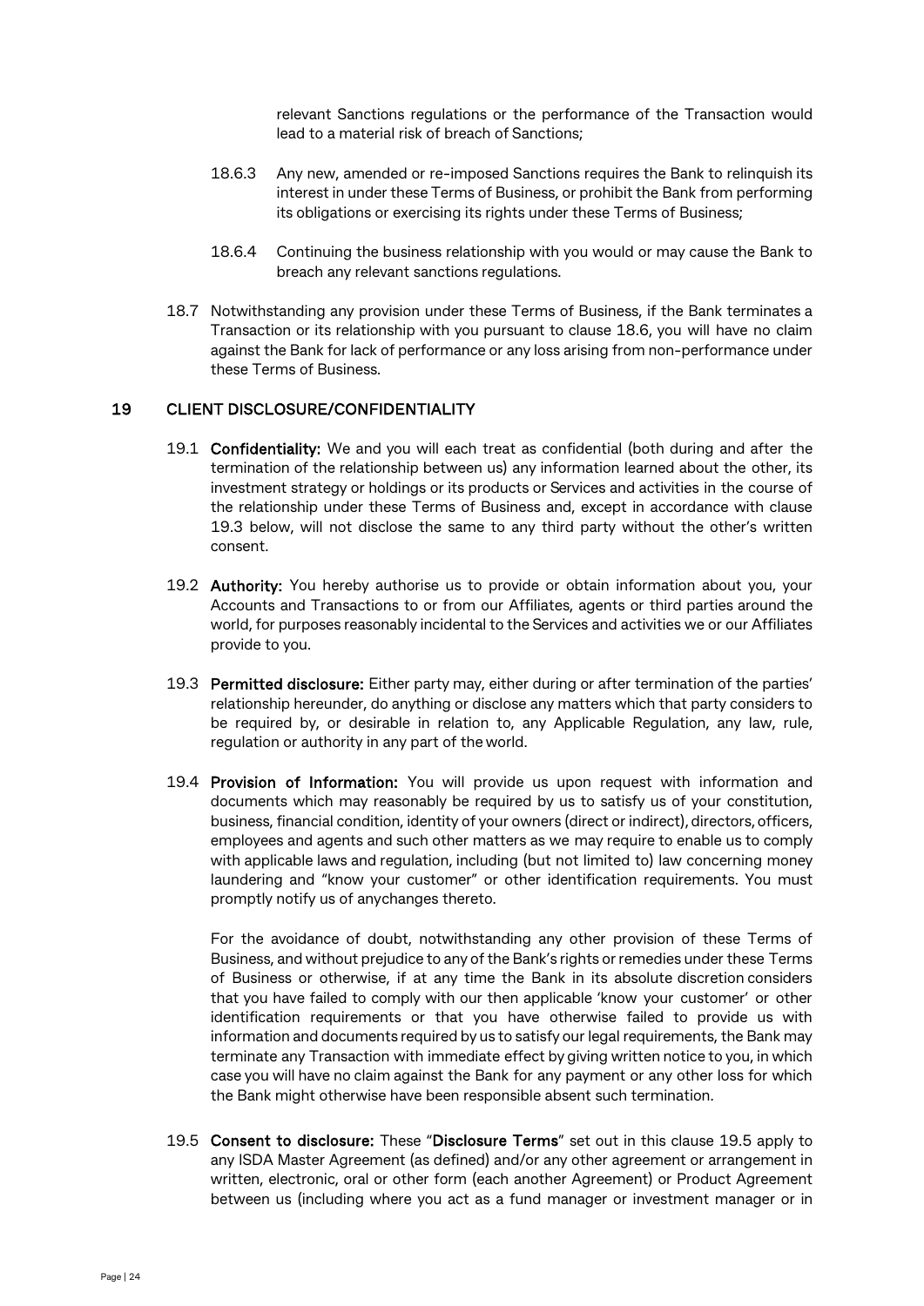relevant Sanctions regulations or the performance of the Transaction would lead to a material risk of breach of Sanctions;

18.6.3 Any new, amended or re-imposed Sanctions requires the Bank to relinquish its interest in under these Terms of Business, or prohibit the Bank from performing its obligations or exercising its rights under these Terms of Business;

18.6.4 Continuing the business relationship with you would or may cause the Bank to breach any relevant sanctions regulations.

18.7 Notwithstanding any provision under these Terms of Business, if the Bank terminates a Transaction or its relationship with you pursuant to clause 18.6, you will have no claim against the Bank for lack of performance or any loss arising from non-performance under these Terms of Business.

## 19 CLIENT DISCLOSURE/CONFIDENTIALITY

19.1 **Confidentiality:** We and you will each treat as confidential (both during and after the termination of the relationship between us) any information learned about the other, its investment strategy or holdings or its products or Services and activities in the course of the relationship under these Terms of Business and, except in accordance with clause 19.3 below, will not disclose the same to any third party without the other's written consent.

19.2 **Authority:** You hereby authorise us to provide or obtain information about you, your Accounts and Transactions to or from our Affiliates, agents or third parties around the world, for purposes reasonably incidental to the Services and activities we or our Affiliates provide to you.

19.3 **Permitted disclosure:** Either party may, either during or after termination of the parties' relationship hereunder, do anything or disclose any matters which that party considers to be required by, or desirable in relation to, any Applicable Regulation, any law, rule, regulation or authority in any part of the world.

19.4 **Provision of Information:** You will provide us upon request with information and documents which may reasonably be required by us to satisfy us of your constitution, business, financial condition, identity of your owners (direct or indirect), directors, officers, employees and agents and such other matters as we may require to enable us to comply with applicable laws and regulation, including (but not limited to) law concerning money laundering and "know your customer" or other identification requirements. You must promptly notify us of anychanges thereto.

For the avoidance of doubt, notwithstanding any other provision of these Terms of Business, and without prejudice to any of the Bank's rights or remedies under these Terms of Business or otherwise, if at any time the Bank in its absolute discretion considers that you have failed to comply with our then applicable 'know your customer' or other identification requirements or that you have otherwise failed to provide us with information and documents required by us to satisfy our legal requirements, the Bank may terminate any Transaction with immediate effect by giving written notice to you, in which case you will have no claim against the Bank for any payment or any other loss for which the Bank might otherwise have been responsible absent such termination.

19.5 **Consent to disclosure:** These "**Disclosure Terms**" set out in this clause 19.5 apply to any ISDA Master Agreement (as defined) and/or any other agreement or arrangement in written, electronic, oral or other form (each another Agreement) or Product Agreement between us (including where you act as a fund manager or investment manager or in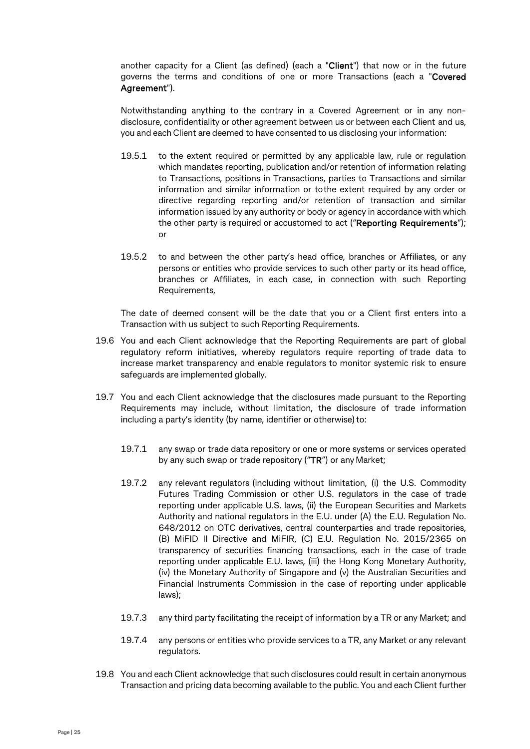another capacity for a Client (as defined) (each a "**Client**") that now or in the future governs the terms and conditions of one or more Transactions (each a "**Covered Agreement**").

Notwithstanding anything to the contrary in a Covered Agreement or in any non-disclosure, confidentiality or other agreement between us or between each Client and us, you and each Client are deemed to have consented to us disclosing your information:

19.5.1 to the extent required or permitted by any applicable law, rule or regulation which mandates reporting, publication and/or retention of information relating to Transactions, positions in Transactions, parties to Transactions and similar information and similar information or tothe extent required by any order or directive regarding reporting and/or retention of transaction and similar information issued by any authority or body or agency in accordance with which the other party is required or accustomed to act ("**Reporting Requirements**"); or

19.5.2 to and between the other party's head office, branches or Affiliates, or any persons or entities who provide services to such other party or its head office, branches or Affiliates, in each case, in connection with such Reporting Requirements,

The date of deemed consent will be the date that you or a Client first enters into a Transaction with us subject to such Reporting Requirements.

19.6 You and each Client acknowledge that the Reporting Requirements are part of global regulatory reform initiatives, whereby regulators require reporting of trade data to increase market transparency and enable regulators to monitor systemic risk to ensure safeguards are implemented globally.

19.7 You and each Client acknowledge that the disclosures made pursuant to the Reporting Requirements may include, without limitation, the disclosure of trade information including a party's identity (by name, identifier or otherwise) to:

19.7.1 any swap or trade data repository or one or more systems or services operated by any such swap or trade repository ("**TR**") or any Market;

19.7.2 any relevant regulators (including without limitation, (i) the U.S. Commodity Futures Trading Commission or other U.S. regulators in the case of trade reporting under applicable U.S. laws, (ii) the European Securities and Markets Authority and national regulators in the E.U. under (A) the E.U. Regulation No. 648/2012 on OTC derivatives, central counterparties and trade repositories, (B) MiFID II Directive and MiFIR, (C) E.U. Regulation No. 2015/2365 on transparency of securities financing transactions, each in the case of trade reporting under applicable E.U. laws, (iii) the Hong Kong Monetary Authority, (iv) the Monetary Authority of Singapore and (v) the Australian Securities and Financial Instruments Commission in the case of reporting under applicable laws);

19.7.3 any third party facilitating the receipt of information by a TR or any Market; and

19.7.4 any persons or entities who provide services to a TR, any Market or any relevant regulators.

19.8 You and each Client acknowledge that such disclosures could result in certain anonymous Transaction and pricing data becoming available to the public. You and each Client further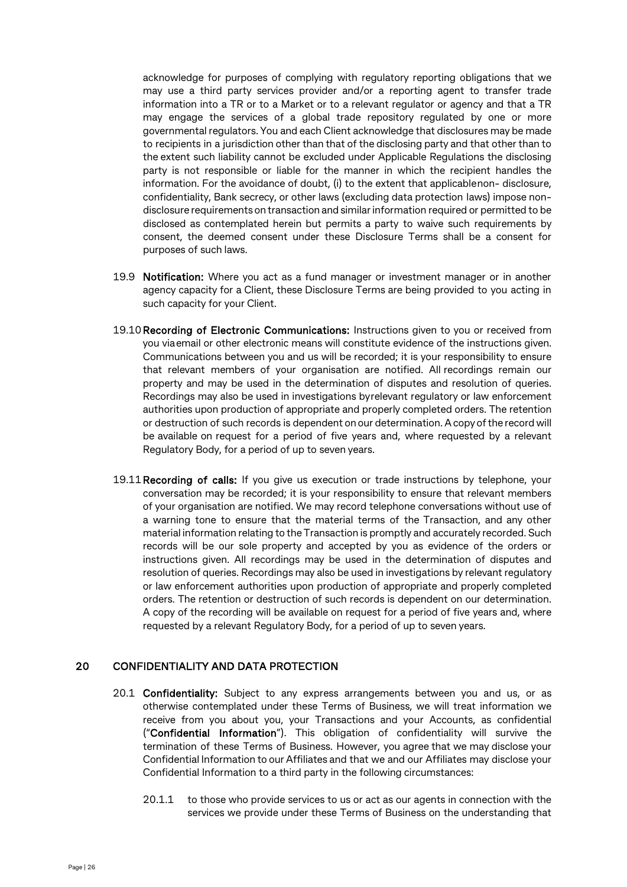acknowledge for purposes of complying with regulatory reporting obligations that we may use a third party services provider and/or a reporting agent to transfer trade information into a TR or to a Market or to a relevant regulator or agency and that a TR may engage the services of a global trade repository regulated by one or more governmental regulators. You and each Client acknowledge that disclosures may be made to recipients in a jurisdiction other than that of the disclosing party and that other than to the extent such liability cannot be excluded under Applicable Regulations the disclosing party is not responsible or liable for the manner in which the recipient handles the information. For the avoidance of doubt, (i) to the extent that applicablenon- disclosure, confidentiality, Bank secrecy, or other laws (excluding data protection laws) impose non-disclosure requirements on transaction and similar information required or permitted to be disclosed as contemplated herein but permits a party to waive such requirements by consent, the deemed consent under these Disclosure Terms shall be a consent for purposes of such laws.

19.9 **Notification:** Where you act as a fund manager or investment manager or in another agency capacity for a Client, these Disclosure Terms are being provided to you acting in such capacity for your Client.

19.10 **Recording of Electronic Communications:** Instructions given to you or received from you viaemail or other electronic means will constitute evidence of the instructions given. Communications between you and us will be recorded; it is your responsibility to ensure that relevant members of your organisation are notified. All recordings remain our property and may be used in the determination of disputes and resolution of queries. Recordings may also be used in investigations byrelevant regulatory or law enforcement authorities upon production of appropriate and properly completed orders. The retention or destruction of such records is dependent on our determination. A copy of the record will be available on request for a period of five years and, where requested by a relevant Regulatory Body, for a period of up to seven years.

19.11 **Recording of calls:** If you give us execution or trade instructions by telephone, your conversation may be recorded; it is your responsibility to ensure that relevant members of your organisation are notified. We may record telephone conversations without use of a warning tone to ensure that the material terms of the Transaction, and any other material information relating to the Transaction is promptly and accurately recorded. Such records will be our sole property and accepted by you as evidence of the orders or instructions given. All recordings may be used in the determination of disputes and resolution of queries. Recordings may also be used in investigations by relevant regulatory or law enforcement authorities upon production of appropriate and properly completed orders. The retention or destruction of such records is dependent on our determination. A copy of the recording will be available on request for a period of five years and, where requested by a relevant Regulatory Body, for a period of up to seven years.

## 20 CONFIDENTIALITY AND DATA PROTECTION

20.1 **Confidentiality:** Subject to any express arrangements between you and us, or as otherwise contemplated under these Terms of Business, we will treat information we receive from you about you, your Transactions and your Accounts, as confidential ("**Confidential Information**"). This obligation of confidentiality will survive the termination of these Terms of Business. However, you agree that we may disclose your Confidential Information to our Affiliates and that we and our Affiliates may disclose your Confidential Information to a third party in the following circumstances:

20.1.1 to those who provide services to us or act as our agents in connection with the services we provide under these Terms of Business on the understanding that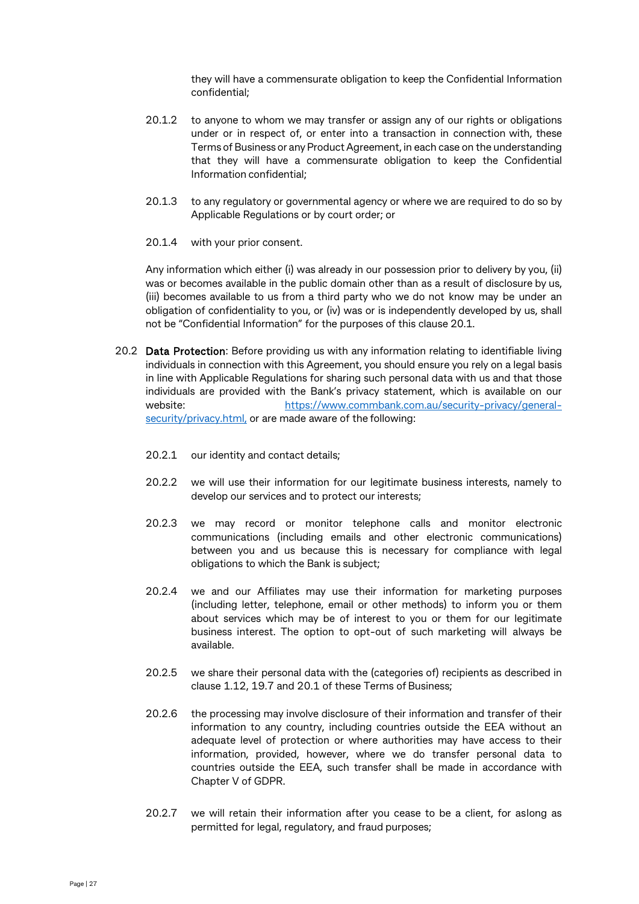they will have a commensurate obligation to keep the Confidential Information confidential;

20.1.2 to anyone to whom we may transfer or assign any of our rights or obligations under or in respect of, or enter into a transaction in connection with, these Terms of Business or any Product Agreement, in each case on the understanding that they will have a commensurate obligation to keep the Confidential Information confidential;

20.1.3 to any regulatory or governmental agency or where we are required to do so by Applicable Regulations or by court order; or

20.1.4 with your prior consent.

Any information which either (i) was already in our possession prior to delivery by you, (ii) was or becomes available in the public domain other than as a result of disclosure by us, (iii) becomes available to us from a third party who we do not know may be under an obligation of confidentiality to you, or (iv) was or is independently developed by us, shall not be "Confidential Information" for the purposes of this clause 20.1.

20.2 **Data Protection**: Before providing us with any information relating to identifiable living individuals in connection with this Agreement, you should ensure you rely on a legal basis in line with Applicable Regulations for sharing such personal data with us and that those individuals are provided with the Bank's privacy statement, which is available on our website: [https://www.commbank.com.au/security-privacy/general-security/privacy.html,](https://www.commbank.com.au/security-privacy/general-security/privacy.html) or are made aware of the following:

20.2.1 our identity and contact details;

20.2.2 we will use their information for our legitimate business interests, namely to develop our services and to protect our interests;

20.2.3 we may record or monitor telephone calls and monitor electronic communications (including emails and other electronic communications) between you and us because this is necessary for compliance with legal obligations to which the Bank is subject;

20.2.4 we and our Affiliates may use their information for marketing purposes (including letter, telephone, email or other methods) to inform you or them about services which may be of interest to you or them for our legitimate business interest. The option to opt-out of such marketing will always be available.

20.2.5 we share their personal data with the (categories of) recipients as described in clause 1.12, 19.7 and 20.1 of these Terms of Business;

20.2.6 the processing may involve disclosure of their information and transfer of their information to any country, including countries outside the EEA without an adequate level of protection or where authorities may have access to their information, provided, however, where we do transfer personal data to countries outside the EEA, such transfer shall be made in accordance with Chapter V of GDPR.

20.2.7 we will retain their information after you cease to be a client, for aslong as permitted for legal, regulatory, and fraud purposes;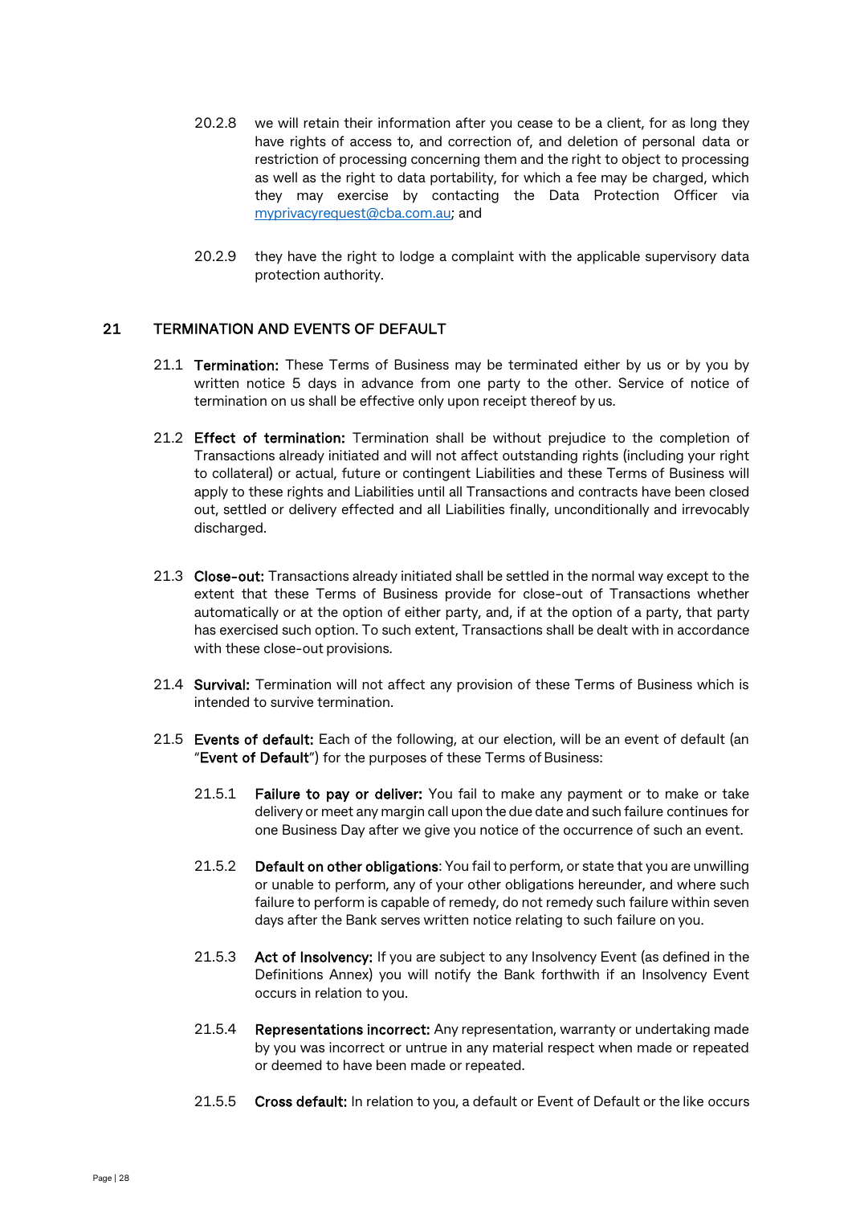20.2.8 we will retain their information after you cease to be a client, for as long they have rights of access to, and correction of, and deletion of personal data or restriction of processing concerning them and the right to object to processing as well as the right to data portability, for which a fee may be charged, which they may exercise by contacting the Data Protection Officer via [myprivacyrequest@cba.com.au](mailto:myprivacyrequest@cba.com.au); and

20.2.9 they have the right to lodge a complaint with the applicable supervisory data protection authority.

## 21 TERMINATION AND EVENTS OF DEFAULT

21.1 **Termination:** These Terms of Business may be terminated either by us or by you by written notice 5 days in advance from one party to the other. Service of notice of termination on us shall be effective only upon receipt thereof by us.

21.2 **Effect of termination:** Termination shall be without prejudice to the completion of Transactions already initiated and will not affect outstanding rights (including your right to collateral) or actual, future or contingent Liabilities and these Terms of Business will apply to these rights and Liabilities until all Transactions and contracts have been closed out, settled or delivery effected and all Liabilities finally, unconditionally and irrevocably discharged.

21.3 **Close-out:** Transactions already initiated shall be settled in the normal way except to the extent that these Terms of Business provide for close-out of Transactions whether automatically or at the option of either party, and, if at the option of a party, that party has exercised such option. To such extent, Transactions shall be dealt with in accordance with these close-out provisions.

21.4 **Survival:** Termination will not affect any provision of these Terms of Business which is intended to survive termination.

21.5 **Events of default:** Each of the following, at our election, will be an event of default (an "**Event of Default**") for the purposes of these Terms of Business:

21.5.1 **Failure to pay or deliver:** You fail to make any payment or to make or take delivery or meet any margin call upon the due date and such failure continues for one Business Day after we give you notice of the occurrence of such an event.

21.5.2 **Default on other obligations**: You fail to perform, or state that you are unwilling or unable to perform, any of your other obligations hereunder, and where such failure to perform is capable of remedy, do not remedy such failure within seven days after the Bank serves written notice relating to such failure on you.

21.5.3 **Act of Insolvency:** If you are subject to any Insolvency Event (as defined in the Definitions Annex) you will notify the Bank forthwith if an Insolvency Event occurs in relation to you.

21.5.4 **Representations incorrect:** Any representation, warranty or undertaking made by you was incorrect or untrue in any material respect when made or repeated or deemed to have been made or repeated.

21.5.5 **Cross default:** In relation to you, a default or Event of Default or the like occurs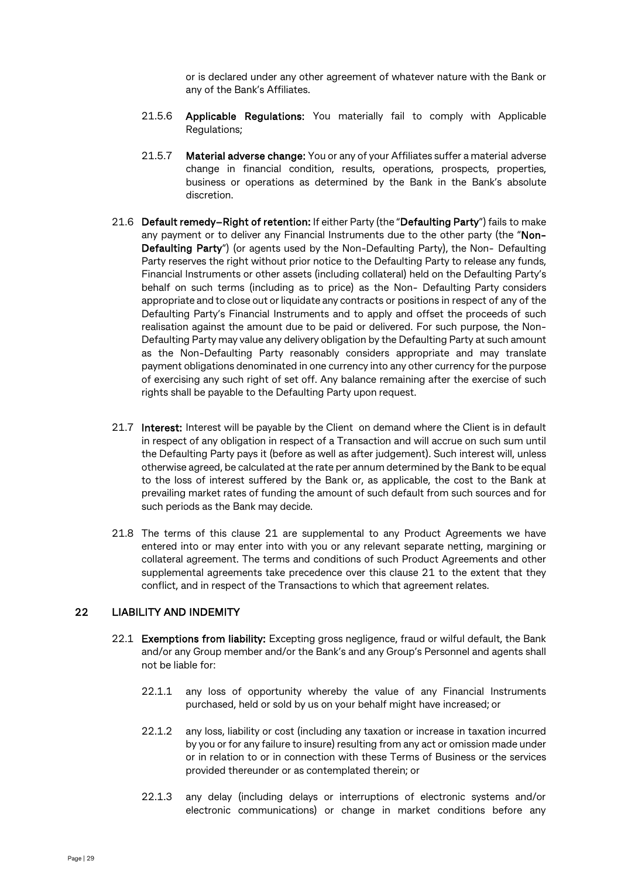or is declared under any other agreement of whatever nature with the Bank or any of the Bank's Affiliates.

21.5.6 **Applicable Regulations:** You materially fail to comply with Applicable Regulations;

21.5.7 **Material adverse change:** You or any of your Affiliates suffer a material adverse change in financial condition, results, operations, prospects, properties, business or operations as determined by the Bank in the Bank's absolute discretion.

21.6 **Default remedy–Right of retention:** If either Party (the "**Defaulting Party**") fails to make any payment or to deliver any Financial Instruments due to the other party (the "**Non-Defaulting Party**") (or agents used by the Non-Defaulting Party), the Non- Defaulting Party reserves the right without prior notice to the Defaulting Party to release any funds, Financial Instruments or other assets (including collateral) held on the Defaulting Party's behalf on such terms (including as to price) as the Non- Defaulting Party considers appropriate and to close out or liquidate any contracts or positions in respect of any of the Defaulting Party's Financial Instruments and to apply and offset the proceeds of such realisation against the amount due to be paid or delivered. For such purpose, the Non-Defaulting Party may value any delivery obligation by the Defaulting Party at such amount as the Non-Defaulting Party reasonably considers appropriate and may translate payment obligations denominated in one currency into any other currency for the purpose of exercising any such right of set off. Any balance remaining after the exercise of such rights shall be payable to the Defaulting Party upon request.

21.7 **Interest:** Interest will be payable by the Client on demand where the Client is in default in respect of any obligation in respect of a Transaction and will accrue on such sum until the Defaulting Party pays it (before as well as after judgement). Such interest will, unless otherwise agreed, be calculated at the rate per annum determined by the Bank to be equal to the loss of interest suffered by the Bank or, as applicable, the cost to the Bank at prevailing market rates of funding the amount of such default from such sources and for such periods as the Bank may decide.

21.8 The terms of this clause 21 are supplemental to any Product Agreements we have entered into or may enter into with you or any relevant separate netting, margining or collateral agreement. The terms and conditions of such Product Agreements and other supplemental agreements take precedence over this clause 21 to the extent that they conflict, and in respect of the Transactions to which that agreement relates.

## 22 LIABILITY AND INDEMITY

22.1 **Exemptions from liability:** Excepting gross negligence, fraud or wilful default, the Bank and/or any Group member and/or the Bank's and any Group's Personnel and agents shall not be liable for:

22.1.1 any loss of opportunity whereby the value of any Financial Instruments purchased, held or sold by us on your behalf might have increased; or

22.1.2 any loss, liability or cost (including any taxation or increase in taxation incurred by you or for any failure to insure) resulting from any act or omission made under or in relation to or in connection with these Terms of Business or the services provided thereunder or as contemplated therein; or

22.1.3 any delay (including delays or interruptions of electronic systems and/or electronic communications) or change in market conditions before any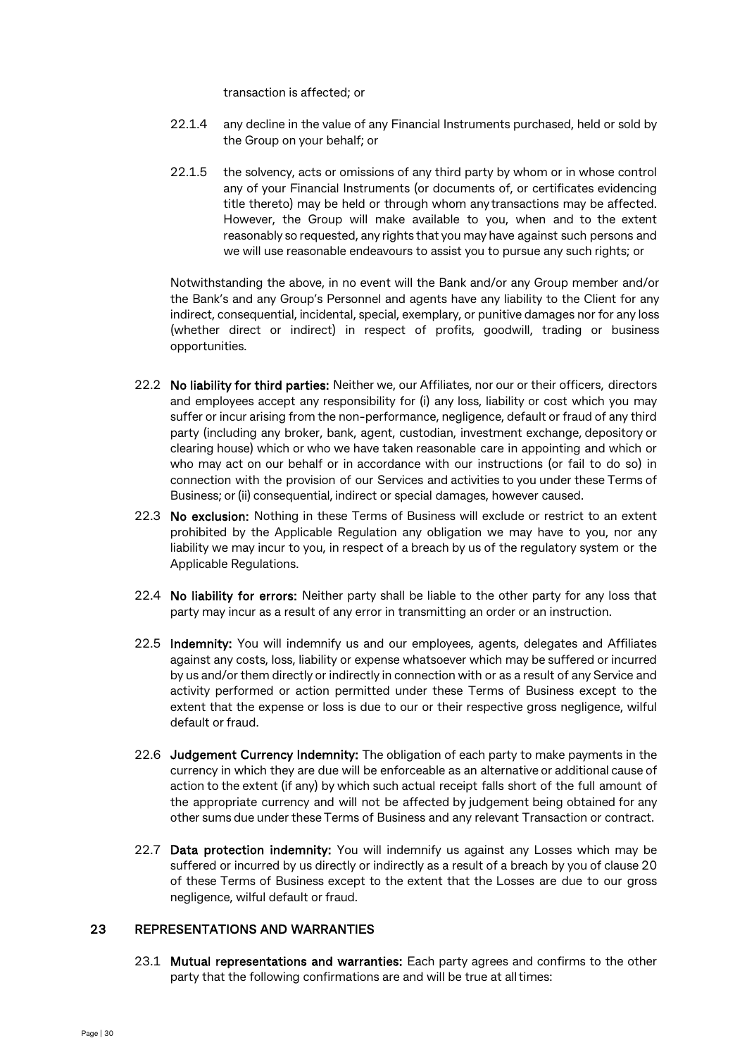transaction is affected; or

22.1.4 any decline in the value of any Financial Instruments purchased, held or sold by the Group on your behalf; or

22.1.5 the solvency, acts or omissions of any third party by whom or in whose control any of your Financial Instruments (or documents of, or certificates evidencing title thereto) may be held or through whom any transactions may be affected. However, the Group will make available to you, when and to the extent reasonably so requested, any rights that you may have against such persons and we will use reasonable endeavours to assist you to pursue any such rights; or

Notwithstanding the above, in no event will the Bank and/or any Group member and/or the Bank's and any Group's Personnel and agents have any liability to the Client for any indirect, consequential, incidental, special, exemplary, or punitive damages nor for any loss (whether direct or indirect) in respect of profits, goodwill, trading or business opportunities.

22.2 **No liability for third parties:** Neither we, our Affiliates, nor our or their officers, directors and employees accept any responsibility for (i) any loss, liability or cost which you may suffer or incur arising from the non-performance, negligence, default or fraud of any third party (including any broker, bank, agent, custodian, investment exchange, depository or clearing house) which or who we have taken reasonable care in appointing and which or who may act on our behalf or in accordance with our instructions (or fail to do so) in connection with the provision of our Services and activities to you under these Terms of Business; or (ii) consequential, indirect or special damages, however caused.

22.3 **No exclusion:** Nothing in these Terms of Business will exclude or restrict to an extent prohibited by the Applicable Regulation any obligation we may have to you, nor any liability we may incur to you, in respect of a breach by us of the regulatory system or the Applicable Regulations.

22.4 **No liability for errors:** Neither party shall be liable to the other party for any loss that party may incur as a result of any error in transmitting an order or an instruction.

22.5 **Indemnity:** You will indemnify us and our employees, agents, delegates and Affiliates against any costs, loss, liability or expense whatsoever which may be suffered or incurred by us and/or them directly or indirectly in connection with or as a result of any Service and activity performed or action permitted under these Terms of Business except to the extent that the expense or loss is due to our or their respective gross negligence, wilful default or fraud.

22.6 **Judgement Currency Indemnity:** The obligation of each party to make payments in the currency in which they are due will be enforceable as an alternative or additional cause of action to the extent (if any) by which such actual receipt falls short of the full amount of the appropriate currency and will not be affected by judgement being obtained for any other sums due under these Terms of Business and any relevant Transaction or contract.

22.7 **Data protection indemnity:** You will indemnify us against any Losses which may be suffered or incurred by us directly or indirectly as a result of a breach by you of clause 20 of these Terms of Business except to the extent that the Losses are due to our gross negligence, wilful default or fraud.

## 23 REPRESENTATIONS AND WARRANTIES

23.1 **Mutual representations and warranties:** Each party agrees and confirms to the other party that the following confirmations are and will be true at all times: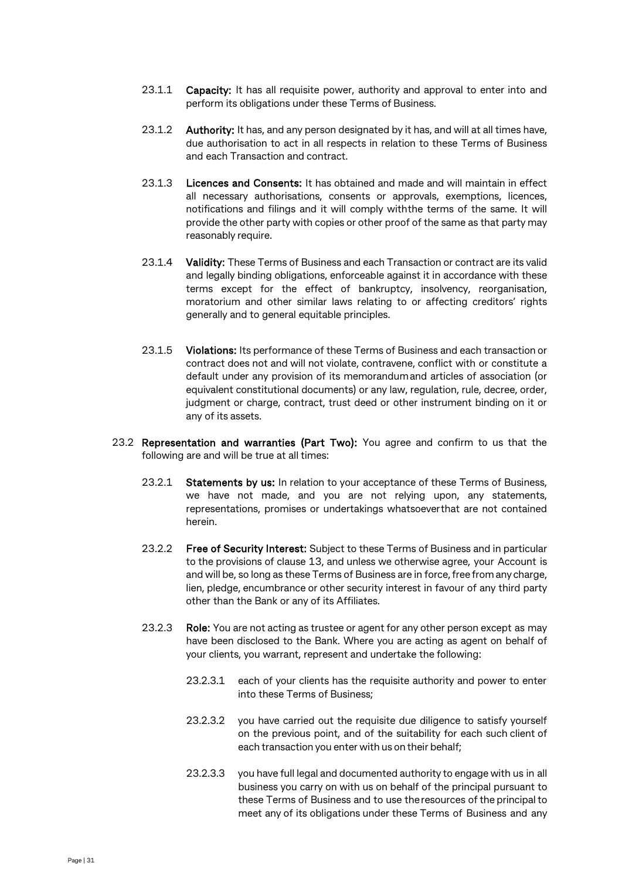23.1.1 **Capacity:** It has all requisite power, authority and approval to enter into and perform its obligations under these Terms of Business.

23.1.2 **Authority:** It has, and any person designated by it has, and will at all times have, due authorisation to act in all respects in relation to these Terms of Business and each Transaction and contract.

23.1.3 **Licences and Consents:** It has obtained and made and will maintain in effect all necessary authorisations, consents or approvals, exemptions, licences, notifications and filings and it will comply with the terms of the same. It will provide the other party with copies or other proof of the same as that party may reasonably require.

23.1.4 **Validity:** These Terms of Business and each Transaction or contract are its valid and legally binding obligations, enforceable against it in accordance with these terms except for the effect of bankruptcy, insolvency, reorganisation, moratorium and other similar laws relating to or affecting creditors' rights generally and to general equitable principles.

23.1.5 **Violations:** Its performance of these Terms of Business and each transaction or contract does not and will not violate, contravene, conflict with or constitute a default under any provision of its memorandum and articles of association (or equivalent constitutional documents) or any law, regulation, rule, decree, order, judgment or charge, contract, trust deed or other instrument binding on it or any of its assets.

23.2 **Representation and warranties (Part Two):** You agree and confirm to us that the following are and will be true at all times:

23.2.1 **Statements by us:** In relation to your acceptance of these Terms of Business, we have not made, and you are not relying upon, any statements, representations, promises or undertakings whatsoever that are not contained herein.

23.2.2 **Free of Security Interest:** Subject to these Terms of Business and in particular to the provisions of clause 13, and unless we otherwise agree, your Account is and will be, so long as these Terms of Business are in force, free from any charge, lien, pledge, encumbrance or other security interest in favour of any third party other than the Bank or any of its Affiliates.

23.2.3 **Role:** You are not acting as trustee or agent for any other person except as may have been disclosed to the Bank. Where you are acting as agent on behalf of your clients, you warrant, represent and undertake the following:

23.2.3.1 each of your clients has the requisite authority and power to enter into these Terms of Business;

23.2.3.2 you have carried out the requisite due diligence to satisfy yourself on the previous point, and of the suitability for each such client of each transaction you enter with us on their behalf;

23.2.3.3 you have full legal and documented authority to engage with us in all business you carry on with us on behalf of the principal pursuant to these Terms of Business and to use the resources of the principal to meet any of its obligations under these Terms of Business and any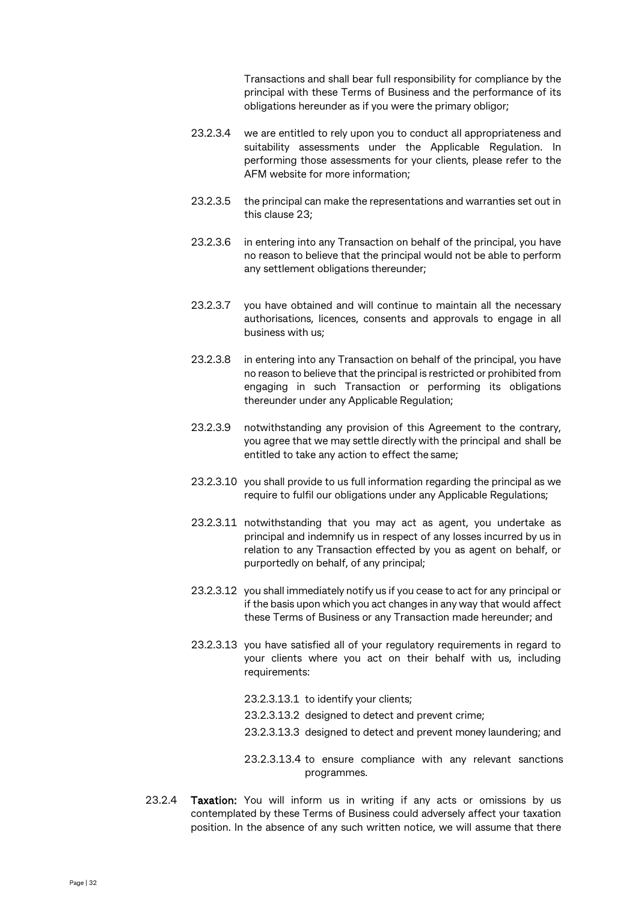Transactions and shall bear full responsibility for compliance by the principal with these Terms of Business and the performance of its obligations hereunder as if you were the primary obligor;

23.2.3.4 we are entitled to rely upon you to conduct all appropriateness and suitability assessments under the Applicable Regulation. In performing those assessments for your clients, please refer to the AFM website for more information;

23.2.3.5 the principal can make the representations and warranties set out in this clause 23;

23.2.3.6 in entering into any Transaction on behalf of the principal, you have no reason to believe that the principal would not be able to perform any settlement obligations thereunder;

23.2.3.7 you have obtained and will continue to maintain all the necessary authorisations, licences, consents and approvals to engage in all business with us;

23.2.3.8 in entering into any Transaction on behalf of the principal, you have no reason to believe that the principal is restricted or prohibited from engaging in such Transaction or performing its obligations thereunder under any Applicable Regulation;

23.2.3.9 notwithstanding any provision of this Agreement to the contrary, you agree that we may settle directly with the principal and shall be entitled to take any action to effect the same;

23.2.3.10 you shall provide to us full information regarding the principal as we require to fulfil our obligations under any Applicable Regulations;

23.2.3.11 notwithstanding that you may act as agent, you undertake as principal and indemnify us in respect of any losses incurred by us in relation to any Transaction effected by you as agent on behalf, or purportedly on behalf, of any principal;

23.2.3.12 you shall immediately notify us if you cease to act for any principal or if the basis upon which you act changes in any way that would affect these Terms of Business or any Transaction made hereunder; and

23.2.3.13 you have satisfied all of your regulatory requirements in regard to your clients where you act on their behalf with us, including requirements:

23.2.3.13.1 to identify your clients;

23.2.3.13.2 designed to detect and prevent crime;

23.2.3.13.3 designed to detect and prevent money laundering; and

23.2.3.13.4 to ensure compliance with any relevant sanctions programmes.

23.2.4 **Taxation:** You will inform us in writing if any acts or omissions by us contemplated by these Terms of Business could adversely affect your taxation position. In the absence of any such written notice, we will assume that there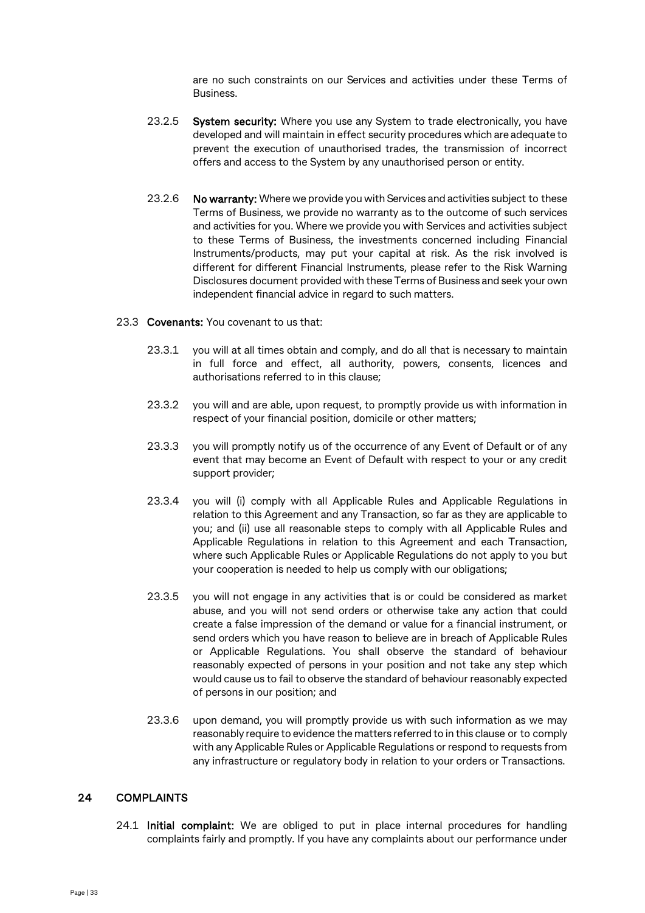are no such constraints on our Services and activities under these Terms of Business.

23.2.5 **System security:** Where you use any System to trade electronically, you have developed and will maintain in effect security procedures which are adequate to prevent the execution of unauthorised trades, the transmission of incorrect offers and access to the System by any unauthorised person or entity.

23.2.6 **No warranty:** Where we provide you with Services and activities subject to these Terms of Business, we provide no warranty as to the outcome of such services and activities for you. Where we provide you with Services and activities subject to these Terms of Business, the investments concerned including Financial Instruments/products, may put your capital at risk. As the risk involved is different for different Financial Instruments, please refer to the Risk Warning Disclosures document provided with these Terms of Business and seek your own independent financial advice in regard to such matters.

23.3 **Covenants:** You covenant to us that:

23.3.1 you will at all times obtain and comply, and do all that is necessary to maintain in full force and effect, all authority, powers, consents, licences and authorisations referred to in this clause;

23.3.2 you will and are able, upon request, to promptly provide us with information in respect of your financial position, domicile or other matters;

23.3.3 you will promptly notify us of the occurrence of any Event of Default or of any event that may become an Event of Default with respect to your or any credit support provider;

23.3.4 you will (i) comply with all Applicable Rules and Applicable Regulations in relation to this Agreement and any Transaction, so far as they are applicable to you; and (ii) use all reasonable steps to comply with all Applicable Rules and Applicable Regulations in relation to this Agreement and each Transaction, where such Applicable Rules or Applicable Regulations do not apply to you but your cooperation is needed to help us comply with our obligations;

23.3.5 you will not engage in any activities that is or could be considered as market abuse, and you will not send orders or otherwise take any action that could create a false impression of the demand or value for a financial instrument, or send orders which you have reason to believe are in breach of Applicable Rules or Applicable Regulations. You shall observe the standard of behaviour reasonably expected of persons in your position and not take any step which would cause us to fail to observe the standard of behaviour reasonably expected of persons in our position; and

23.3.6 upon demand, you will promptly provide us with such information as we may reasonably require to evidence the matters referred to in this clause or to comply with any Applicable Rules or Applicable Regulations or respond to requests from any infrastructure or regulatory body in relation to your orders or Transactions.

## 24 COMPLAINTS

24.1 **Initial complaint:** We are obliged to put in place internal procedures for handling complaints fairly and promptly. If you have any complaints about our performance under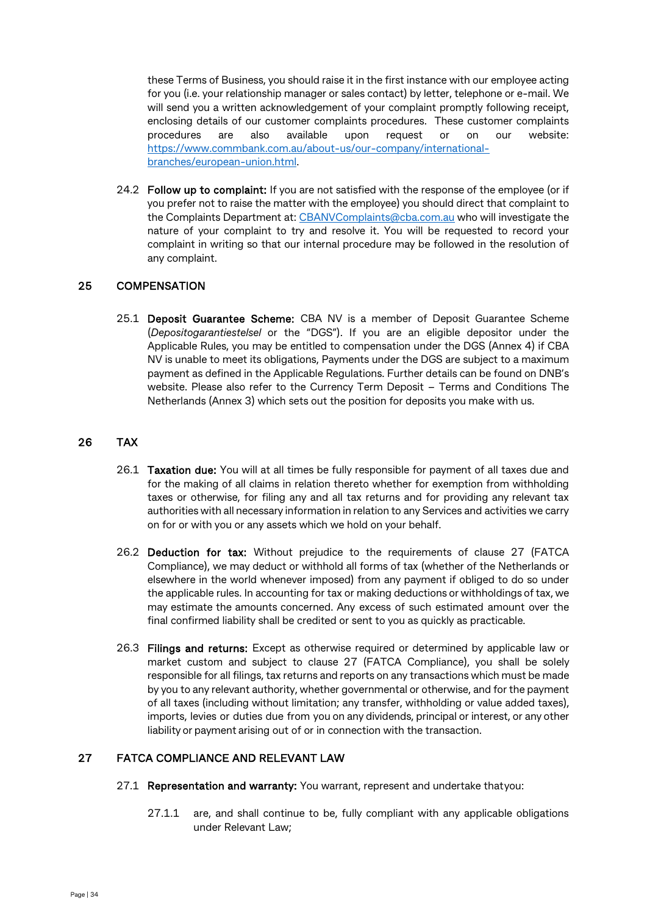these Terms of Business, you should raise it in the first instance with our employee acting for you (i.e. your relationship manager or sales contact) by letter, telephone or e-mail. We will send you a written acknowledgement of your complaint promptly following receipt, enclosing details of our customer complaints procedures. These customer complaints procedures are also available upon request or on our website: [https://www.commbank.com.au/about-us/our-company/international-branches/european-union.html](https://www.commbank.com.au/about-us/our-company/international-branches/european-union.html).

24.2 **Follow up to complaint:** If you are not satisfied with the response of the employee (or if you prefer not to raise the matter with the employee) you should direct that complaint to the Complaints Department at: [CBANVComplaints@cba.com.au](mailto:CBANVComplaints@cba.com.au) who will investigate the nature of your complaint to try and resolve it. You will be requested to record your complaint in writing so that our internal procedure may be followed in the resolution of any complaint.

## 25 COMPENSATION

25.1 **Deposit Guarantee Scheme:** CBA NV is a member of Deposit Guarantee Scheme (*Depositogarantiestelsel* or the "DGS"). If you are an eligible depositor under the Applicable Rules, you may be entitled to compensation under the DGS (Annex 4) if CBA NV is unable to meet its obligations, Payments under the DGS are subject to a maximum payment as defined in the Applicable Regulations. Further details can be found on DNB's website. Please also refer to the Currency Term Deposit – Terms and Conditions The Netherlands (Annex 3) which sets out the position for deposits you make with us.

## 26 TAX

26.1 **Taxation due:** You will at all times be fully responsible for payment of all taxes due and for the making of all claims in relation thereto whether for exemption from withholding taxes or otherwise, for filing any and all tax returns and for providing any relevant tax authorities with all necessary information in relation to any Services and activities we carry on for or with you or any assets which we hold on your behalf.

26.2 **Deduction for tax:** Without prejudice to the requirements of clause 27 (FATCA Compliance), we may deduct or withhold all forms of tax (whether of the Netherlands or elsewhere in the world whenever imposed) from any payment if obliged to do so under the applicable rules. In accounting for tax or making deductions or withholdings of tax, we may estimate the amounts concerned. Any excess of such estimated amount over the final confirmed liability shall be credited or sent to you as quickly as practicable.

26.3 **Filings and returns:** Except as otherwise required or determined by applicable law or market custom and subject to clause 27 (FATCA Compliance), you shall be solely responsible for all filings, tax returns and reports on any transactions which must be made by you to any relevant authority, whether governmental or otherwise, and for the payment of all taxes (including without limitation; any transfer, withholding or value added taxes), imports, levies or duties due from you on any dividends, principal or interest, or any other liability or payment arising out of or in connection with the transaction.

## 27 FATCA COMPLIANCE AND RELEVANT LAW

27.1 **Representation and warranty:** You warrant, represent and undertake thatyou:

27.1.1 are, and shall continue to be, fully compliant with any applicable obligations under Relevant Law;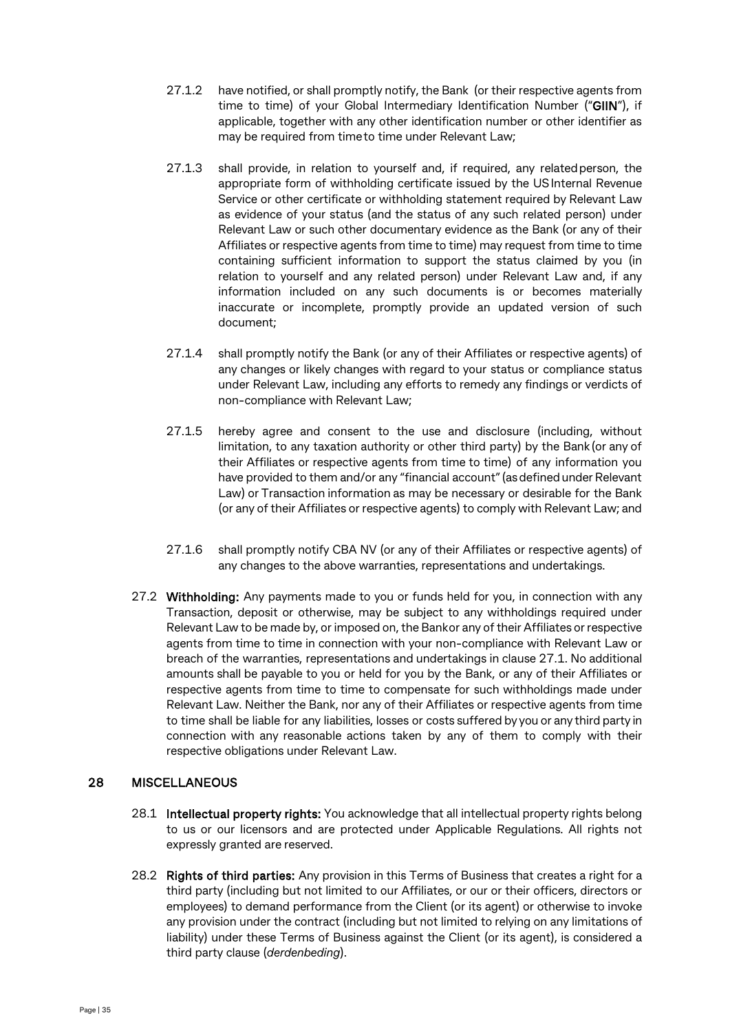27.1.2 have notified, or shall promptly notify, the Bank (or their respective agents from time to time) of your Global Intermediary Identification Number ("**GIIN**"), if applicable, together with any other identification number or other identifier as may be required from time to time under Relevant Law;

27.1.3 shall provide, in relation to yourself and, if required, any related person, the appropriate form of withholding certificate issued by the US Internal Revenue Service or other certificate or withholding statement required by Relevant Law as evidence of your status (and the status of any such related person) under Relevant Law or such other documentary evidence as the Bank (or any of their Affiliates or respective agents from time to time) may request from time to time containing sufficient information to support the status claimed by you (in relation to yourself and any related person) under Relevant Law and, if any information included on any such documents is or becomes materially inaccurate or incomplete, promptly provide an updated version of such document;

27.1.4 shall promptly notify the Bank (or any of their Affiliates or respective agents) of any changes or likely changes with regard to your status or compliance status under Relevant Law, including any efforts to remedy any findings or verdicts of non-compliance with Relevant Law;

27.1.5 hereby agree and consent to the use and disclosure (including, without limitation, to any taxation authority or other third party) by the Bank (or any of their Affiliates or respective agents from time to time) of any information you have provided to them and/or any "financial account" (as defined under Relevant Law) or Transaction information as may be necessary or desirable for the Bank (or any of their Affiliates or respective agents) to comply with Relevant Law; and

27.1.6 shall promptly notify CBA NV (or any of their Affiliates or respective agents) of any changes to the above warranties, representations and undertakings.

27.2 **Withholding:** Any payments made to you or funds held for you, in connection with any Transaction, deposit or otherwise, may be subject to any withholdings required under Relevant Law to be made by, or imposed on, the Bank or any of their Affiliates or respective agents from time to time in connection with your non-compliance with Relevant Law or breach of the warranties, representations and undertakings in clause 27.1. No additional amounts shall be payable to you or held for you by the Bank, or any of their Affiliates or respective agents from time to time to compensate for such withholdings made under Relevant Law. Neither the Bank, nor any of their Affiliates or respective agents from time to time shall be liable for any liabilities, losses or costs suffered by you or any third party in connection with any reasonable actions taken by any of them to comply with their respective obligations under Relevant Law.

## 28 MISCELLANEOUS

28.1 **Intellectual property rights:** You acknowledge that all intellectual property rights belong to us or our licensors and are protected under Applicable Regulations. All rights not expressly granted are reserved.

28.2 **Rights of third parties:** Any provision in this Terms of Business that creates a right for a third party (including but not limited to our Affiliates, or our or their officers, directors or employees) to demand performance from the Client (or its agent) or otherwise to invoke any provision under the contract (including but not limited to relying on any limitations of liability) under these Terms of Business against the Client (or its agent), is considered a third party clause (*derdenbeding*).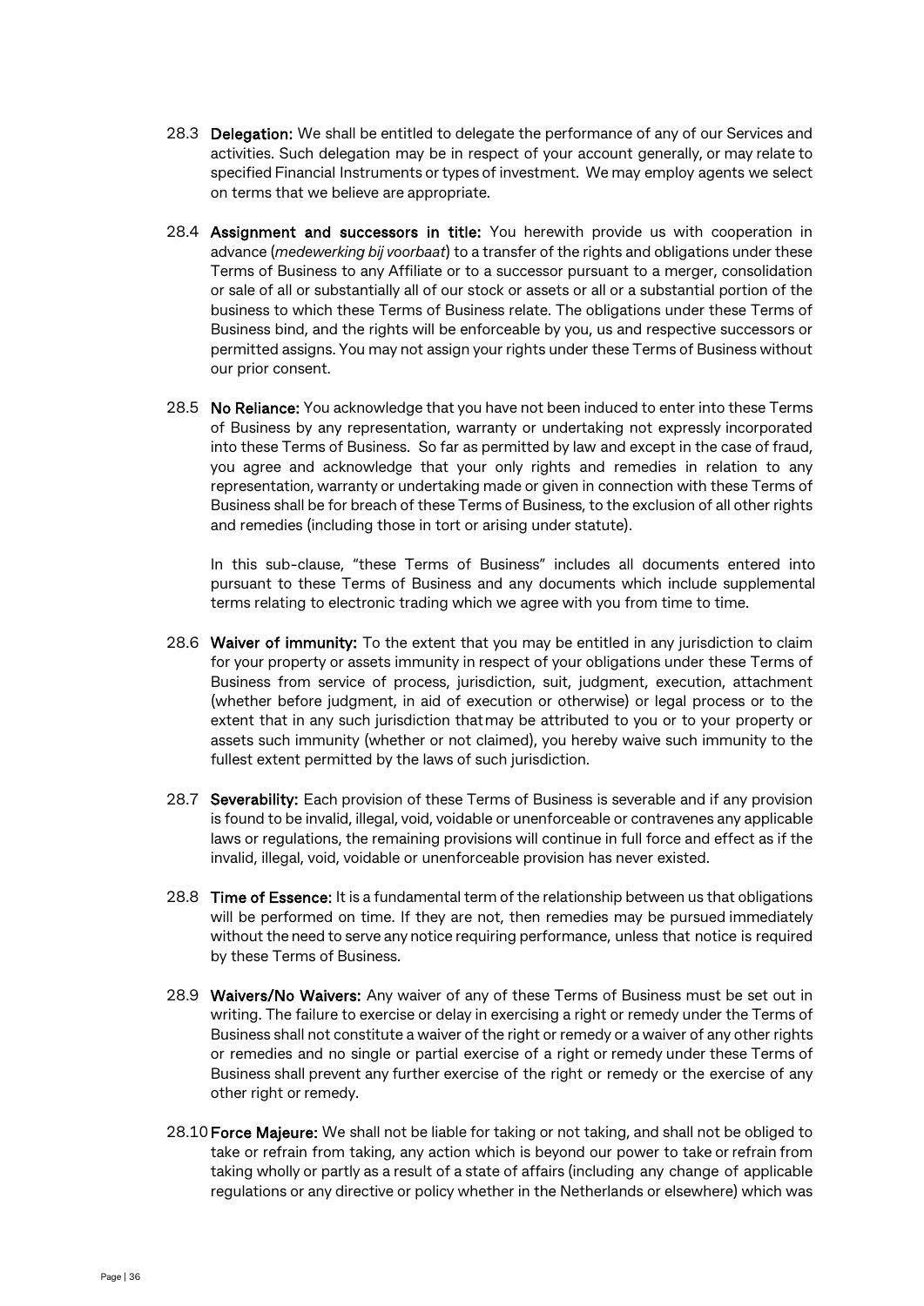28.3 **Delegation:** We shall be entitled to delegate the performance of any of our Services and activities. Such delegation may be in respect of your account generally, or may relate to specified Financial Instruments or types of investment. We may employ agents we select on terms that we believe are appropriate.

28.4 **Assignment and successors in title:** You herewith provide us with cooperation in advance (*medewerking bij voorbaat*) to a transfer of the rights and obligations under these Terms of Business to any Affiliate or to a successor pursuant to a merger, consolidation or sale of all or substantially all of our stock or assets or all or a substantial portion of the business to which these Terms of Business relate. The obligations under these Terms of Business bind, and the rights will be enforceable by you, us and respective successors or permitted assigns. You may not assign your rights under these Terms of Business without our prior consent.

28.5 **No Reliance:** You acknowledge that you have not been induced to enter into these Terms of Business by any representation, warranty or undertaking not expressly incorporated into these Terms of Business. So far as permitted by law and except in the case of fraud, you agree and acknowledge that your only rights and remedies in relation to any representation, warranty or undertaking made or given in connection with these Terms of Business shall be for breach of these Terms of Business, to the exclusion of all other rights and remedies (including those in tort or arising under statute).

In this sub-clause, "these Terms of Business" includes all documents entered into pursuant to these Terms of Business and any documents which include supplemental terms relating to electronic trading which we agree with you from time to time.

28.6 **Waiver of immunity:** To the extent that you may be entitled in any jurisdiction to claim for your property or assets immunity in respect of your obligations under these Terms of Business from service of process, jurisdiction, suit, judgment, execution, attachment (whether before judgment, in aid of execution or otherwise) or legal process or to the extent that in any such jurisdiction that may be attributed to you or to your property or assets such immunity (whether or not claimed), you hereby waive such immunity to the fullest extent permitted by the laws of such jurisdiction.

28.7 **Severability:** Each provision of these Terms of Business is severable and if any provision is found to be invalid, illegal, void, voidable or unenforceable or contravenes any applicable laws or regulations, the remaining provisions will continue in full force and effect as if the invalid, illegal, void, voidable or unenforceable provision has never existed.

28.8 **Time of Essence:** It is a fundamental term of the relationship between us that obligations will be performed on time. If they are not, then remedies may be pursued immediately without the need to serve any notice requiring performance, unless that notice is required by these Terms of Business.

28.9 **Waivers/No Waivers:** Any waiver of any of these Terms of Business must be set out in writing. The failure to exercise or delay in exercising a right or remedy under the Terms of Business shall not constitute a waiver of the right or remedy or a waiver of any other rights or remedies and no single or partial exercise of a right or remedy under these Terms of Business shall prevent any further exercise of the right or remedy or the exercise of any other right or remedy.

28.10 **Force Majeure:** We shall not be liable for taking or not taking, and shall not be obliged to take or refrain from taking, any action which is beyond our power to take or refrain from taking wholly or partly as a result of a state of affairs (including any change of applicable regulations or any directive or policy whether in the Netherlands or elsewhere) which was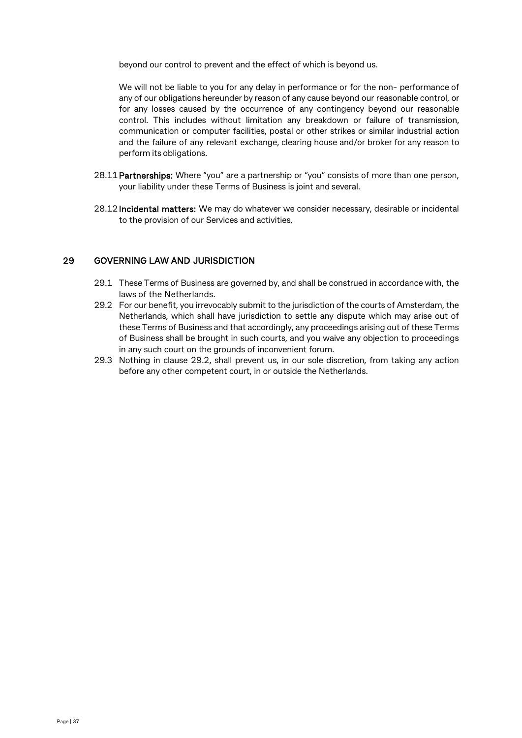beyond our control to prevent and the effect of which is beyond us.

We will not be liable to you for any delay in performance or for the non- performance of any of our obligations hereunder by reason of any cause beyond our reasonable control, or for any losses caused by the occurrence of any contingency beyond our reasonable control. This includes without limitation any breakdown or failure of transmission, communication or computer facilities, postal or other strikes or similar industrial action and the failure of any relevant exchange, clearing house and/or broker for any reason to perform its obligations.

28.11 **Partnerships:** Where "you" are a partnership or "you" consists of more than one person, your liability under these Terms of Business is joint and several.

28.12 **Incidental matters:** We may do whatever we consider necessary, desirable or incidental to the provision of our Services and activities.

## 29 GOVERNING LAW AND JURISDICTION

29.1 These Terms of Business are governed by, and shall be construed in accordance with, the laws of the Netherlands.

29.2 For our benefit, you irrevocably submit to the jurisdiction of the courts of Amsterdam, the Netherlands, which shall have jurisdiction to settle any dispute which may arise out of these Terms of Business and that accordingly, any proceedings arising out of these Terms of Business shall be brought in such courts, and you waive any objection to proceedings in any such court on the grounds of inconvenient forum.

29.3 Nothing in clause 29.2, shall prevent us, in our sole discretion, from taking any action before any other competent court, in or outside the Netherlands.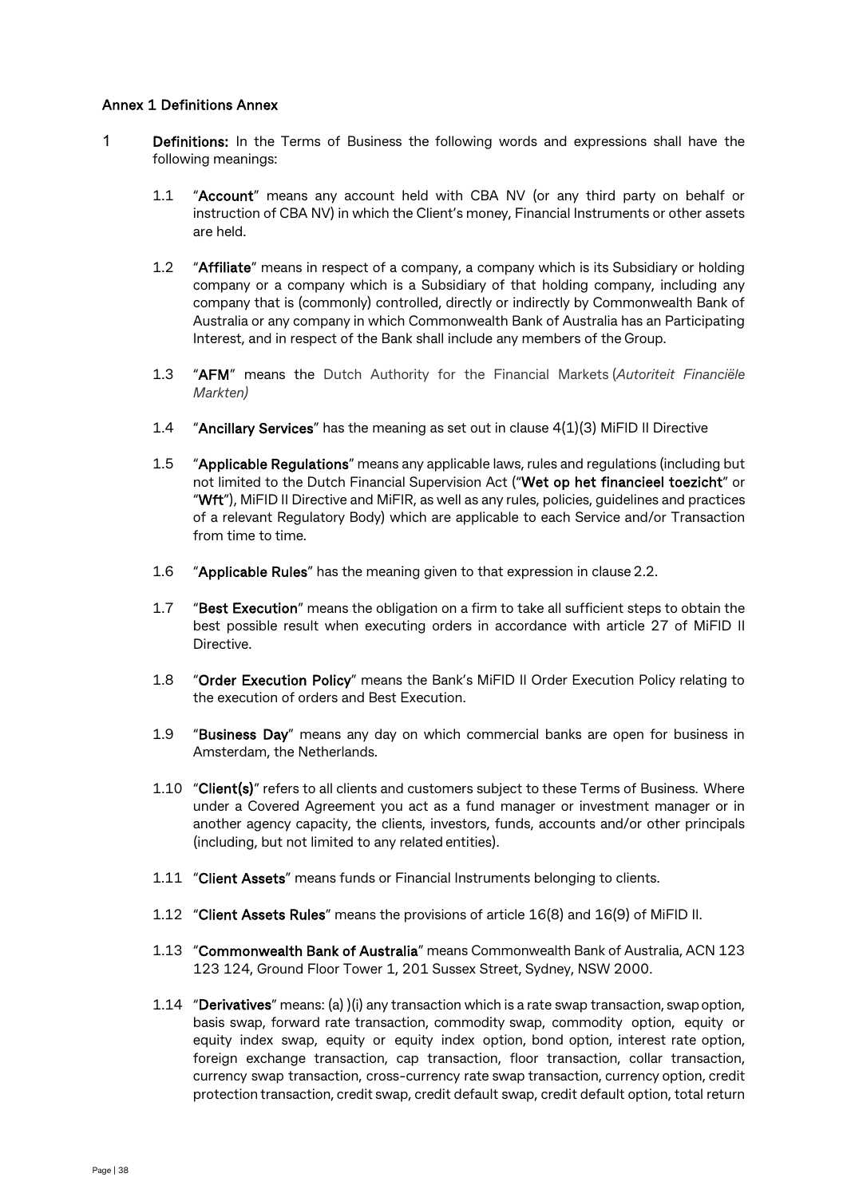### Annex 1 Definitions Annex

1 **Definitions:** In the Terms of Business the following words and expressions shall have the following meanings:

1.1 "**Account**" means any account held with CBA NV (or any third party on behalf or instruction of CBA NV) in which the Client's money, Financial Instruments or other assets are held.

1.2 "**Affiliate**" means in respect of a company, a company which is its Subsidiary or holding company or a company which is a Subsidiary of that holding company, including any company that is (commonly) controlled, directly or indirectly by Commonwealth Bank of Australia or any company in which Commonwealth Bank of Australia has an Participating Interest, and in respect of the Bank shall include any members of the Group.

1.3 "**AFM**" means the Dutch Authority for the Financial Markets (*Autoriteit Financiële Markten)*

1.4 "**Ancillary Services**" has the meaning as set out in clause 4(1)(3) MiFID II Directive

1.5 "**Applicable Regulations**" means any applicable laws, rules and regulations (including but not limited to the Dutch Financial Supervision Act ("**Wet op het financieel toezicht**" or "**Wft**"), MiFID II Directive and MiFIR, as well as any rules, policies, guidelines and practices of a relevant Regulatory Body) which are applicable to each Service and/or Transaction from time to time.

1.6 "**Applicable Rules**" has the meaning given to that expression in clause 2.2.

1.7 "**Best Execution**" means the obligation on a firm to take all sufficient steps to obtain the best possible result when executing orders in accordance with article 27 of MiFID II Directive.

1.8 "**Order Execution Policy**" means the Bank's MiFID II Order Execution Policy relating to the execution of orders and Best Execution.

1.9 "**Business Day**" means any day on which commercial banks are open for business in Amsterdam, the Netherlands.

1.10 "**Client(s)**" refers to all clients and customers subject to these Terms of Business. Where under a Covered Agreement you act as a fund manager or investment manager or in another agency capacity, the clients, investors, funds, accounts and/or other principals (including, but not limited to any related entities).

1.11 "**Client Assets**" means funds or Financial Instruments belonging to clients.

1.12 "**Client Assets Rules**" means the provisions of article 16(8) and 16(9) of MiFID II.

1.13 "**Commonwealth Bank of Australia**" means Commonwealth Bank of Australia, ACN 123 123 124, Ground Floor Tower 1, 201 Sussex Street, Sydney, NSW 2000.

1.14 "**Derivatives**" means: (a) )(i) any transaction which is a rate swap transaction, swap option, basis swap, forward rate transaction, commodity swap, commodity option, equity or equity index swap, equity or equity index option, bond option, interest rate option, foreign exchange transaction, cap transaction, floor transaction, collar transaction, currency swap transaction, cross-currency rate swap transaction, currency option, credit protection transaction, credit swap, credit default swap, credit default option, total return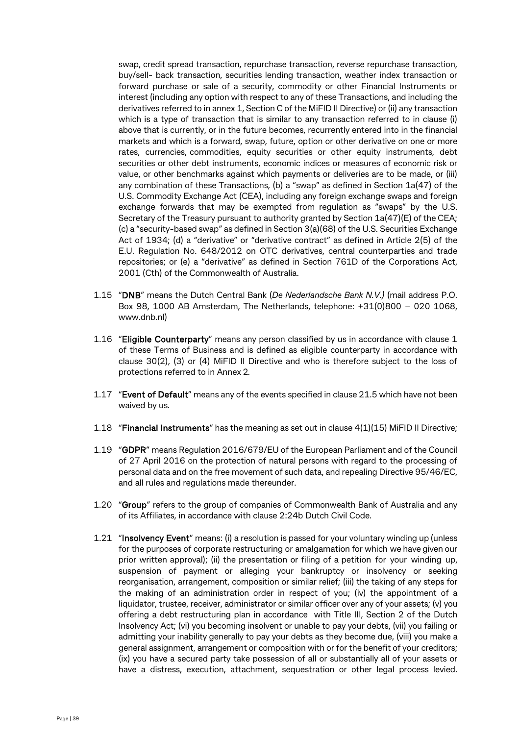swap, credit spread transaction, repurchase transaction, reverse repurchase transaction, buy/sell- back transaction, securities lending transaction, weather index transaction or forward purchase or sale of a security, commodity or other Financial Instruments or interest (including any option with respect to any of these Transactions, and including the derivatives referred to in annex 1, Section C of the MiFID II Directive) or (ii) any transaction which is a type of transaction that is similar to any transaction referred to in clause (i) above that is currently, or in the future becomes, recurrently entered into in the financial markets and which is a forward, swap, future, option or other derivative on one or more rates, currencies, commodities, equity securities or other equity instruments, debt securities or other debt instruments, economic indices or measures of economic risk or value, or other benchmarks against which payments or deliveries are to be made, or (iii) any combination of these Transactions, (b) a "swap" as defined in Section 1a(47) of the U.S. Commodity Exchange Act (CEA), including any foreign exchange swaps and foreign exchange forwards that may be exempted from regulation as "swaps" by the U.S. Secretary of the Treasury pursuant to authority granted by Section 1a(47)(E) of the CEA; (c) a "security-based swap" as defined in Section 3(a)(68) of the U.S. Securities Exchange Act of 1934; (d) a "derivative" or "derivative contract" as defined in Article 2(5) of the E.U. Regulation No. 648/2012 on OTC derivatives, central counterparties and trade repositories; or (e) a "derivative" as defined in Section 761D of the Corporations Act, 2001 (Cth) of the Commonwealth of Australia.

1.15 "**DNB**" means the Dutch Central Bank (*De Nederlandsche Bank N.V.)* (mail address P.O. Box 98, 1000 AB Amsterdam, The Netherlands, telephone: +31(0)800 – 020 1068, www.dnb.nl)

1.16 "**Eligible Counterparty**" means any person classified by us in accordance with clause 1 of these Terms of Business and is defined as eligible counterparty in accordance with clause 30(2), (3) or (4) MiFID II Directive and who is therefore subject to the loss of protections referred to in Annex 2.

1.17 "**Event of Default**" means any of the events specified in clause 21.5 which have not been waived by us.

1.18 "**Financial Instruments**" has the meaning as set out in clause 4(1)(15) MiFID II Directive;

1.19 "**GDPR**" means Regulation 2016/679/EU of the European Parliament and of the Council of 27 April 2016 on the protection of natural persons with regard to the processing of personal data and on the free movement of such data, and repealing Directive 95/46/EC, and all rules and regulations made thereunder.

1.20 "**Group**" refers to the group of companies of Commonwealth Bank of Australia and any of its Affiliates, in accordance with clause 2:24b Dutch Civil Code.

1.21 "**Insolvency Event**" means: (i) a resolution is passed for your voluntary winding up (unless for the purposes of corporate restructuring or amalgamation for which we have given our prior written approval); (ii) the presentation or filing of a petition for your winding up, suspension of payment or alleging your bankruptcy or insolvency or seeking reorganisation, arrangement, composition or similar relief; (iii) the taking of any steps for the making of an administration order in respect of you; (iv) the appointment of a liquidator, trustee, receiver, administrator or similar officer over any of your assets; (v) you offering a debt restructuring plan in accordance with Title III, Section 2 of the Dutch Insolvency Act; (vi) you becoming insolvent or unable to pay your debts, (vii) you failing or admitting your inability generally to pay your debts as they become due, (viii) you make a general assignment, arrangement or composition with or for the benefit of your creditors; (ix) you have a secured party take possession of all or substantially all of your assets or have a distress, execution, attachment, sequestration or other legal process levied.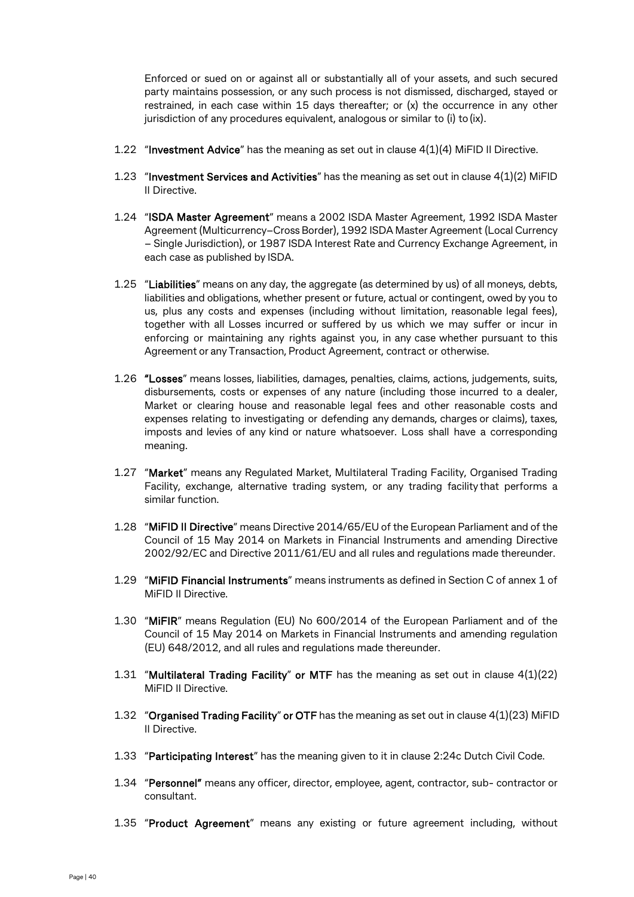Enforced or sued on or against all or substantially all of your assets, and such secured party maintains possession, or any such process is not dismissed, discharged, stayed or restrained, in each case within 15 days thereafter; or (x) the occurrence in any other jurisdiction of any procedures equivalent, analogous or similar to (i) to (ix).

1.22 "**Investment Advice**" has the meaning as set out in clause 4(1)(4) MiFID II Directive.

1.23 "**Investment Services and Activities**" has the meaning as set out in clause 4(1)(2) MiFID II Directive.

1.24 "**ISDA Master Agreement**" means a 2002 ISDA Master Agreement, 1992 ISDA Master Agreement (Multicurrency–Cross Border), 1992 ISDA Master Agreement (Local Currency – Single Jurisdiction), or 1987 ISDA Interest Rate and Currency Exchange Agreement, in each case as published by ISDA.

1.25 "**Liabilities**" means on any day, the aggregate (as determined by us) of all moneys, debts, liabilities and obligations, whether present or future, actual or contingent, owed by you to us, plus any costs and expenses (including without limitation, reasonable legal fees), together with all Losses incurred or suffered by us which we may suffer or incur in enforcing or maintaining any rights against you, in any case whether pursuant to this Agreement or any Transaction, Product Agreement, contract or otherwise.

1.26 **"Losses**" means losses, liabilities, damages, penalties, claims, actions, judgements, suits, disbursements, costs or expenses of any nature (including those incurred to a dealer, Market or clearing house and reasonable legal fees and other reasonable costs and expenses relating to investigating or defending any demands, charges or claims), taxes, imposts and levies of any kind or nature whatsoever. Loss shall have a corresponding meaning.

1.27 "**Market**" means any Regulated Market, Multilateral Trading Facility, Organised Trading Facility, exchange, alternative trading system, or any trading facility that performs a similar function.

1.28 "**MiFID II Directive**" means Directive 2014/65/EU of the European Parliament and of the Council of 15 May 2014 on Markets in Financial Instruments and amending Directive 2002/92/EC and Directive 2011/61/EU and all rules and regulations made thereunder.

1.29 "**MiFID Financial Instruments**" means instruments as defined in Section C of annex 1 of MiFID II Directive.

1.30 "**MiFIR**" means Regulation (EU) No 600/2014 of the European Parliament and of the Council of 15 May 2014 on Markets in Financial Instruments and amending regulation (EU) 648/2012, and all rules and regulations made thereunder.

1.31 "**Multilateral Trading Facility**" **or MTF** has the meaning as set out in clause 4(1)(22) MiFID II Directive.

1.32 "**Organised Trading Facility**" **or OTF** has the meaning as set out in clause 4(1)(23) MiFID II Directive.

1.33 "**Participating Interest**" has the meaning given to it in clause 2:24c Dutch Civil Code.

1.34 "**Personnel"** means any officer, director, employee, agent, contractor, sub- contractor or consultant.

1.35 "**Product Agreement**" means any existing or future agreement including, without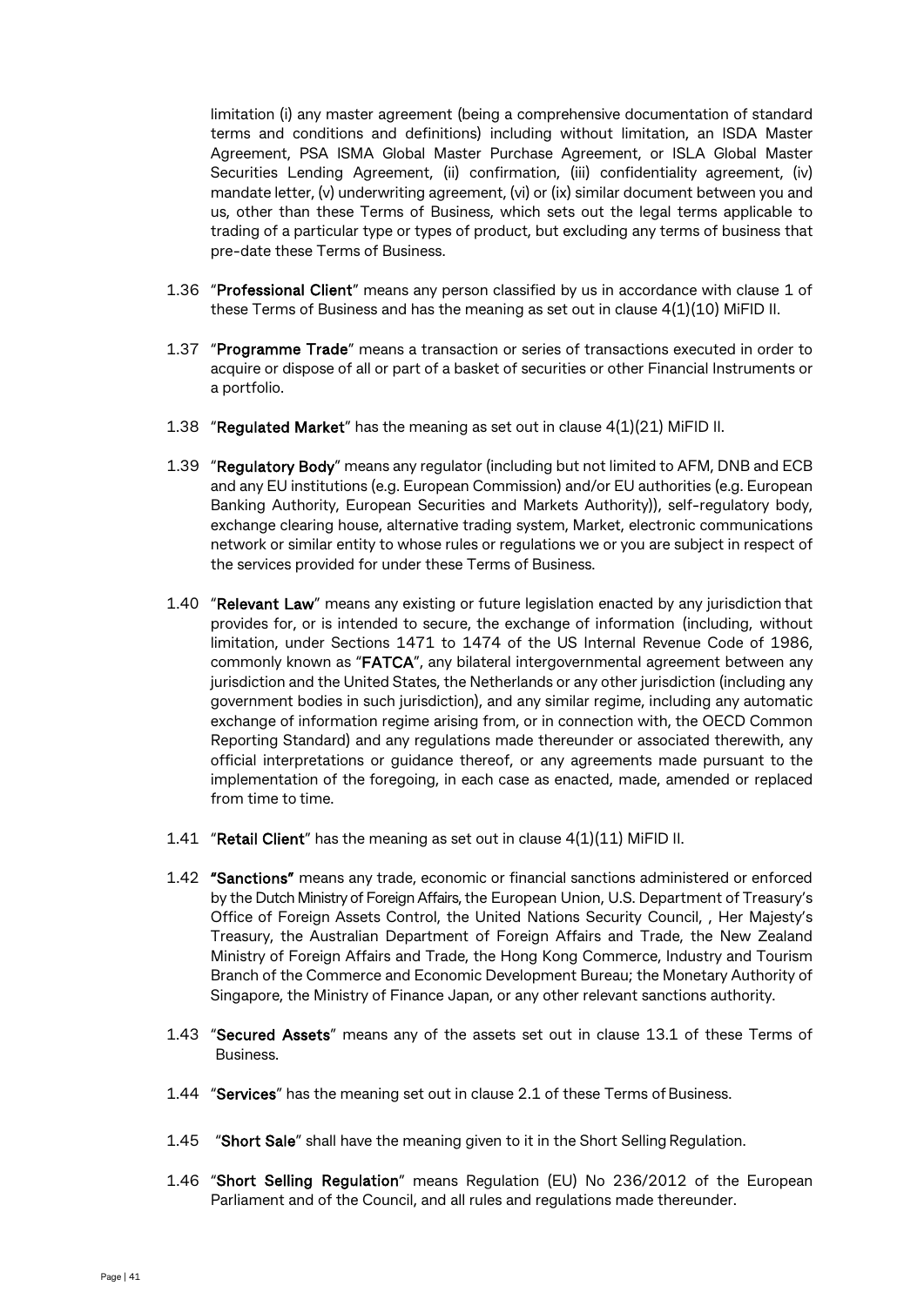limitation (i) any master agreement (being a comprehensive documentation of standard terms and conditions and definitions) including without limitation, an ISDA Master Agreement, PSA ISMA Global Master Purchase Agreement, or ISLA Global Master Securities Lending Agreement, (ii) confirmation, (iii) confidentiality agreement, (iv) mandate letter, (v) underwriting agreement, (vi) or (ix) similar document between you and us, other than these Terms of Business, which sets out the legal terms applicable to trading of a particular type or types of product, but excluding any terms of business that pre-date these Terms of Business.

1.36 "**Professional Client**" means any person classified by us in accordance with clause 1 of these Terms of Business and has the meaning as set out in clause 4(1)(10) MiFID II.

1.37 "**Programme Trade**" means a transaction or series of transactions executed in order to acquire or dispose of all or part of a basket of securities or other Financial Instruments or a portfolio.

1.38 "**Regulated Market**" has the meaning as set out in clause 4(1)(21) MiFID II.

1.39 "**Regulatory Body**" means any regulator (including but not limited to AFM, DNB and ECB and any EU institutions (e.g. European Commission) and/or EU authorities (e.g. European Banking Authority, European Securities and Markets Authority)), self-regulatory body, exchange clearing house, alternative trading system, Market, electronic communications network or similar entity to whose rules or regulations we or you are subject in respect of the services provided for under these Terms of Business.

1.40 "**Relevant Law**" means any existing or future legislation enacted by any jurisdiction that provides for, or is intended to secure, the exchange of information (including, without limitation, under Sections 1471 to 1474 of the US Internal Revenue Code of 1986, commonly known as "**FATCA**", any bilateral intergovernmental agreement between any jurisdiction and the United States, the Netherlands or any other jurisdiction (including any government bodies in such jurisdiction), and any similar regime, including any automatic exchange of information regime arising from, or in connection with, the OECD Common Reporting Standard) and any regulations made thereunder or associated therewith, any official interpretations or guidance thereof, or any agreements made pursuant to the implementation of the foregoing, in each case as enacted, made, amended or replaced from time to time.

1.41 "**Retail Client**" has the meaning as set out in clause 4(1)(11) MiFID II.

1.42 **"Sanctions"** means any trade, economic or financial sanctions administered or enforced by the Dutch Ministry of Foreign Affairs, the European Union, U.S. Department of Treasury's Office of Foreign Assets Control, the United Nations Security Council, , Her Majesty's Treasury, the Australian Department of Foreign Affairs and Trade, the New Zealand Ministry of Foreign Affairs and Trade, the Hong Kong Commerce, Industry and Tourism Branch of the Commerce and Economic Development Bureau; the Monetary Authority of Singapore, the Ministry of Finance Japan, or any other relevant sanctions authority.

1.43 "**Secured Assets**" means any of the assets set out in clause 13.1 of these Terms of Business.

1.44 "**Services**" has the meaning set out in clause 2.1 of these Terms of Business.

1.45 "**Short Sale**" shall have the meaning given to it in the Short Selling Regulation.

1.46 "**Short Selling Regulation**" means Regulation (EU) No 236/2012 of the European Parliament and of the Council, and all rules and regulations made thereunder.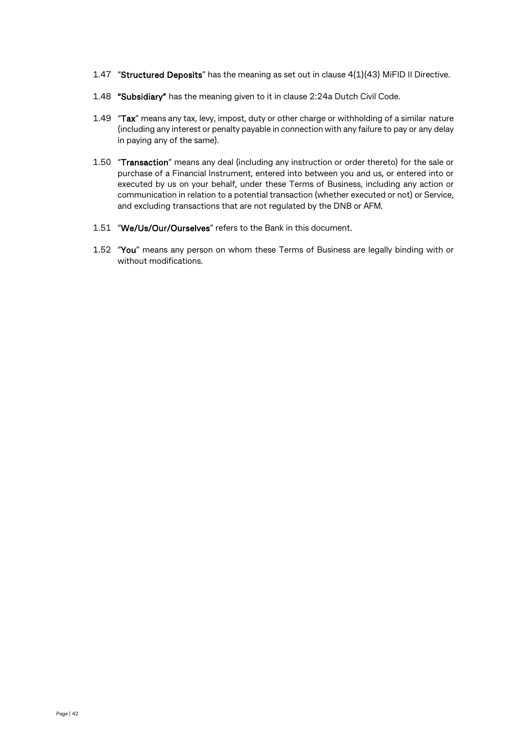1.47 "**Structured Deposits**" has the meaning as set out in clause 4(1)(43) MiFID II Directive.

1.48 **"Subsidiary"** has the meaning given to it in clause 2:24a Dutch Civil Code.

1.49 "**Tax**" means any tax, levy, impost, duty or other charge or withholding of a similar nature (including any interest or penalty payable in connection with any failure to pay or any delay in paying any of the same).

1.50 "**Transaction**" means any deal (including any instruction or order thereto) for the sale or purchase of a Financial Instrument, entered into between you and us, or entered into or executed by us on your behalf, under these Terms of Business, including any action or communication in relation to a potential transaction (whether executed or not) or Service, and excluding transactions that are not regulated by the DNB or AFM.

1.51 "**We/Us/Our/Ourselves**" refers to the Bank in this document.

1.52 "**You**" means any person on whom these Terms of Business are legally binding with or without modifications.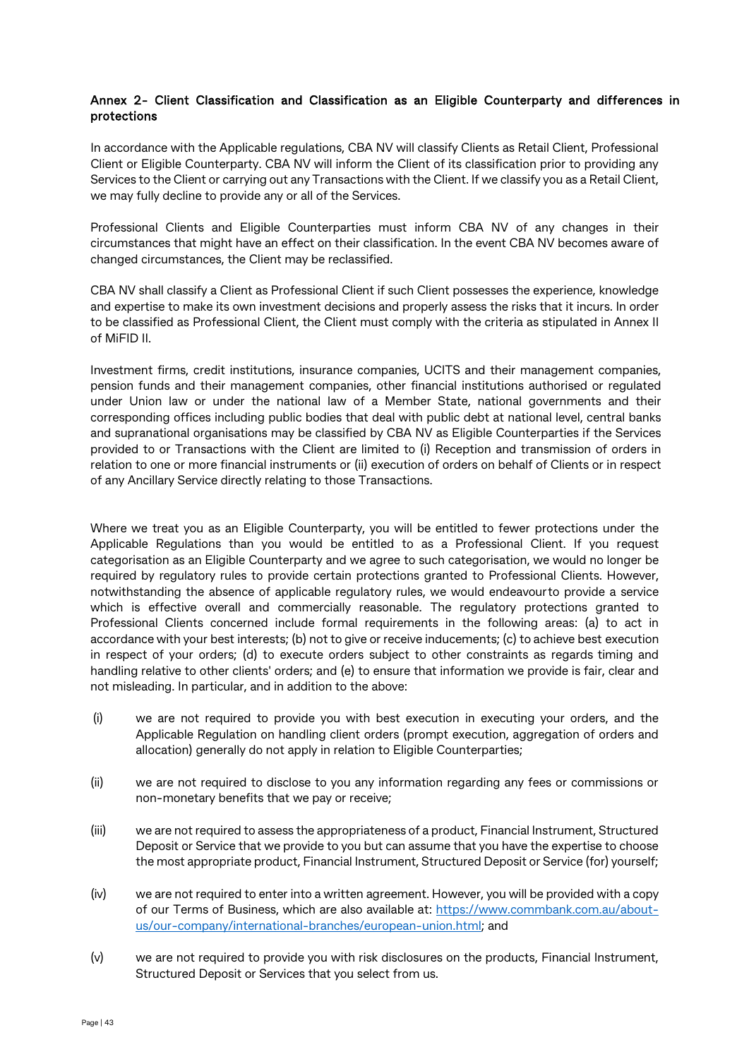**Annex 2- Client Classification and Classification as an Eligible Counterparty and differences in protections**

In accordance with the Applicable regulations, CBA NV will classify Clients as Retail Client, Professional Client or Eligible Counterparty. CBA NV will inform the Client of its classification prior to providing any Services to the Client or carrying out any Transactions with the Client. If we classify you as a Retail Client, we may fully decline to provide any or all of the Services.

Professional Clients and Eligible Counterparties must inform CBA NV of any changes in their circumstances that might have an effect on their classification. In the event CBA NV becomes aware of changed circumstances, the Client may be reclassified.

CBA NV shall classify a Client as Professional Client if such Client possesses the experience, knowledge and expertise to make its own investment decisions and properly assess the risks that it incurs. In order to be classified as Professional Client, the Client must comply with the criteria as stipulated in Annex II of MiFID II.

Investment firms, credit institutions, insurance companies, UCITS and their management companies, pension funds and their management companies, other financial institutions authorised or regulated under Union law or under the national law of a Member State, national governments and their corresponding offices including public bodies that deal with public debt at national level, central banks and supranational organisations may be classified by CBA NV as Eligible Counterparties if the Services provided to or Transactions with the Client are limited to (i) Reception and transmission of orders in relation to one or more financial instruments or (ii) execution of orders on behalf of Clients or in respect of any Ancillary Service directly relating to those Transactions.

Where we treat you as an Eligible Counterparty, you will be entitled to fewer protections under the Applicable Regulations than you would be entitled to as a Professional Client. If you request categorisation as an Eligible Counterparty and we agree to such categorisation, we would no longer be required by regulatory rules to provide certain protections granted to Professional Clients. However, notwithstanding the absence of applicable regulatory rules, we would endeavourto provide a service which is effective overall and commercially reasonable. The regulatory protections granted to Professional Clients concerned include formal requirements in the following areas: (a) to act in accordance with your best interests; (b) not to give or receive inducements; (c) to achieve best execution in respect of your orders; (d) to execute orders subject to other constraints as regards timing and handling relative to other clients' orders; and (e) to ensure that information we provide is fair, clear and not misleading. In particular, and in addition to the above:

(i) we are not required to provide you with best execution in executing your orders, and the Applicable Regulation on handling client orders (prompt execution, aggregation of orders and allocation) generally do not apply in relation to Eligible Counterparties;

(ii) we are not required to disclose to you any information regarding any fees or commissions or non-monetary benefits that we pay or receive;

(iii) we are not required to assess the appropriateness of a product, Financial Instrument, Structured Deposit or Service that we provide to you but can assume that you have the expertise to choose the most appropriate product, Financial Instrument, Structured Deposit or Service (for) yourself;

(iv) we are not required to enter into a written agreement. However, you will be provided with a copy of our Terms of Business, which are also available at: [https://www.commbank.com.au/about-us/our-company/international-branches/european-union.html](https://www.commbank.com.au/about-us/our-company/international-branches/european-union.html); and

(v) we are not required to provide you with risk disclosures on the products, Financial Instrument, Structured Deposit or Services that you select from us.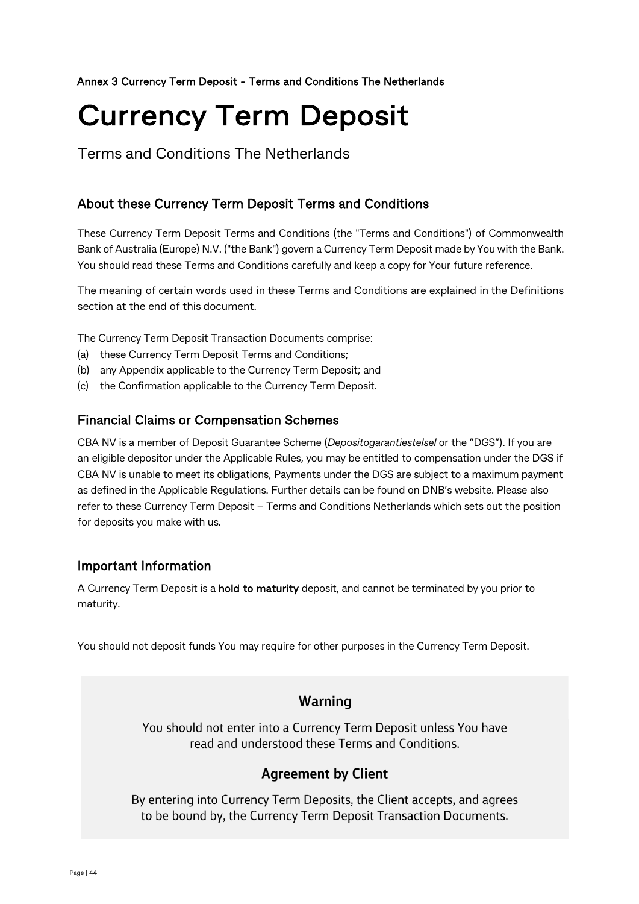Annex 3 Currency Term Deposit - Terms and Conditions The Netherlands

# Currency Term Deposit

Terms and Conditions The Netherlands

## About these Currency Term Deposit Terms and Conditions

These Currency Term Deposit Terms and Conditions (the "Terms and Conditions") of Commonwealth Bank of Australia (Europe) N.V. ("the Bank") govern a Currency Term Deposit made by You with the Bank. You should read these Terms and Conditions carefully and keep a copy for Your future reference.

The meaning of certain words used in these Terms and Conditions are explained in the Definitions section at the end of this document.

The Currency Term Deposit Transaction Documents comprise:

(a) these Currency Term Deposit Terms and Conditions;
(b) any Appendix applicable to the Currency Term Deposit; and
(c) the Confirmation applicable to the Currency Term Deposit.

## Financial Claims or Compensation Schemes

CBA NV is a member of Deposit Guarantee Scheme (*Depositogarantiestelsel* or the "DGS"). If you are an eligible depositor under the Applicable Rules, you may be entitled to compensation under the DGS if CBA NV is unable to meet its obligations, Payments under the DGS are subject to a maximum payment as defined in the Applicable Regulations. Further details can be found on DNB's website. Please also refer to these Currency Term Deposit – Terms and Conditions Netherlands which sets out the position for deposits you make with us.

## Important Information

A Currency Term Deposit is a **hold to maturity** deposit, and cannot be terminated by you prior to maturity.

You should not deposit funds You may require for other purposes in the Currency Term Deposit.

### Warning

You should not enter into a Currency Term Deposit unless You have read and understood these Terms and Conditions.

### Agreement by Client

By entering into Currency Term Deposits, the Client accepts, and agrees to be bound by, the Currency Term Deposit Transaction Documents.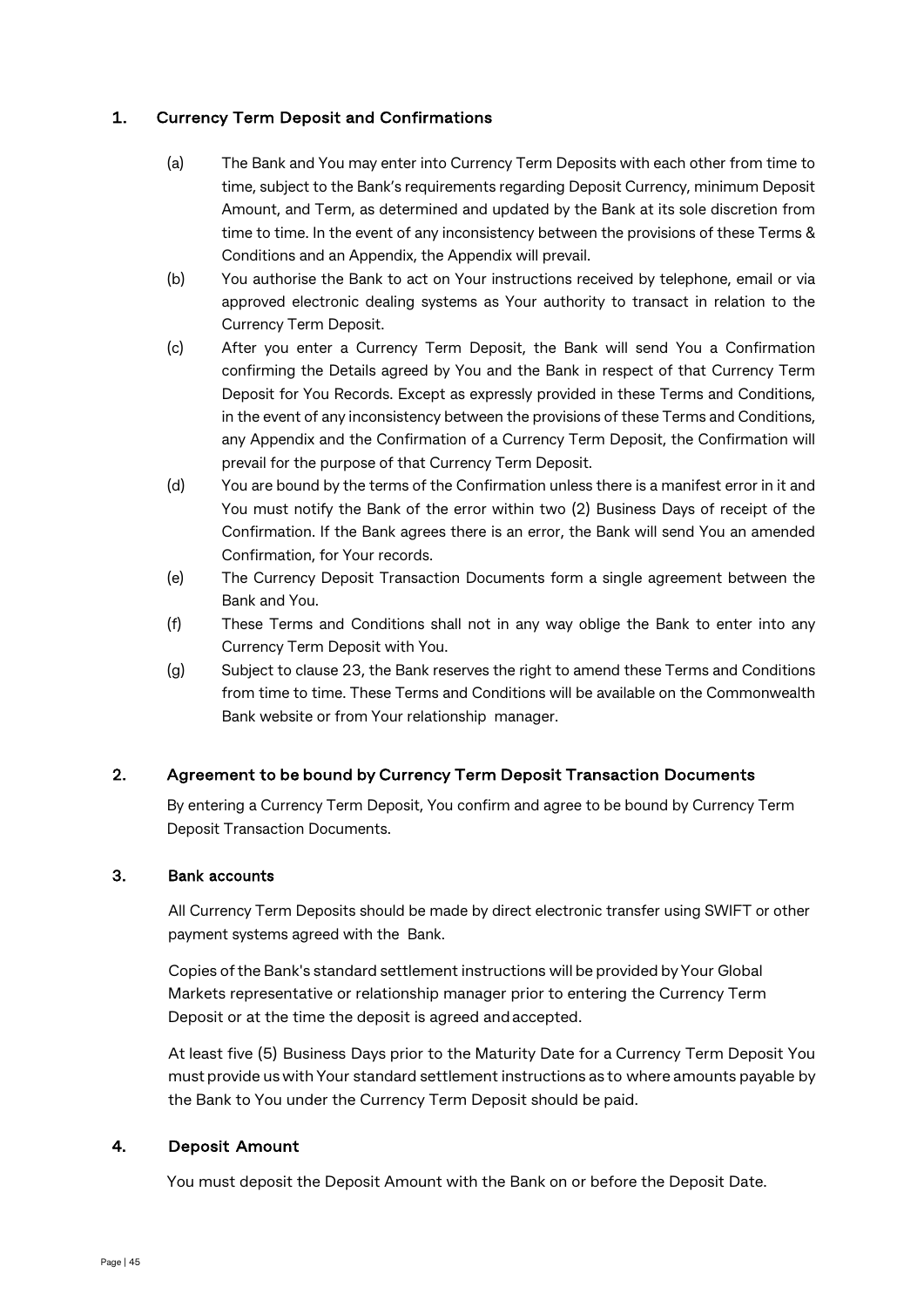## 1. Currency Term Deposit and Confirmations

(a) The Bank and You may enter into Currency Term Deposits with each other from time to time, subject to the Bank's requirements regarding Deposit Currency, minimum Deposit Amount, and Term, as determined and updated by the Bank at its sole discretion from time to time. In the event of any inconsistency between the provisions of these Terms & Conditions and an Appendix, the Appendix will prevail.

(b) You authorise the Bank to act on Your instructions received by telephone, email or via approved electronic dealing systems as Your authority to transact in relation to the Currency Term Deposit.

(c) After you enter a Currency Term Deposit, the Bank will send You a Confirmation confirming the Details agreed by You and the Bank in respect of that Currency Term Deposit for You Records. Except as expressly provided in these Terms and Conditions, in the event of any inconsistency between the provisions of these Terms and Conditions, any Appendix and the Confirmation of a Currency Term Deposit, the Confirmation will prevail for the purpose of that Currency Term Deposit.

(d) You are bound by the terms of the Confirmation unless there is a manifest error in it and You must notify the Bank of the error within two (2) Business Days of receipt of the Confirmation. If the Bank agrees there is an error, the Bank will send You an amended Confirmation, for Your records.

(e) The Currency Deposit Transaction Documents form a single agreement between the Bank and You.

(f) These Terms and Conditions shall not in any way oblige the Bank to enter into any Currency Term Deposit with You.

(g) Subject to clause 23, the Bank reserves the right to amend these Terms and Conditions from time to time. These Terms and Conditions will be available on the Commonwealth Bank website or from Your relationship manager.

## 2. Agreement to be bound by Currency Term Deposit Transaction Documents

By entering a Currency Term Deposit, You confirm and agree to be bound by Currency Term Deposit Transaction Documents.

## 3. Bank accounts

All Currency Term Deposits should be made by direct electronic transfer using SWIFT or other payment systems agreed with the Bank.

Copies of the Bank's standard settlement instructions will be provided by Your Global Markets representative or relationship manager prior to entering the Currency Term Deposit or at the time the deposit is agreed and accepted.

At least five (5) Business Days prior to the Maturity Date for a Currency Term Deposit You must provide us with Your standard settlement instructions as to where amounts payable by the Bank to You under the Currency Term Deposit should be paid.

## 4. Deposit Amount

You must deposit the Deposit Amount with the Bank on or before the Deposit Date.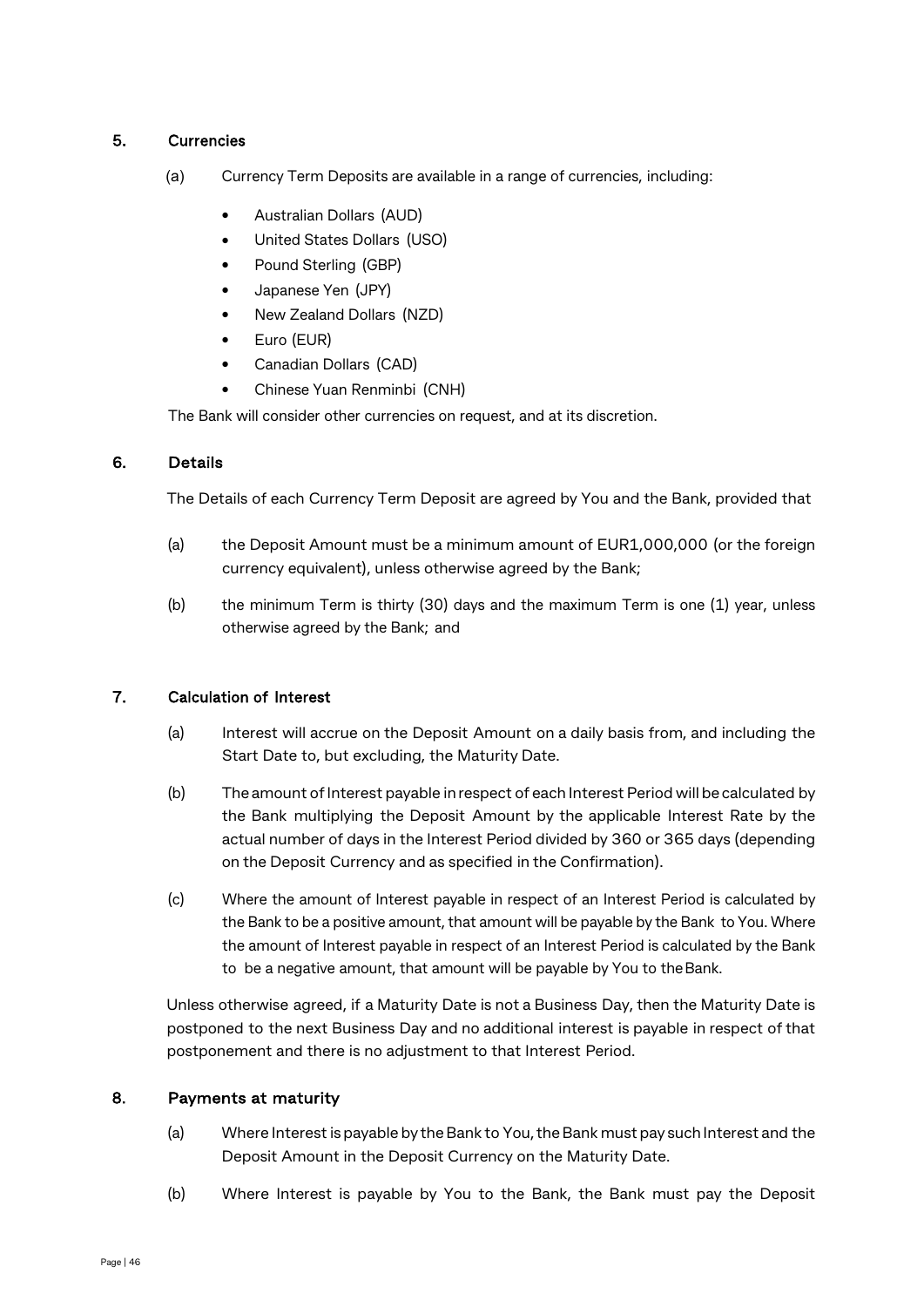## 5. Currencies

(a) Currency Term Deposits are available in a range of currencies, including:

- Australian Dollars (AUD)
- United States Dollars (USO)
- Pound Sterling (GBP)
- Japanese Yen (JPY)
- New Zealand Dollars (NZD)
- Euro (EUR)
- Canadian Dollars (CAD)
- Chinese Yuan Renminbi (CNH)

The Bank will consider other currencies on request, and at its discretion.

## 6. Details

The Details of each Currency Term Deposit are agreed by You and the Bank, provided that

(a) the Deposit Amount must be a minimum amount of EUR1,000,000 (or the foreign currency equivalent), unless otherwise agreed by the Bank;

(b) the minimum Term is thirty (30) days and the maximum Term is one (1) year, unless otherwise agreed by the Bank; and

## 7. Calculation of Interest

(a) Interest will accrue on the Deposit Amount on a daily basis from, and including the Start Date to, but excluding, the Maturity Date.

(b) The amount of Interest payable in respect of each Interest Period will be calculated by the Bank multiplying the Deposit Amount by the applicable Interest Rate by the actual number of days in the Interest Period divided by 360 or 365 days (depending on the Deposit Currency and as specified in the Confirmation).

(c) Where the amount of Interest payable in respect of an Interest Period is calculated by the Bank to be a positive amount, that amount will be payable by the Bank to You. Where the amount of Interest payable in respect of an Interest Period is calculated by the Bank to be a negative amount, that amount will be payable by You to the Bank.

Unless otherwise agreed, if a Maturity Date is not a Business Day, then the Maturity Date is postponed to the next Business Day and no additional interest is payable in respect of that postponement and there is no adjustment to that Interest Period.

## 8. Payments at maturity

(a) Where Interest is payable by the Bank to You, the Bank must pay such Interest and the Deposit Amount in the Deposit Currency on the Maturity Date.

(b) Where Interest is payable by You to the Bank, the Bank must pay the Deposit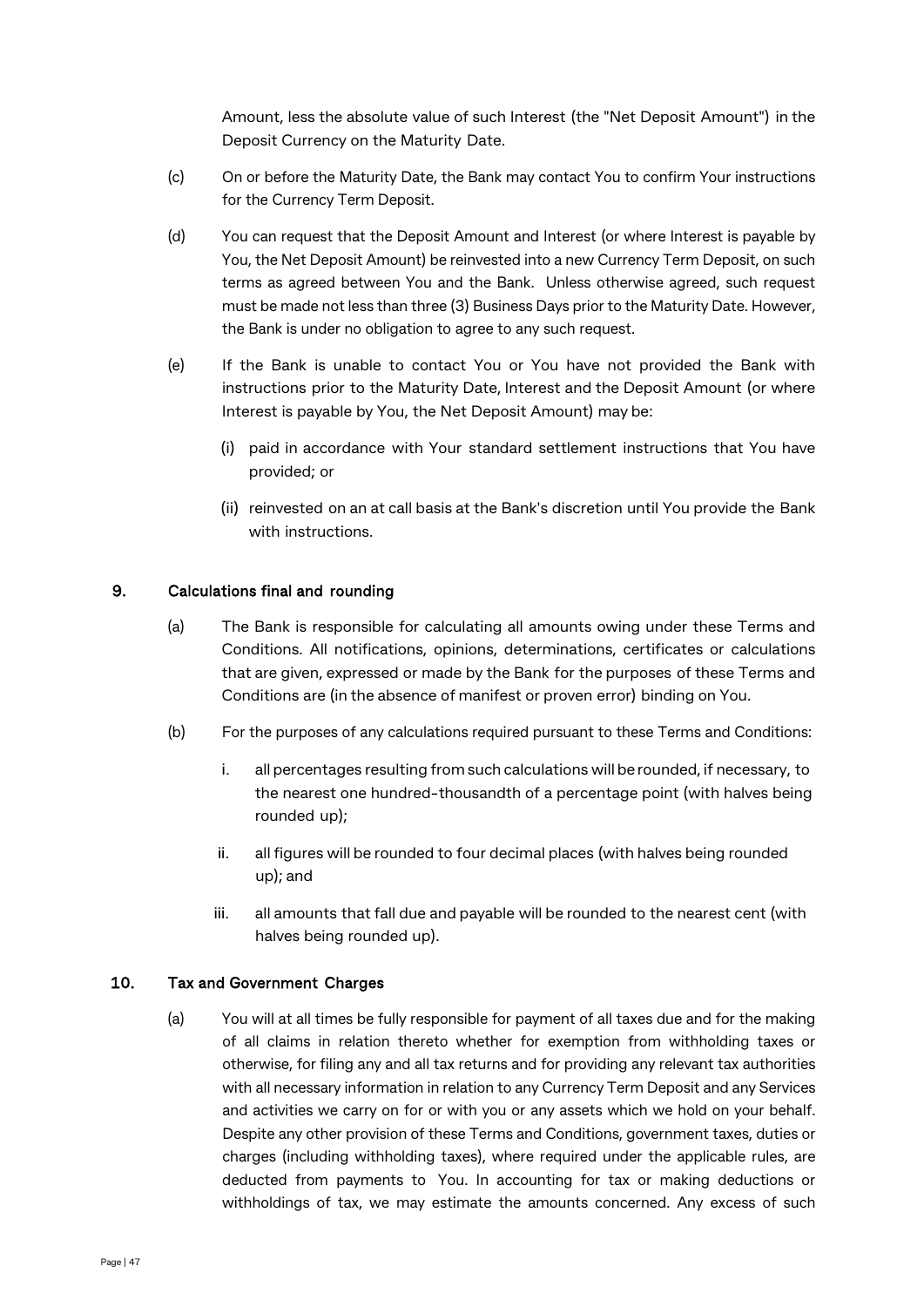Amount, less the absolute value of such Interest (the "Net Deposit Amount") in the Deposit Currency on the Maturity Date.

(c) On or before the Maturity Date, the Bank may contact You to confirm Your instructions for the Currency Term Deposit.

(d) You can request that the Deposit Amount and Interest (or where Interest is payable by You, the Net Deposit Amount) be reinvested into a new Currency Term Deposit, on such terms as agreed between You and the Bank. Unless otherwise agreed, such request must be made not less than three (3) Business Days prior to the Maturity Date. However, the Bank is under no obligation to agree to any such request.

(e) If the Bank is unable to contact You or You have not provided the Bank with instructions prior to the Maturity Date, Interest and the Deposit Amount (or where Interest is payable by You, the Net Deposit Amount) may be:

(i) paid in accordance with Your standard settlement instructions that You have provided; or

(ii) reinvested on an at call basis at the Bank's discretion until You provide the Bank with instructions.

## 9. Calculations final and rounding

(a) The Bank is responsible for calculating all amounts owing under these Terms and Conditions. All notifications, opinions, determinations, certificates or calculations that are given, expressed or made by the Bank for the purposes of these Terms and Conditions are (in the absence of manifest or proven error) binding on You.

(b) For the purposes of any calculations required pursuant to these Terms and Conditions:

i. all percentages resulting from such calculations will be rounded, if necessary, to the nearest one hundred-thousandth of a percentage point (with halves being rounded up);

ii. all figures will be rounded to four decimal places (with halves being rounded up); and

iii. all amounts that fall due and payable will be rounded to the nearest cent (with halves being rounded up).

## 10. Tax and Government Charges

(a) You will at all times be fully responsible for payment of all taxes due and for the making of all claims in relation thereto whether for exemption from withholding taxes or otherwise, for filing any and all tax returns and for providing any relevant tax authorities with all necessary information in relation to any Currency Term Deposit and any Services and activities we carry on for or with you or any assets which we hold on your behalf. Despite any other provision of these Terms and Conditions, government taxes, duties or charges (including withholding taxes), where required under the applicable rules, are deducted from payments to You. In accounting for tax or making deductions or withholdings of tax, we may estimate the amounts concerned. Any excess of such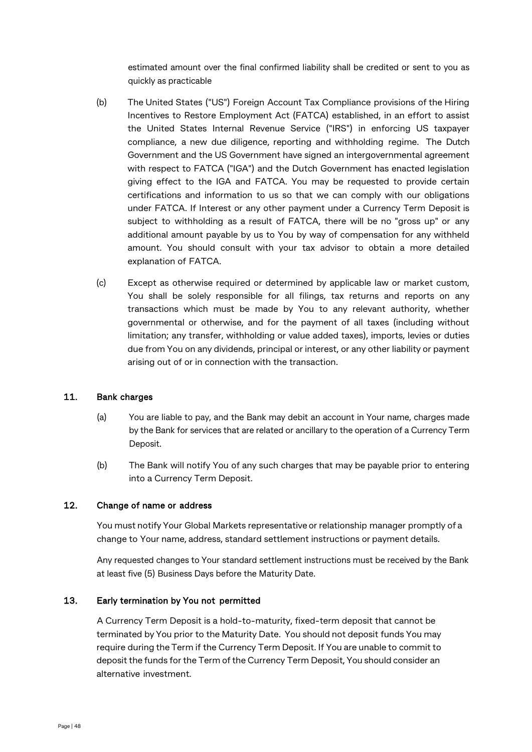estimated amount over the final confirmed liability shall be credited or sent to you as quickly as practicable

(b) The United States ("US") Foreign Account Tax Compliance provisions of the Hiring Incentives to Restore Employment Act (FATCA) established, in an effort to assist the United States Internal Revenue Service ("IRS") in enforcing US taxpayer compliance, a new due diligence, reporting and withholding regime. The Dutch Government and the US Government have signed an intergovernmental agreement with respect to FATCA ("IGA") and the Dutch Government has enacted legislation giving effect to the IGA and FATCA. You may be requested to provide certain certifications and information to us so that we can comply with our obligations under FATCA. If Interest or any other payment under a Currency Term Deposit is subject to withholding as a result of FATCA, there will be no "gross up" or any additional amount payable by us to You by way of compensation for any withheld amount. You should consult with your tax advisor to obtain a more detailed explanation of FATCA.

(c) Except as otherwise required or determined by applicable law or market custom, You shall be solely responsible for all filings, tax returns and reports on any transactions which must be made by You to any relevant authority, whether governmental or otherwise, and for the payment of all taxes (including without limitation; any transfer, withholding or value added taxes), imports, levies or duties due from You on any dividends, principal or interest, or any other liability or payment arising out of or in connection with the transaction.

## 11. Bank charges

(a) You are liable to pay, and the Bank may debit an account in Your name, charges made by the Bank for services that are related or ancillary to the operation of a Currency Term Deposit.

(b) The Bank will notify You of any such charges that may be payable prior to entering into a Currency Term Deposit.

## 12. Change of name or address

You must notify Your Global Markets representative or relationship manager promptly of a change to Your name, address, standard settlement instructions or payment details.

Any requested changes to Your standard settlement instructions must be received by the Bank at least five (5) Business Days before the Maturity Date.

## 13. Early termination by You not permitted

A Currency Term Deposit is a hold-to-maturity, fixed-term deposit that cannot be terminated by You prior to the Maturity Date. You should not deposit funds You may require during the Term if the Currency Term Deposit. If You are unable to commit to deposit the funds for the Term of the Currency Term Deposit, You should consider an alternative investment.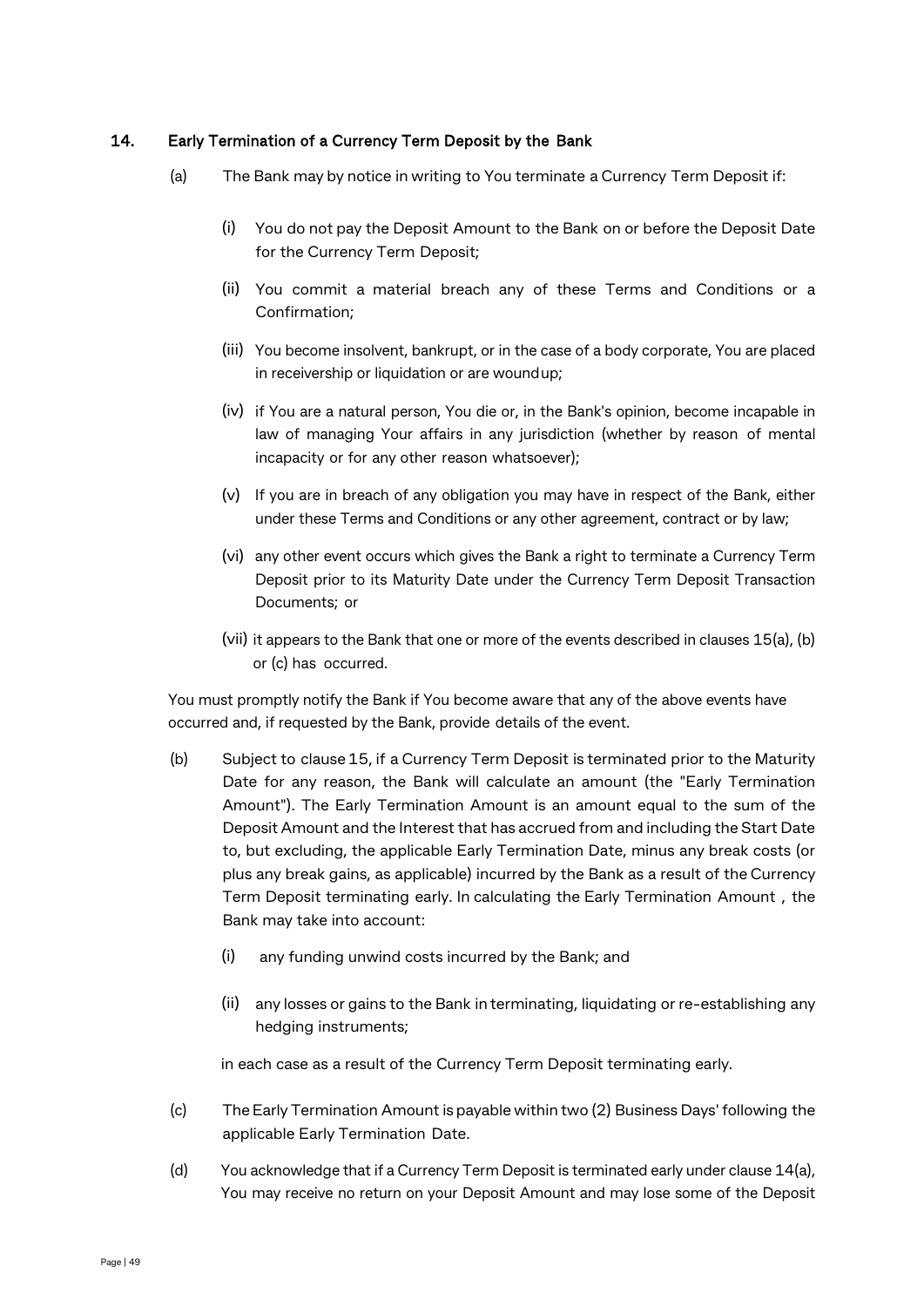## 14. Early Termination of a Currency Term Deposit by the Bank

(a) The Bank may by notice in writing to You terminate a Currency Term Deposit if:

(i) You do not pay the Deposit Amount to the Bank on or before the Deposit Date for the Currency Term Deposit;

(ii) You commit a material breach any of these Terms and Conditions or a Confirmation;

(iii) You become insolvent, bankrupt, or in the case of a body corporate, You are placed in receivership or liquidation or are woundup;

(iv) if You are a natural person, You die or, in the Bank's opinion, become incapable in law of managing Your affairs in any jurisdiction (whether by reason of mental incapacity or for any other reason whatsoever);

(v) If you are in breach of any obligation you may have in respect of the Bank, either under these Terms and Conditions or any other agreement, contract or by law;

(vi) any other event occurs which gives the Bank a right to terminate a Currency Term Deposit prior to its Maturity Date under the Currency Term Deposit Transaction Documents; or

(vii) it appears to the Bank that one or more of the events described in clauses 15(a), (b) or (c) has occurred.

You must promptly notify the Bank if You become aware that any of the above events have occurred and, if requested by the Bank, provide details of the event.

(b) Subject to clause 15, if a Currency Term Deposit is terminated prior to the Maturity Date for any reason, the Bank will calculate an amount (the "Early Termination Amount"). The Early Termination Amount is an amount equal to the sum of the Deposit Amount and the Interest that has accrued from and including the Start Date to, but excluding, the applicable Early Termination Date, minus any break costs (or plus any break gains, as applicable) incurred by the Bank as a result of the Currency Term Deposit terminating early. In calculating the Early Termination Amount , the Bank may take into account:

(i) any funding unwind costs incurred by the Bank; and

(ii) any losses or gains to the Bank in terminating, liquidating or re-establishing any hedging instruments;

in each case as a result of the Currency Term Deposit terminating early.

(c) The Early Termination Amount is payable within two (2) Business Days' following the applicable Early Termination Date.

(d) You acknowledge that if a Currency Term Deposit is terminated early under clause 14(a), You may receive no return on your Deposit Amount and may lose some of the Deposit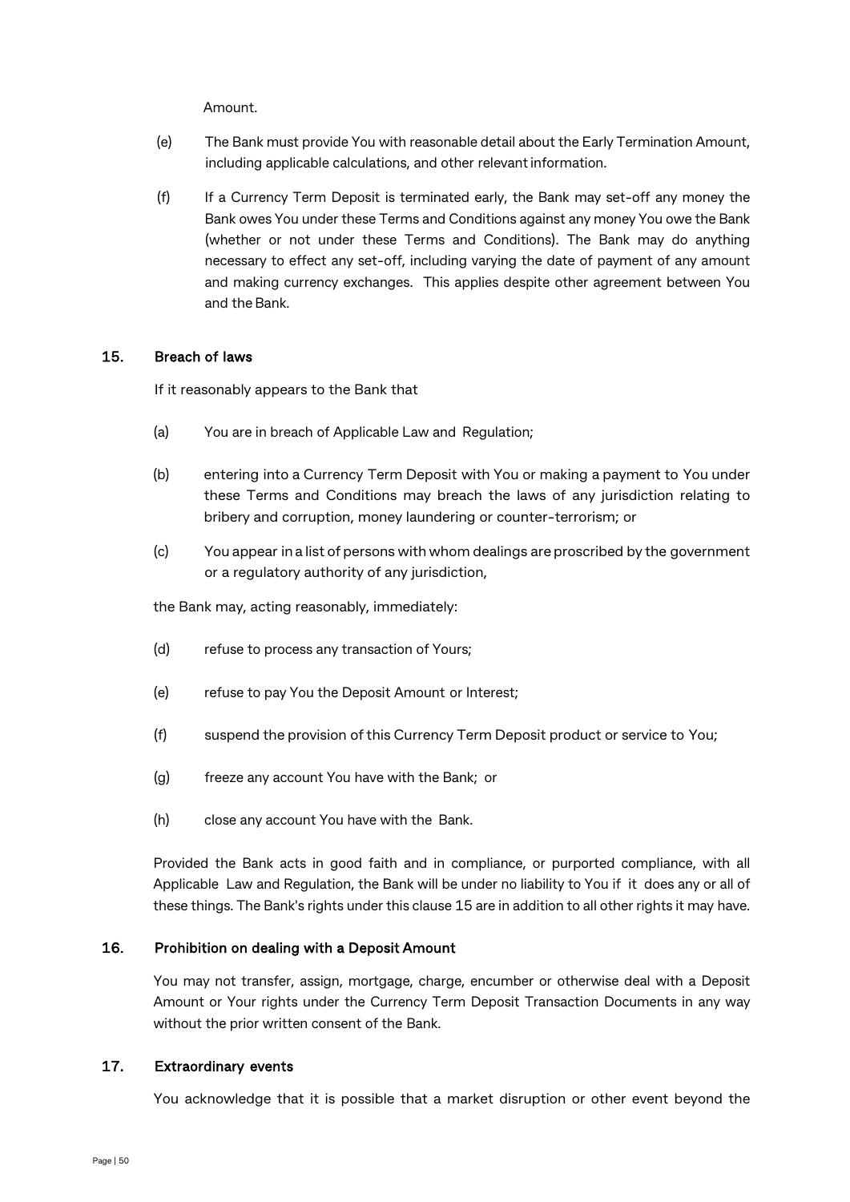Amount.

(e) The Bank must provide You with reasonable detail about the Early Termination Amount, including applicable calculations, and other relevant information.

(f) If a Currency Term Deposit is terminated early, the Bank may set-off any money the Bank owes You under these Terms and Conditions against any money You owe the Bank (whether or not under these Terms and Conditions). The Bank may do anything necessary to effect any set-off, including varying the date of payment of any amount and making currency exchanges. This applies despite other agreement between You and the Bank.

## 15. Breach of laws

If it reasonably appears to the Bank that

(a) You are in breach of Applicable Law and Regulation;

(b) entering into a Currency Term Deposit with You or making a payment to You under these Terms and Conditions may breach the laws of any jurisdiction relating to bribery and corruption, money laundering or counter-terrorism; or

(c) You appear in a list of persons with whom dealings are proscribed by the government or a regulatory authority of any jurisdiction,

the Bank may, acting reasonably, immediately:

(d) refuse to process any transaction of Yours;

(e) refuse to pay You the Deposit Amount or Interest;

(f) suspend the provision of this Currency Term Deposit product or service to You;

(g) freeze any account You have with the Bank; or

(h) close any account You have with the Bank.

Provided the Bank acts in good faith and in compliance, or purported compliance, with all Applicable Law and Regulation, the Bank will be under no liability to You if it does any or all of these things. The Bank's rights under this clause 15 are in addition to all other rights it may have.

## 16. Prohibition on dealing with a Deposit Amount

You may not transfer, assign, mortgage, charge, encumber or otherwise deal with a Deposit Amount or Your rights under the Currency Term Deposit Transaction Documents in any way without the prior written consent of the Bank.

## 17. Extraordinary events

You acknowledge that it is possible that a market disruption or other event beyond the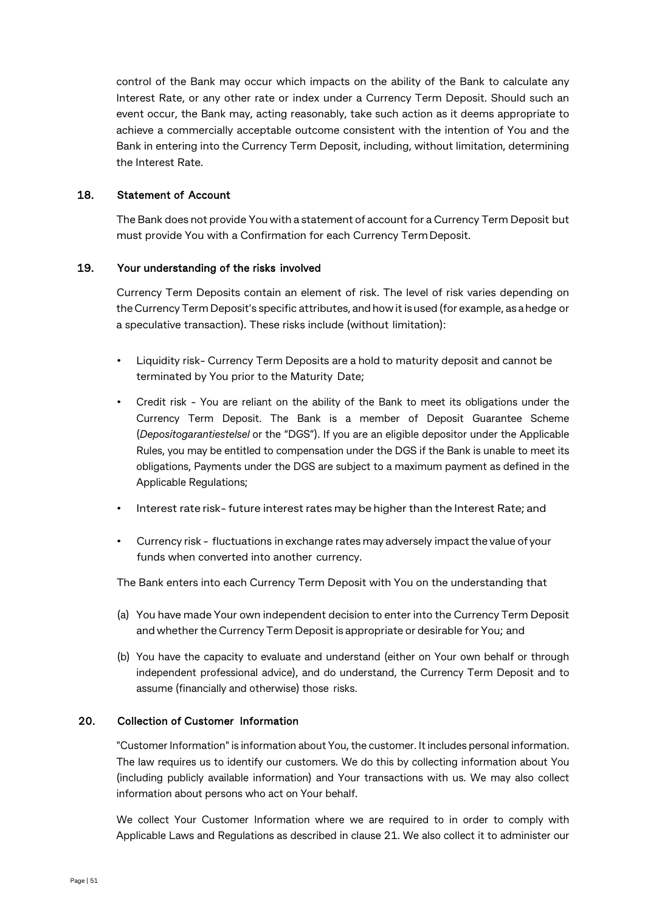control of the Bank may occur which impacts on the ability of the Bank to calculate any Interest Rate, or any other rate or index under a Currency Term Deposit. Should such an event occur, the Bank may, acting reasonably, take such action as it deems appropriate to achieve a commercially acceptable outcome consistent with the intention of You and the Bank in entering into the Currency Term Deposit, including, without limitation, determining the Interest Rate.

## 18. Statement of Account

The Bank does not provide You with a statement of account for a Currency Term Deposit but must provide You with a Confirmation for each Currency Term Deposit.

## 19. Your understanding of the risks involved

Currency Term Deposits contain an element of risk. The level of risk varies depending on the Currency Term Deposit's specific attributes, and how it is used (for example, as a hedge or a speculative transaction). These risks include (without limitation):

- Liquidity risk- Currency Term Deposits are a hold to maturity deposit and cannot be terminated by You prior to the Maturity Date;
- Credit risk - You are reliant on the ability of the Bank to meet its obligations under the Currency Term Deposit. The Bank is a member of Deposit Guarantee Scheme (*Depositogarantiestelsel* or the "DGS"). If you are an eligible depositor under the Applicable Rules, you may be entitled to compensation under the DGS if the Bank is unable to meet its obligations, Payments under the DGS are subject to a maximum payment as defined in the Applicable Regulations;
- Interest rate risk- future interest rates may be higher than the Interest Rate; and
- Currency risk - fluctuations in exchange rates may adversely impact the value of your funds when converted into another currency.

The Bank enters into each Currency Term Deposit with You on the understanding that

(a) You have made Your own independent decision to enter into the Currency Term Deposit and whether the Currency Term Deposit is appropriate or desirable for You; and

(b) You have the capacity to evaluate and understand (either on Your own behalf or through independent professional advice), and do understand, the Currency Term Deposit and to assume (financially and otherwise) those risks.

## 20. Collection of Customer Information

"Customer Information" is information about You, the customer. It includes personal information. The law requires us to identify our customers. We do this by collecting information about You (including publicly available information) and Your transactions with us. We may also collect information about persons who act on Your behalf.

We collect Your Customer Information where we are required to in order to comply with Applicable Laws and Regulations as described in clause 21. We also collect it to administer our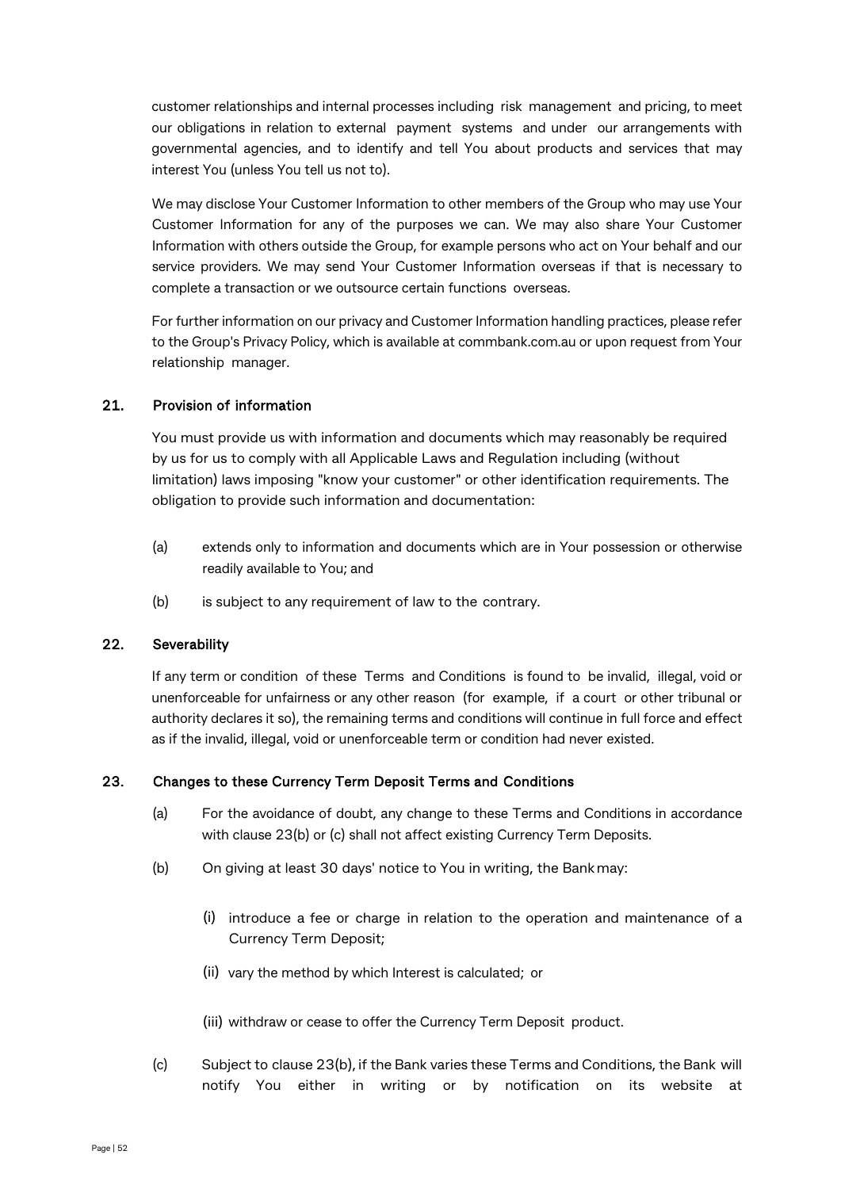customer relationships and internal processes including risk management and pricing, to meet our obligations in relation to external payment systems and under our arrangements with governmental agencies, and to identify and tell You about products and services that may interest You (unless You tell us not to).

We may disclose Your Customer Information to other members of the Group who may use Your Customer Information for any of the purposes we can. We may also share Your Customer Information with others outside the Group, for example persons who act on Your behalf and our service providers. We may send Your Customer Information overseas if that is necessary to complete a transaction or we outsource certain functions overseas.

For further information on our privacy and Customer Information handling practices, please refer to the Group's Privacy Policy, which is available at commbank.com.au or upon request from Your relationship manager.

## 21. Provision of information

You must provide us with information and documents which may reasonably be required by us for us to comply with all Applicable Laws and Regulation including (without limitation) laws imposing "know your customer" or other identification requirements. The obligation to provide such information and documentation:

(a) extends only to information and documents which are in Your possession or otherwise readily available to You; and

(b) is subject to any requirement of law to the contrary.

## 22. Severability

If any term or condition of these Terms and Conditions is found to be invalid, illegal, void or unenforceable for unfairness or any other reason (for example, if a court or other tribunal or authority declares it so), the remaining terms and conditions will continue in full force and effect as if the invalid, illegal, void or unenforceable term or condition had never existed.

## 23. Changes to these Currency Term Deposit Terms and Conditions

(a) For the avoidance of doubt, any change to these Terms and Conditions in accordance with clause 23(b) or (c) shall not affect existing Currency Term Deposits.

(b) On giving at least 30 days' notice to You in writing, the Bank may:

(i) introduce a fee or charge in relation to the operation and maintenance of a Currency Term Deposit;

(ii) vary the method by which Interest is calculated; or

(iii) withdraw or cease to offer the Currency Term Deposit product.

(c) Subject to clause 23(b), if the Bank varies these Terms and Conditions, the Bank will notify You either in writing or by notification on its website at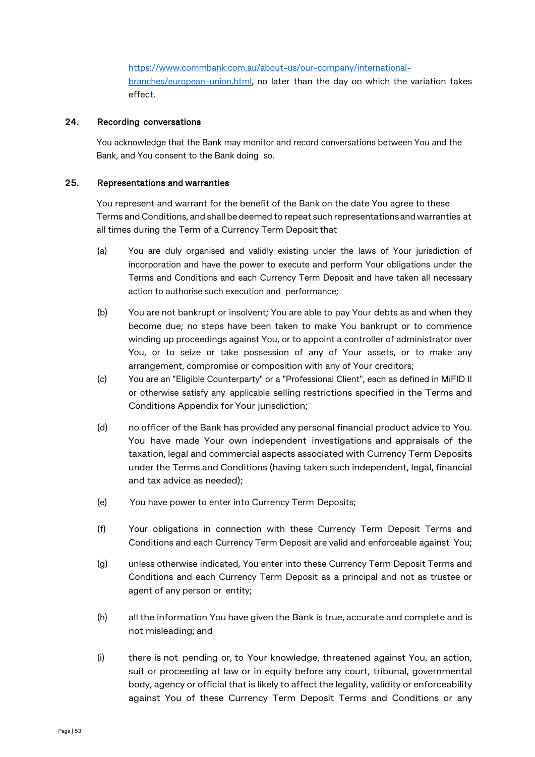https://www.commbank.com.au/about-us/our-company/international-branches/european-union.html, no later than the day on which the variation takes effect.

## 24. Recording conversations

You acknowledge that the Bank may monitor and record conversations between You and the Bank, and You consent to the Bank doing so.

## 25. Representations and warranties

You represent and warrant for the benefit of the Bank on the date You agree to these Terms and Conditions, and shall be deemed to repeat such representations and warranties at all times during the Term of a Currency Term Deposit that

(a) You are duly organised and validly existing under the laws of Your jurisdiction of incorporation and have the power to execute and perform Your obligations under the Terms and Conditions and each Currency Term Deposit and have taken all necessary action to authorise such execution and performance;

(b) You are not bankrupt or insolvent; You are able to pay Your debts as and when they become due; no steps have been taken to make You bankrupt or to commence winding up proceedings against You, or to appoint a controller of administrator over You, or to seize or take possession of any of Your assets, or to make any arrangement, compromise or composition with any of Your creditors;

(c) You are an "Eligible Counterparty" or a "Professional Client", each as defined in MiFID II or otherwise satisfy any applicable selling restrictions specified in the Terms and Conditions Appendix for Your jurisdiction;

(d) no officer of the Bank has provided any personal financial product advice to You. You have made Your own independent investigations and appraisals of the taxation, legal and commercial aspects associated with Currency Term Deposits under the Terms and Conditions (having taken such independent, legal, financial and tax advice as needed);

(e) You have power to enter into Currency Term Deposits;

(f) Your obligations in connection with these Currency Term Deposit Terms and Conditions and each Currency Term Deposit are valid and enforceable against You;

(g) unless otherwise indicated, You enter into these Currency Term Deposit Terms and Conditions and each Currency Term Deposit as a principal and not as trustee or agent of any person or entity;

(h) all the information You have given the Bank is true, accurate and complete and is not misleading; and

(i) there is not pending or, to Your knowledge, threatened against You, an action, suit or proceeding at law or in equity before any court, tribunal, governmental body, agency or official that is likely to affect the legality, validity or enforceability against You of these Currency Term Deposit Terms and Conditions or any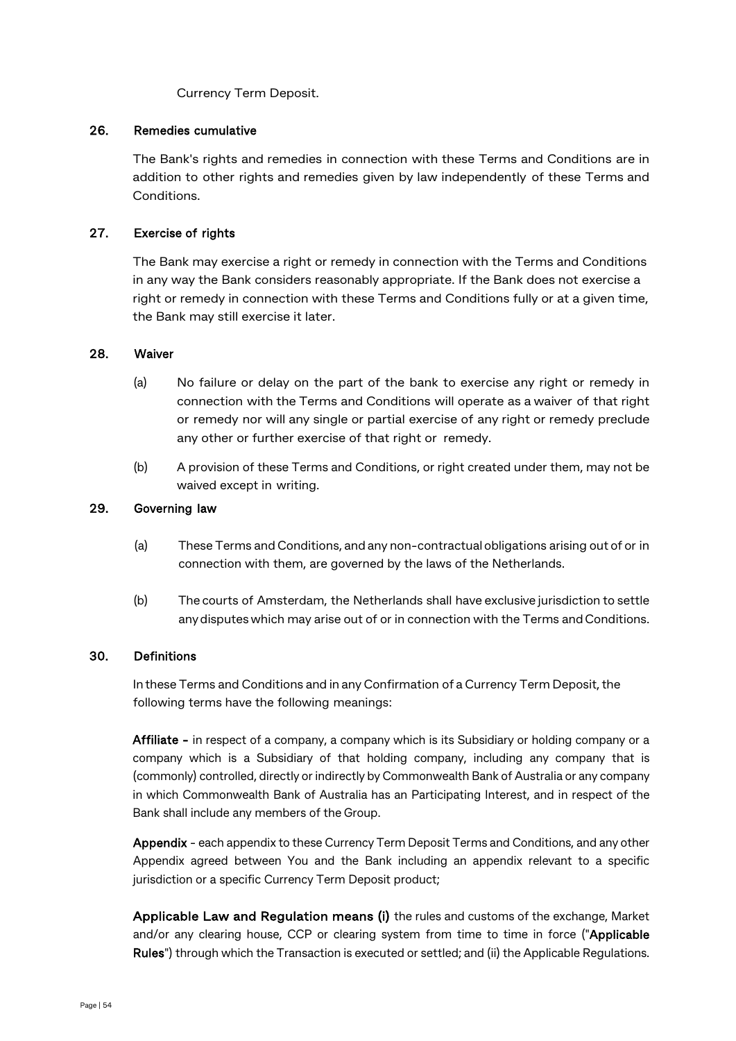Currency Term Deposit.

## 26. Remedies cumulative

The Bank's rights and remedies in connection with these Terms and Conditions are in addition to other rights and remedies given by law independently of these Terms and Conditions.

## 27. Exercise of rights

The Bank may exercise a right or remedy in connection with the Terms and Conditions in any way the Bank considers reasonably appropriate. If the Bank does not exercise a right or remedy in connection with these Terms and Conditions fully or at a given time, the Bank may still exercise it later.

## 28. Waiver

(a) No failure or delay on the part of the bank to exercise any right or remedy in connection with the Terms and Conditions will operate as a waiver of that right or remedy nor will any single or partial exercise of any right or remedy preclude any other or further exercise of that right or remedy.

(b) A provision of these Terms and Conditions, or right created under them, may not be waived except in writing.

## 29. Governing law

(a) These Terms and Conditions, and any non-contractual obligations arising out of or in connection with them, are governed by the laws of the Netherlands.

(b) The courts of Amsterdam, the Netherlands shall have exclusive jurisdiction to settle any disputes which may arise out of or in connection with the Terms and Conditions.

## 30. Definitions

In these Terms and Conditions and in any Confirmation of a Currency Term Deposit, the following terms have the following meanings:

**Affiliate -** in respect of a company, a company which is its Subsidiary or holding company or a company which is a Subsidiary of that holding company, including any company that is (commonly) controlled, directly or indirectly by Commonwealth Bank of Australia or any company in which Commonwealth Bank of Australia has an Participating Interest, and in respect of the Bank shall include any members of the Group.

**Appendix** - each appendix to these Currency Term Deposit Terms and Conditions, and any other Appendix agreed between You and the Bank including an appendix relevant to a specific jurisdiction or a specific Currency Term Deposit product;

**Applicable Law and Regulation means (i)** the rules and customs of the exchange, Market and/or any clearing house, CCP or clearing system from time to time in force ("**Applicable Rules**") through which the Transaction is executed or settled; and (ii) the Applicable Regulations.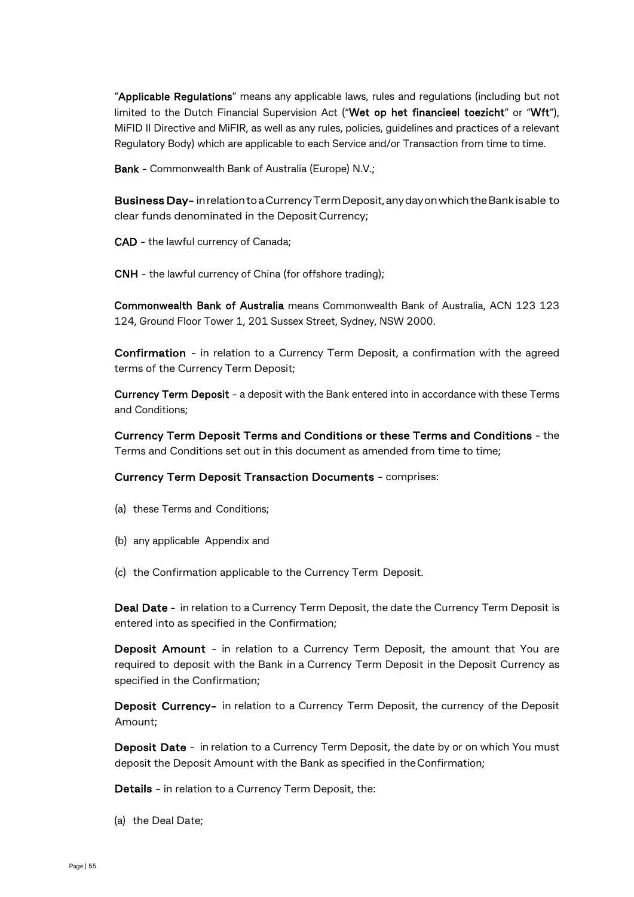"**Applicable Regulations**" means any applicable laws, rules and regulations (including but not limited to the Dutch Financial Supervision Act ("**Wet op het financieel toezicht**" or "**Wft**"), MiFID II Directive and MiFIR, as well as any rules, policies, guidelines and practices of a relevant Regulatory Body) which are applicable to each Service and/or Transaction from time to time.

**Bank** - Commonwealth Bank of Australia (Europe) N.V.;

**Business Day-** in relation to a Currency Term Deposit, any day on which the Bank is able to clear funds denominated in the Deposit Currency;

**CAD** - the lawful currency of Canada;

**CNH** - the lawful currency of China (for offshore trading);

**Commonwealth Bank of Australia** means Commonwealth Bank of Australia, ACN 123 123 124, Ground Floor Tower 1, 201 Sussex Street, Sydney, NSW 2000.

**Confirmation** - in relation to a Currency Term Deposit, a confirmation with the agreed terms of the Currency Term Deposit;

**Currency Term Deposit** - a deposit with the Bank entered into in accordance with these Terms and Conditions;

**Currency Term Deposit Terms and Conditions or these Terms and Conditions** - the Terms and Conditions set out in this document as amended from time to time;

**Currency Term Deposit Transaction Documents** - comprises:

(a) these Terms and Conditions;

(b) any applicable Appendix and

(c) the Confirmation applicable to the Currency Term Deposit.

**Deal Date** - in relation to a Currency Term Deposit, the date the Currency Term Deposit is entered into as specified in the Confirmation;

**Deposit Amount** - in relation to a Currency Term Deposit, the amount that You are required to deposit with the Bank in a Currency Term Deposit in the Deposit Currency as specified in the Confirmation;

**Deposit Currency-** in relation to a Currency Term Deposit, the currency of the Deposit Amount;

**Deposit Date** - in relation to a Currency Term Deposit, the date by or on which You must deposit the Deposit Amount with the Bank as specified in the Confirmation;

**Details** - in relation to a Currency Term Deposit, the:

(a) the Deal Date;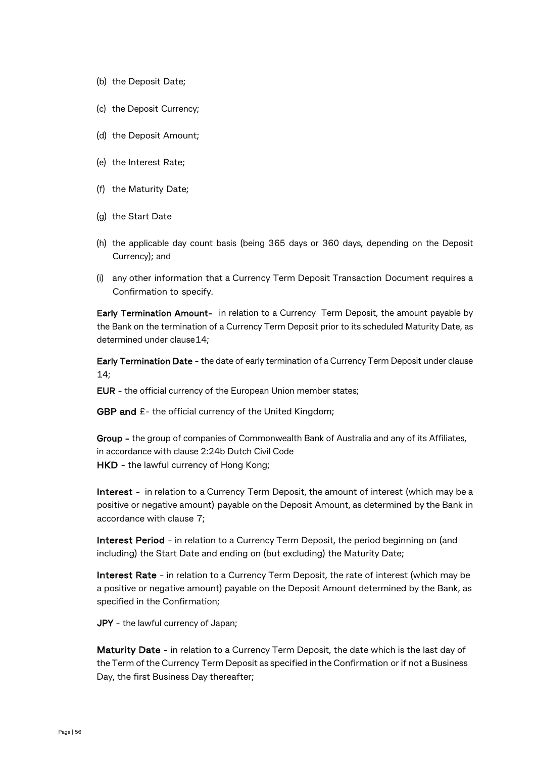(b) the Deposit Date;

(c) the Deposit Currency;

(d) the Deposit Amount;

(e) the Interest Rate;

(f) the Maturity Date;

(g) the Start Date

(h) the applicable day count basis (being 365 days or 360 days, depending on the Deposit Currency); and

(i) any other information that a Currency Term Deposit Transaction Document requires a Confirmation to specify.

**Early Termination Amount-** in relation to a Currency Term Deposit, the amount payable by the Bank on the termination of a Currency Term Deposit prior to its scheduled Maturity Date, as determined under clause 14;

**Early Termination Date** - the date of early termination of a Currency Term Deposit under clause 14;

**EUR** - the official currency of the European Union member states;

**GBP and** £- the official currency of the United Kingdom;

**Group -** the group of companies of Commonwealth Bank of Australia and any of its Affiliates, in accordance with clause 2:24b Dutch Civil Code

**HKD** - the lawful currency of Hong Kong;

**Interest** - in relation to a Currency Term Deposit, the amount of interest (which may be a positive or negative amount) payable on the Deposit Amount, as determined by the Bank in accordance with clause 7;

**Interest Period** - in relation to a Currency Term Deposit, the period beginning on (and including) the Start Date and ending on (but excluding) the Maturity Date;

**Interest Rate** - in relation to a Currency Term Deposit, the rate of interest (which may be a positive or negative amount) payable on the Deposit Amount determined by the Bank, as specified in the Confirmation;

**JPY** - the lawful currency of Japan;

**Maturity Date** - in relation to a Currency Term Deposit, the date which is the last day of the Term of the Currency Term Deposit as specified in the Confirmation or if not a Business Day, the first Business Day thereafter;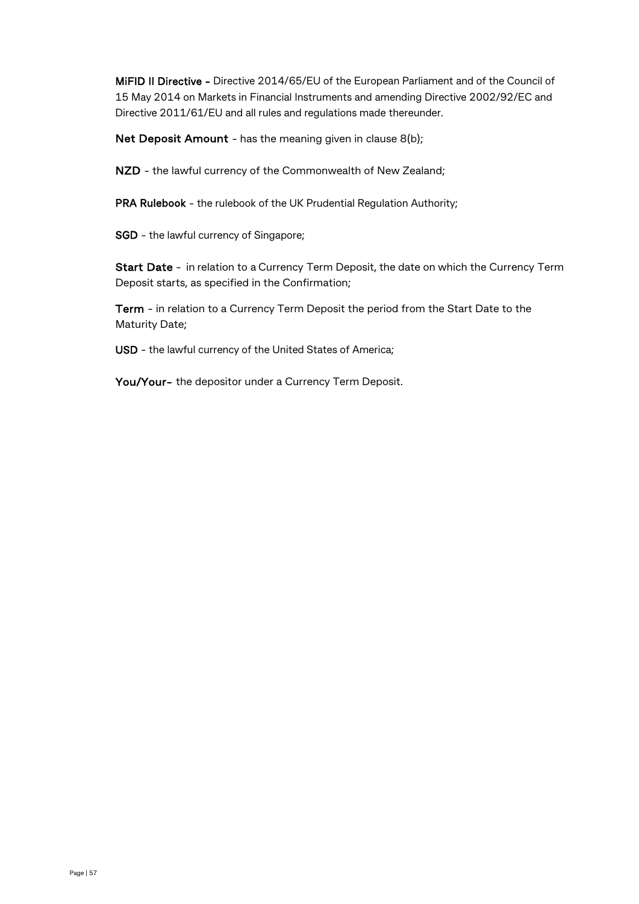**MiFID II Directive -** Directive 2014/65/EU of the European Parliament and of the Council of 15 May 2014 on Markets in Financial Instruments and amending Directive 2002/92/EC and Directive 2011/61/EU and all rules and regulations made thereunder.

**Net Deposit Amount** - has the meaning given in clause 8(b);

**NZD** - the lawful currency of the Commonwealth of New Zealand;

**PRA Rulebook** - the rulebook of the UK Prudential Regulation Authority;

**SGD** - the lawful currency of Singapore;

**Start Date** - in relation to a Currency Term Deposit, the date on which the Currency Term Deposit starts, as specified in the Confirmation;

**Term** - in relation to a Currency Term Deposit the period from the Start Date to the Maturity Date;

**USD** - the lawful currency of the United States of America;

**You/Your-** the depositor under a Currency Term Deposit.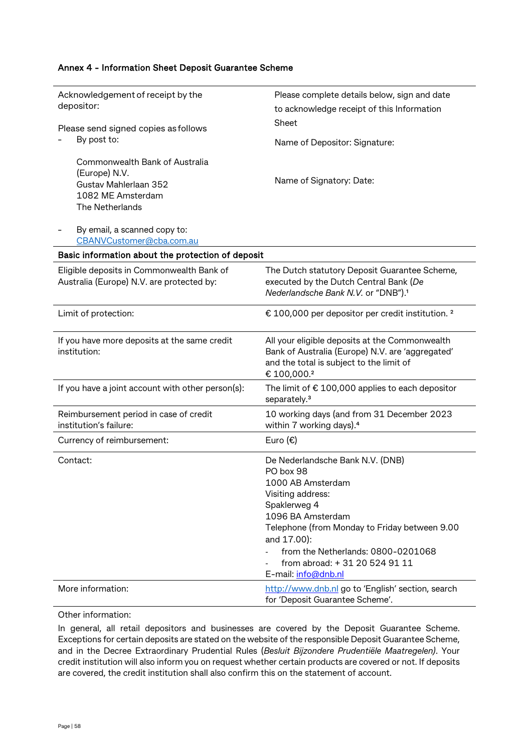### Annex 4 - Information Sheet Deposit Guarantee Scheme

| Acknowledgement of receipt by the depositor:<br><br>Please send signed copies as follows<br>- By post to:<br><br>Commonwealth Bank of Australia (Europe) N.V.<br>Gustav Mahlerlaan 352<br>1082 ME Amsterdam<br>The Netherlands<br><br>- By email, a scanned copy to: CBANVCustomer@cba.com.au | Please complete details below, sign and date to acknowledge receipt of this Information Sheet<br><br>Name of Depositor: Signature:<br><br>Name of Signatory: Date: |
|---|---|
| **Basic information about the protection of deposit** | |
| Eligible deposits in Commonwealth Bank of Australia (Europe) N.V. are protected by: | The Dutch statutory Deposit Guarantee Scheme, executed by the Dutch Central Bank (*De Nederlandsche Bank N.V.* or "DNB").[1] |
| Limit of protection: | € 100,000 per depositor per credit institution. [2] |
| If you have more deposits at the same credit institution: | All your eligible deposits at the Commonwealth Bank of Australia (Europe) N.V. are 'aggregated' and the total is subject to the limit of € 100,000.[2] |
| If you have a joint account with other person(s): | The limit of € 100,000 applies to each depositor separately.[3] |
| Reimbursement period in case of credit institution's failure: | 10 working days (and from 31 December 2023 within 7 working days).[4] |
| Currency of reimbursement: | Euro (€) |
| Contact: | De Nederlandsche Bank N.V. (DNB)<br>PO box 98<br>1000 AB Amsterdam<br>Visiting address:<br>Spaklerweg 4<br>1096 BA Amsterdam<br>Telephone (from Monday to Friday between 9.00 and 17.00):<br>- from the Netherlands: 0800-0201068<br>- from abroad: + 31 20 524 91 11<br>E-mail: info@dnb.nl |
| More information: | http://www.dnb.nl go to 'English' section, search for 'Deposit Guarantee Scheme'. |

Other information:

In general, all retail depositors and businesses are covered by the Deposit Guarantee Scheme. Exceptions for certain deposits are stated on the website of the responsible Deposit Guarantee Scheme, and in the Decree Extraordinary Prudential Rules (*Besluit Bijzondere Prudentiële Maatregelen)*. Your credit institution will also inform you on request whether certain products are covered or not. If deposits are covered, the credit institution shall also confirm this on the statement of account.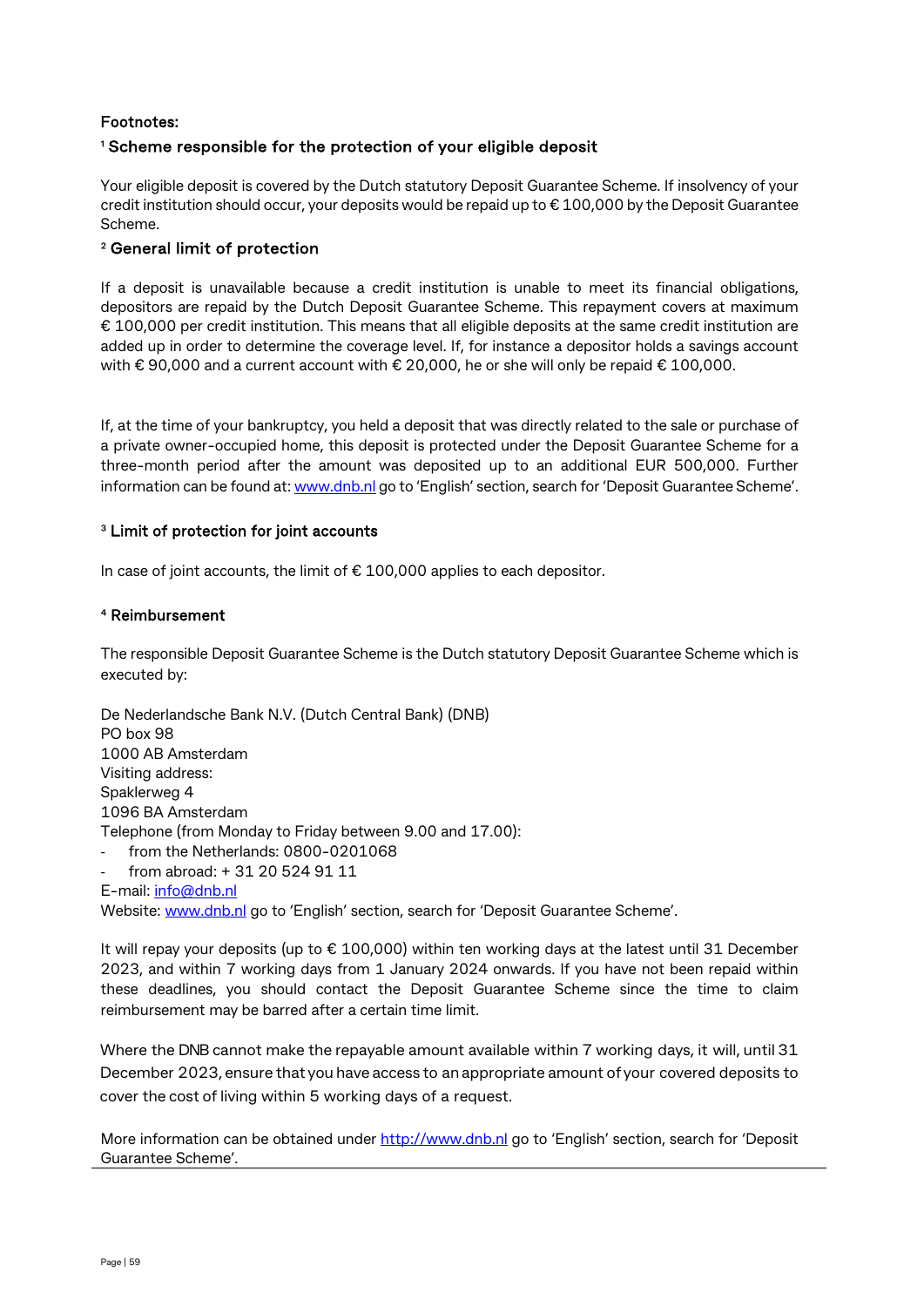Footnotes:

### [1] Scheme responsible for the protection of your eligible deposit

Your eligible deposit is covered by the Dutch statutory Deposit Guarantee Scheme. If insolvency of your credit institution should occur, your deposits would be repaid up to € 100,000 by the Deposit Guarantee Scheme.

### [2] General limit of protection

If a deposit is unavailable because a credit institution is unable to meet its financial obligations, depositors are repaid by the Dutch Deposit Guarantee Scheme. This repayment covers at maximum € 100,000 per credit institution. This means that all eligible deposits at the same credit institution are added up in order to determine the coverage level. If, for instance a depositor holds a savings account with € 90,000 and a current account with € 20,000, he or she will only be repaid € 100,000.

If, at the time of your bankruptcy, you held a deposit that was directly related to the sale or purchase of a private owner-occupied home, this deposit is protected under the Deposit Guarantee Scheme for a three-month period after the amount was deposited up to an additional EUR 500,000. Further information can be found at: www.dnb.nl go to 'English' section, search for 'Deposit Guarantee Scheme'.

### [3] Limit of protection for joint accounts

In case of joint accounts, the limit of € 100,000 applies to each depositor.

### [4] Reimbursement

The responsible Deposit Guarantee Scheme is the Dutch statutory Deposit Guarantee Scheme which is executed by:

De Nederlandsche Bank N.V. (Dutch Central Bank) (DNB)
PO box 98
1000 AB Amsterdam
Visiting address:
Spaklerweg 4
1096 BA Amsterdam
Telephone (from Monday to Friday between 9.00 and 17.00):
- from the Netherlands: 0800-0201068
- from abroad: + 31 20 524 91 11

E-mail: info@dnb.nl
Website: www.dnb.nl go to 'English' section, search for 'Deposit Guarantee Scheme'.

It will repay your deposits (up to € 100,000) within ten working days at the latest until 31 December 2023, and within 7 working days from 1 January 2024 onwards. If you have not been repaid within these deadlines, you should contact the Deposit Guarantee Scheme since the time to claim reimbursement may be barred after a certain time limit.

Where the DNB cannot make the repayable amount available within 7 working days, it will, until 31 December 2023, ensure that you have access to an appropriate amount of your covered deposits to cover the cost of living within 5 working days of a request.

More information can be obtained under http://www.dnb.nl go to 'English' section, search for 'Deposit Guarantee Scheme'.